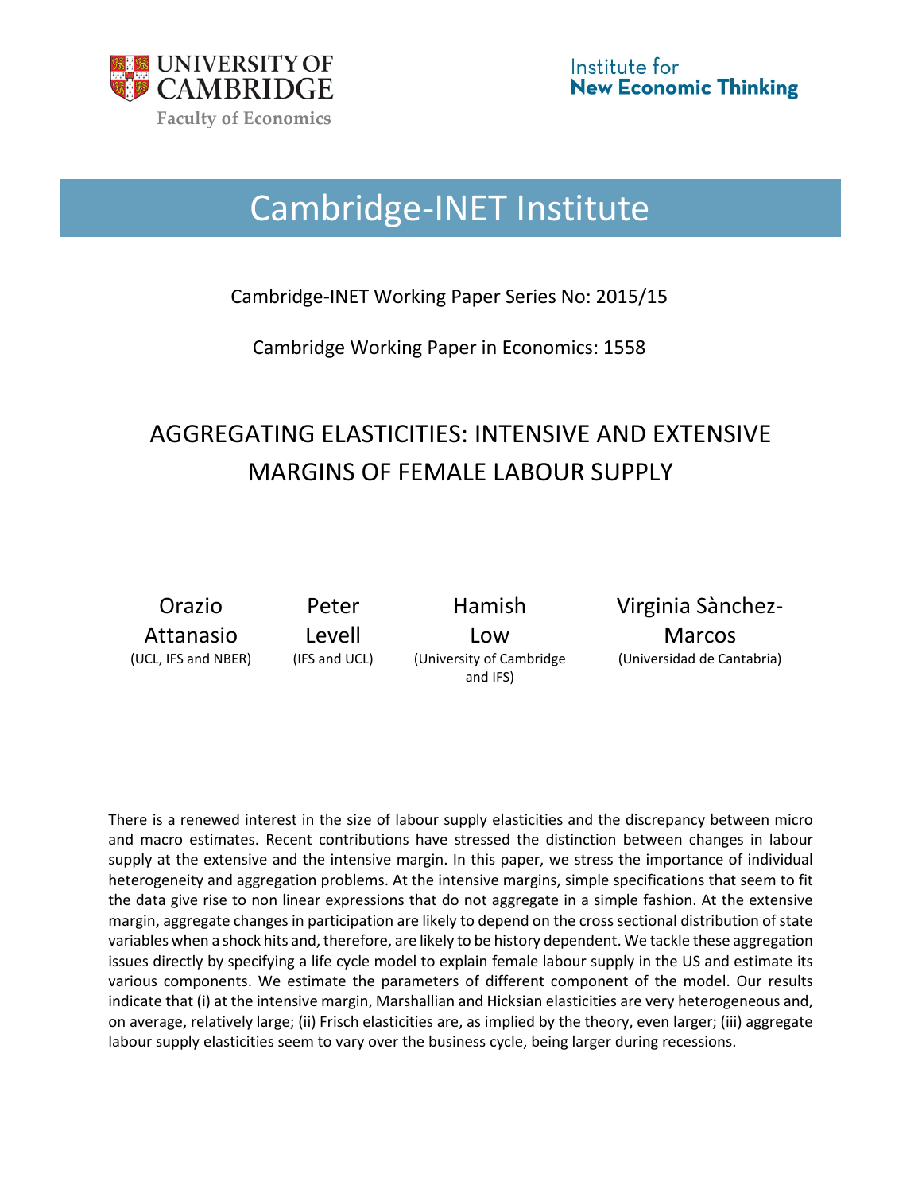UNIVERSITY OF CAMBRIDGE

Faculty of Economics

Institute for New Economic Thinking

# Cambridge-INET Institute

Cambridge-INET Working Paper Series No: 2015/15

Cambridge Working Paper in Economics: 1558

# AGGREGATING ELASTICITIES: INTENSIVE AND EXTENSIVE MARGINS OF FEMALE LABOUR SUPPLY

| Orazio Attanasio | Peter Levell | Hamish Low | Virginia Sànchez-Marcos |
|---|---|---|---|
| (UCL, IFS and NBER) | (IFS and UCL) | (University of Cambridge and IFS) | (Universidad de Cantabria) |

There is a renewed interest in the size of labour supply elasticities and the discrepancy between micro and macro estimates. Recent contributions have stressed the distinction between changes in labour supply at the extensive and the intensive margin. In this paper, we stress the importance of individual heterogeneity and aggregation problems. At the intensive margins, simple specifications that seem to fit the data give rise to non linear expressions that do not aggregate in a simple fashion. At the extensive margin, aggregate changes in participation are likely to depend on the cross sectional distribution of state variables when a shock hits and, therefore, are likely to be history dependent. We tackle these aggregation issues directly by specifying a life cycle model to explain female labour supply in the US and estimate its various components. We estimate the parameters of different component of the model. Our results indicate that (i) at the intensive margin, Marshallian and Hicksian elasticities are very heterogeneous and, on average, relatively large; (ii) Frisch elasticities are, as implied by the theory, even larger; (iii) aggregate labour supply elasticities seem to vary over the business cycle, being larger during recessions.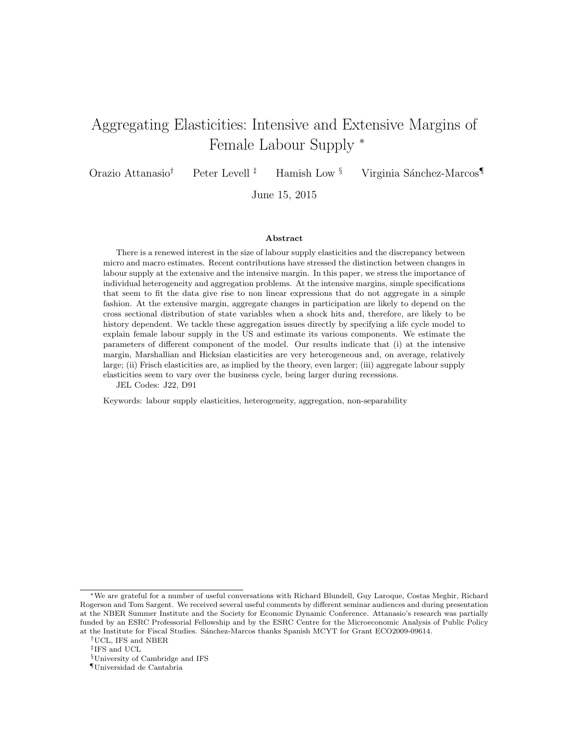# Aggregating Elasticities: Intensive and Extensive Margins of Female Labour Supply *

Orazio Attanasio[†] Peter Levell [‡] Hamish Low [§] Virginia Sánchez-Marcos[¶]

June 15, 2015

### Abstract

There is a renewed interest in the size of labour supply elasticities and the discrepancy between micro and macro estimates. Recent contributions have stressed the distinction between changes in labour supply at the extensive and the intensive margin. In this paper, we stress the importance of individual heterogeneity and aggregation problems. At the intensive margins, simple specifications that seem to fit the data give rise to non linear expressions that do not aggregate in a simple fashion. At the extensive margin, aggregate changes in participation are likely to depend on the cross sectional distribution of state variables when a shock hits and, therefore, are likely to be history dependent. We tackle these aggregation issues directly by specifying a life cycle model to explain female labour supply in the US and estimate its various components. We estimate the parameters of different component of the model. Our results indicate that (i) at the intensive margin, Marshallian and Hicksian elasticities are very heterogeneous and, on average, relatively large; (ii) Frisch elasticities are, as implied by the theory, even larger; (iii) aggregate labour supply elasticities seem to vary over the business cycle, being larger during recessions.

JEL Codes: J22, D91

Keywords: labour supply elasticities, heterogeneity, aggregation, non-separability

---

*We are grateful for a number of useful conversations with Richard Blundell, Guy Laroque, Costas Meghir, Richard Rogerson and Tom Sargent. We received several useful comments by different seminar audiences and during presentation at the NBER Summer Institute and the Society for Economic Dynamic Conference. Attanasio's research was partially funded by an ESRC Professorial Fellowship and by the ESRC Centre for the Microeconomic Analysis of Public Policy at the Institute for Fiscal Studies. Sánchez-Marcos thanks Spanish MCYT for Grant ECO2009-09614.

[†] UCL, IFS and NBER

[‡] IFS and UCL

[§] University of Cambridge and IFS

[¶] Universidad de Cantabria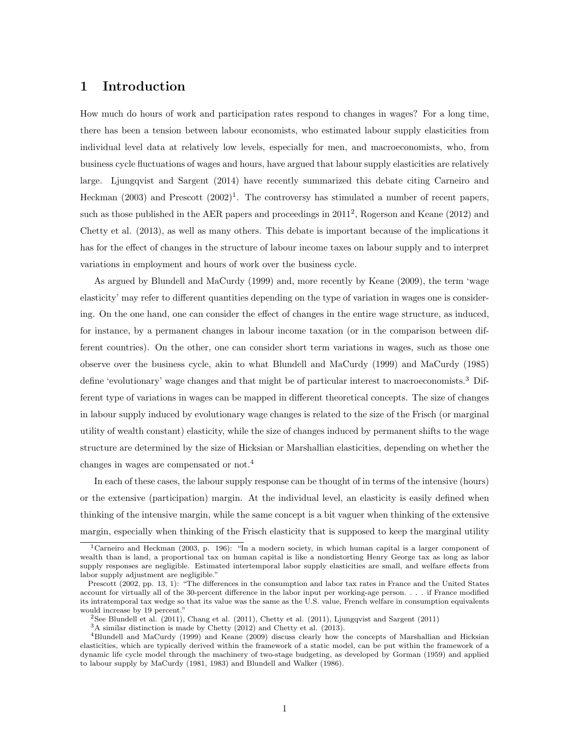# 1 Introduction

How much do hours of work and participation rates respond to changes in wages? For a long time, there has been a tension between labour economists, who estimated labour supply elasticities from individual level data at relatively low levels, especially for men, and macroeconomists, who, from business cycle fluctuations of wages and hours, have argued that labour supply elasticities are relatively large. Ljungqvist and Sargent (2014) have recently summarized this debate citing Carneiro and Heckman (2003) and Prescott (2002)[1]. The controversy has stimulated a number of recent papers, such as those published in the AER papers and proceedings in 2011[2], Rogerson and Keane (2012) and Chetty et al. (2013), as well as many others. This debate is important because of the implications it has for the effect of changes in the structure of labour income taxes on labour supply and to interpret variations in employment and hours of work over the business cycle.

As argued by Blundell and MaCurdy (1999) and, more recently by Keane (2009), the term 'wage elasticity' may refer to different quantities depending on the type of variation in wages one is considering. On the one hand, one can consider the effect of changes in the entire wage structure, as induced, for instance, by a permanent changes in labour income taxation (or in the comparison between different countries). On the other, one can consider short term variations in wages, such as those one observe over the business cycle, akin to what Blundell and MaCurdy (1999) and MaCurdy (1985) define 'evolutionary' wage changes and that might be of particular interest to macroeconomists.[3] Different type of variations in wages can be mapped in different theoretical concepts. The size of changes in labour supply induced by evolutionary wage changes is related to the size of the Frisch (or marginal utility of wealth constant) elasticity, while the size of changes induced by permanent shifts to the wage structure are determined by the size of Hicksian or Marshallian elasticities, depending on whether the changes in wages are compensated or not.[4]

In each of these cases, the labour supply response can be thought of in terms of the intensive (hours) or the extensive (participation) margin. At the individual level, an elasticity is easily defined when thinking of the intensive margin, while the same concept is a bit vaguer when thinking of the extensive margin, especially when thinking of the Frisch elasticity that is supposed to keep the marginal utility

---

[1] Carneiro and Heckman (2003, p. 196): "In a modern society, in which human capital is a larger component of wealth than is land, a proportional tax on human capital is like a nondistorting Henry George tax as long as labor supply responses are negligible. Estimated intertemporal labor supply elasticities are small, and welfare effects from labor supply adjustment are negligible."

Prescott (2002, pp. 13, 1): "The differences in the consumption and labor tax rates in France and the United States account for virtually all of the 30-percent difference in the labor input per working-age person. . . . if France modified its intratemporal tax wedge so that its value was the same as the U.S. value, French welfare in consumption equivalents would increase by 19 percent."

[2] See Blundell et al. (2011), Chang et al. (2011), Chetty et al. (2011), Ljungqvist and Sargent (2011)

[3] A similar distinction is made by Chetty (2012) and Chetty et al. (2013).

[4] Blundell and MaCurdy (1999) and Keane (2009) discuss clearly how the concepts of Marshallian and Hicksian elasticities, which are typically derived within the framework of a static model, can be put within the framework of a dynamic life cycle model through the machinery of two-stage budgeting, as developed by Gorman (1959) and applied to labour supply by MaCurdy (1981, 1983) and Blundell and Walker (1986).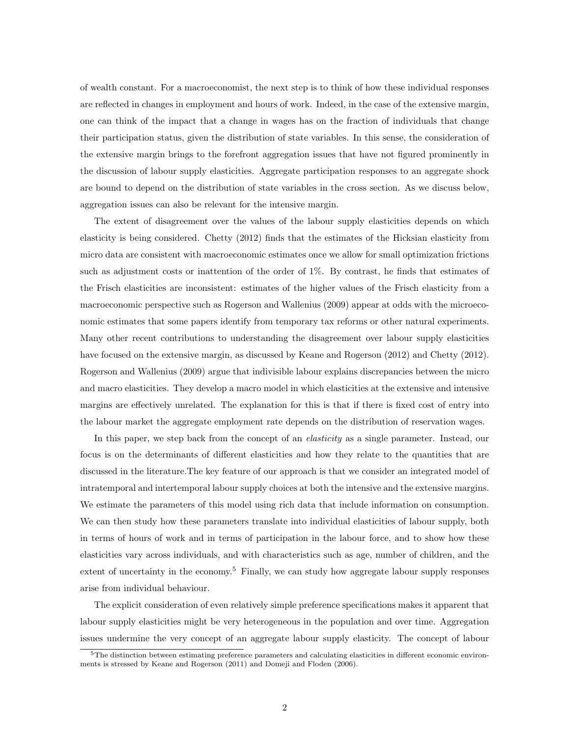of wealth constant. For a macroeconomist, the next step is to think of how these individual responses are reflected in changes in employment and hours of work. Indeed, in the case of the extensive margin, one can think of the impact that a change in wages has on the fraction of individuals that change their participation status, given the distribution of state variables. In this sense, the consideration of the extensive margin brings to the forefront aggregation issues that have not figured prominently in the discussion of labour supply elasticities. Aggregate participation responses to an aggregate shock are bound to depend on the distribution of state variables in the cross section. As we discuss below, aggregation issues can also be relevant for the intensive margin.

The extent of disagreement over the values of the labour supply elasticities depends on which elasticity is being considered. Chetty (2012) finds that the estimates of the Hicksian elasticity from micro data are consistent with macroeconomic estimates once we allow for small optimization frictions such as adjustment costs or inattention of the order of 1%. By contrast, he finds that estimates of the Frisch elasticities are inconsistent: estimates of the higher values of the Frisch elasticity from a macroeconomic perspective such as Rogerson and Wallenius (2009) appear at odds with the microeconomic estimates that some papers identify from temporary tax reforms or other natural experiments. Many other recent contributions to understanding the disagreement over labour supply elasticities have focused on the extensive margin, as discussed by Keane and Rogerson (2012) and Chetty (2012). Rogerson and Wallenius (2009) argue that indivisible labour explains discrepancies between the micro and macro elasticities. They develop a macro model in which elasticities at the extensive and intensive margins are effectively unrelated. The explanation for this is that if there is fixed cost of entry into the labour market the aggregate employment rate depends on the distribution of reservation wages.

In this paper, we step back from the concept of an *elasticity* as a single parameter. Instead, our focus is on the determinants of different elasticities and how they relate to the quantities that are discussed in the literature.The key feature of our approach is that we consider an integrated model of intratemporal and intertemporal labour supply choices at both the intensive and the extensive margins. We estimate the parameters of this model using rich data that include information on consumption. We can then study how these parameters translate into individual elasticities of labour supply, both in terms of hours of work and in terms of participation in the labour force, and to show how these elasticities vary across individuals, and with characteristics such as age, number of children, and the extent of uncertainty in the economy.[5] Finally, we can study how aggregate labour supply responses arise from individual behaviour.

The explicit consideration of even relatively simple preference specifications makes it apparent that labour supply elasticities might be very heterogeneous in the population and over time. Aggregation issues undermine the very concept of an aggregate labour supply elasticity. The concept of labour

[5]The distinction between estimating preference parameters and calculating elasticities in different economic environments is stressed by Keane and Rogerson (2011) and Domeji and Floden (2006).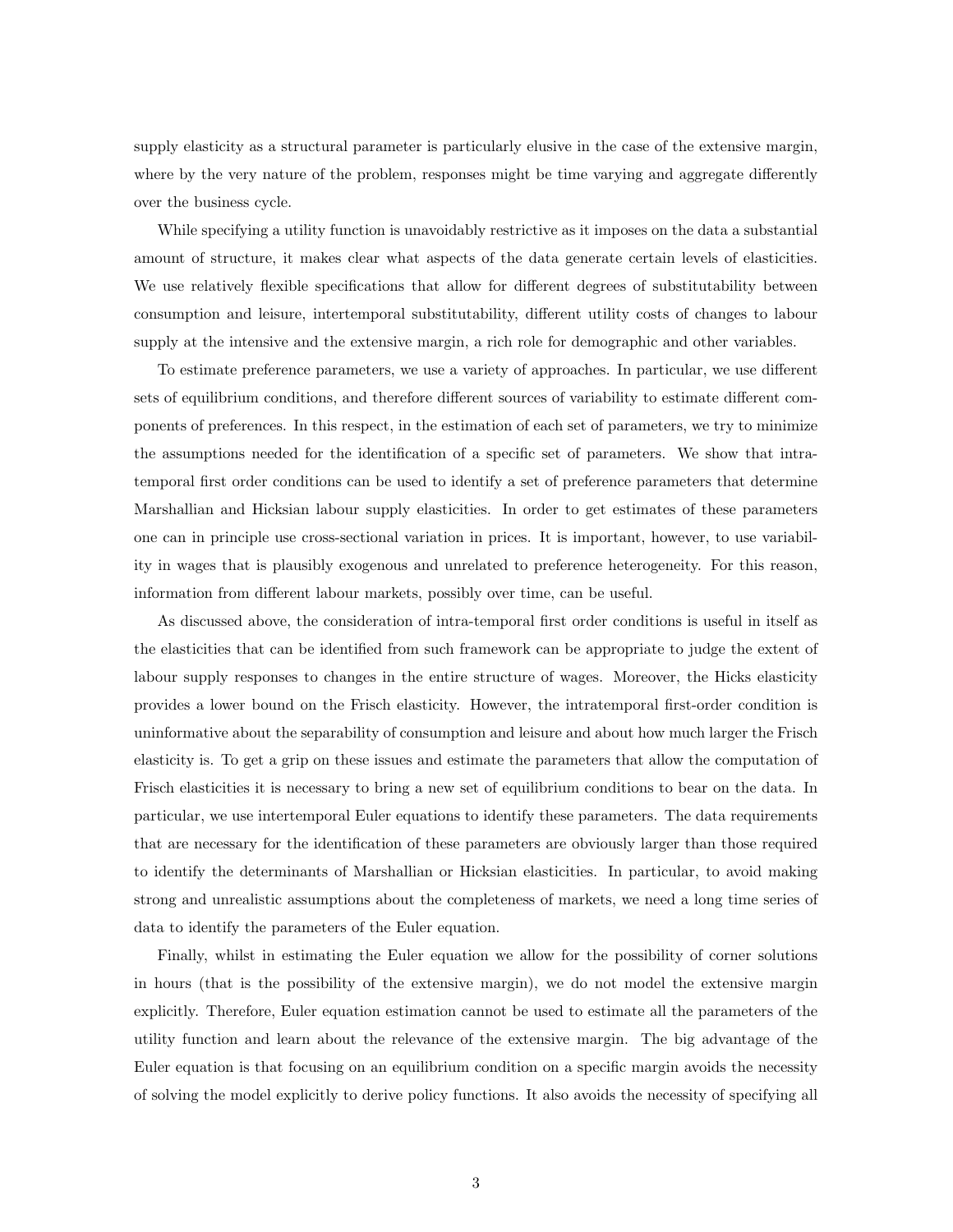supply elasticity as a structural parameter is particularly elusive in the case of the extensive margin, where by the very nature of the problem, responses might be time varying and aggregate differently over the business cycle.

While specifying a utility function is unavoidably restrictive as it imposes on the data a substantial amount of structure, it makes clear what aspects of the data generate certain levels of elasticities. We use relatively flexible specifications that allow for different degrees of substitutability between consumption and leisure, intertemporal substitutability, different utility costs of changes to labour supply at the intensive and the extensive margin, a rich role for demographic and other variables.

To estimate preference parameters, we use a variety of approaches. In particular, we use different sets of equilibrium conditions, and therefore different sources of variability to estimate different components of preferences. In this respect, in the estimation of each set of parameters, we try to minimize the assumptions needed for the identification of a specific set of parameters. We show that intra-temporal first order conditions can be used to identify a set of preference parameters that determine Marshallian and Hicksian labour supply elasticities. In order to get estimates of these parameters one can in principle use cross-sectional variation in prices. It is important, however, to use variability in wages that is plausibly exogenous and unrelated to preference heterogeneity. For this reason, information from different labour markets, possibly over time, can be useful.

As discussed above, the consideration of intra-temporal first order conditions is useful in itself as the elasticities that can be identified from such framework can be appropriate to judge the extent of labour supply responses to changes in the entire structure of wages. Moreover, the Hicks elasticity provides a lower bound on the Frisch elasticity. However, the intratemporal first-order condition is uninformative about the separability of consumption and leisure and about how much larger the Frisch elasticity is. To get a grip on these issues and estimate the parameters that allow the computation of Frisch elasticities it is necessary to bring a new set of equilibrium conditions to bear on the data. In particular, we use intertemporal Euler equations to identify these parameters. The data requirements that are necessary for the identification of these parameters are obviously larger than those required to identify the determinants of Marshallian or Hicksian elasticities. In particular, to avoid making strong and unrealistic assumptions about the completeness of markets, we need a long time series of data to identify the parameters of the Euler equation.

Finally, whilst in estimating the Euler equation we allow for the possibility of corner solutions in hours (that is the possibility of the extensive margin), we do not model the extensive margin explicitly. Therefore, Euler equation estimation cannot be used to estimate all the parameters of the utility function and learn about the relevance of the extensive margin. The big advantage of the Euler equation is that focusing on an equilibrium condition on a specific margin avoids the necessity of solving the model explicitly to derive policy functions. It also avoids the necessity of specifying all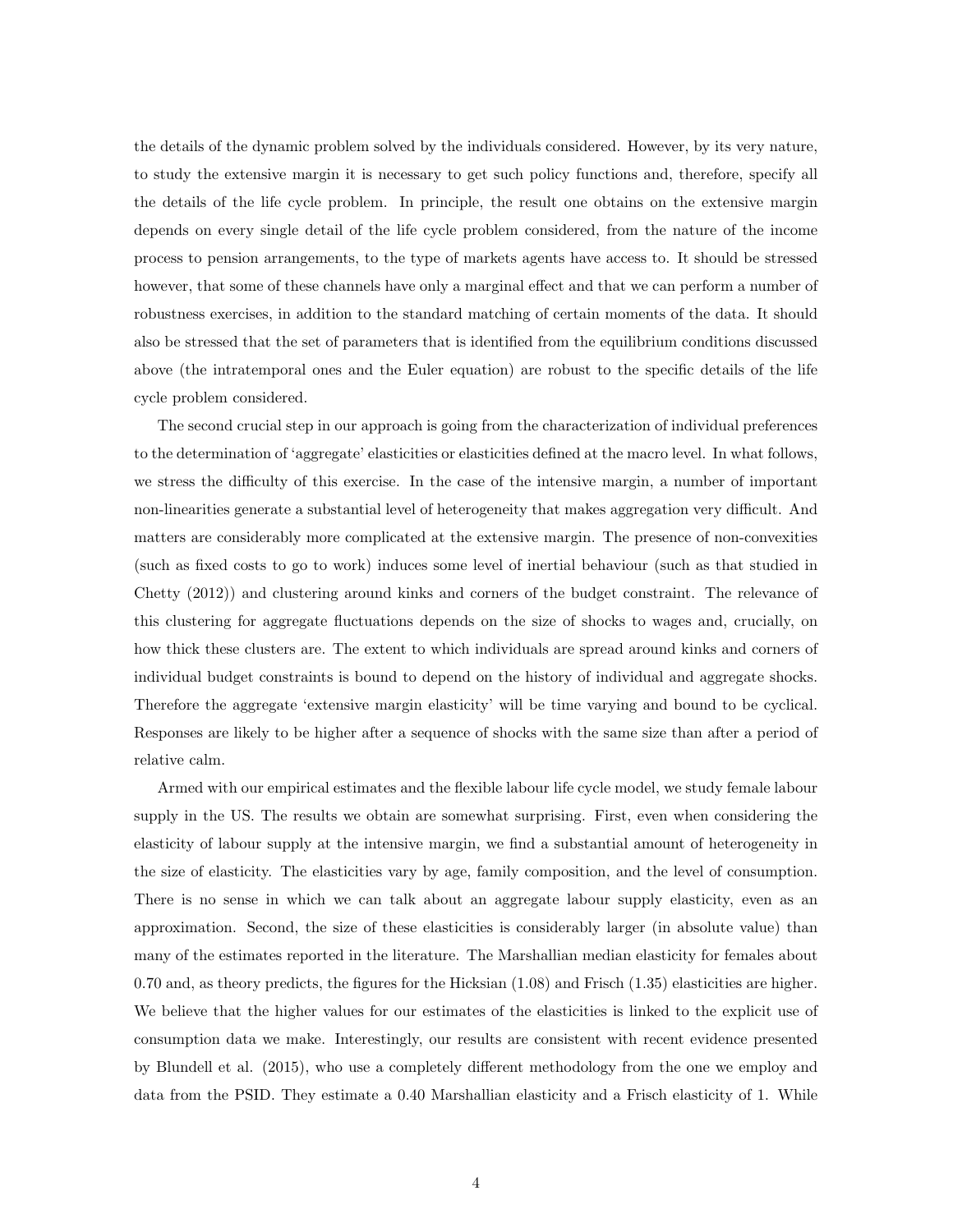the details of the dynamic problem solved by the individuals considered. However, by its very nature, to study the extensive margin it is necessary to get such policy functions and, therefore, specify all the details of the life cycle problem. In principle, the result one obtains on the extensive margin depends on every single detail of the life cycle problem considered, from the nature of the income process to pension arrangements, to the type of markets agents have access to. It should be stressed however, that some of these channels have only a marginal effect and that we can perform a number of robustness exercises, in addition to the standard matching of certain moments of the data. It should also be stressed that the set of parameters that is identified from the equilibrium conditions discussed above (the intratemporal ones and the Euler equation) are robust to the specific details of the life cycle problem considered.

The second crucial step in our approach is going from the characterization of individual preferences to the determination of 'aggregate' elasticities or elasticities defined at the macro level. In what follows, we stress the difficulty of this exercise. In the case of the intensive margin, a number of important non-linearities generate a substantial level of heterogeneity that makes aggregation very difficult. And matters are considerably more complicated at the extensive margin. The presence of non-convexities (such as fixed costs to go to work) induces some level of inertial behaviour (such as that studied in Chetty (2012)) and clustering around kinks and corners of the budget constraint. The relevance of this clustering for aggregate fluctuations depends on the size of shocks to wages and, crucially, on how thick these clusters are. The extent to which individuals are spread around kinks and corners of individual budget constraints is bound to depend on the history of individual and aggregate shocks. Therefore the aggregate 'extensive margin elasticity' will be time varying and bound to be cyclical. Responses are likely to be higher after a sequence of shocks with the same size than after a period of relative calm.

Armed with our empirical estimates and the flexible labour life cycle model, we study female labour supply in the US. The results we obtain are somewhat surprising. First, even when considering the elasticity of labour supply at the intensive margin, we find a substantial amount of heterogeneity in the size of elasticity. The elasticities vary by age, family composition, and the level of consumption. There is no sense in which we can talk about an aggregate labour supply elasticity, even as an approximation. Second, the size of these elasticities is considerably larger (in absolute value) than many of the estimates reported in the literature. The Marshallian median elasticity for females about 0.70 and, as theory predicts, the figures for the Hicksian (1.08) and Frisch (1.35) elasticities are higher. We believe that the higher values for our estimates of the elasticities is linked to the explicit use of consumption data we make. Interestingly, our results are consistent with recent evidence presented by Blundell et al. (2015), who use a completely different methodology from the one we employ and data from the PSID. They estimate a 0.40 Marshallian elasticity and a Frisch elasticity of 1. While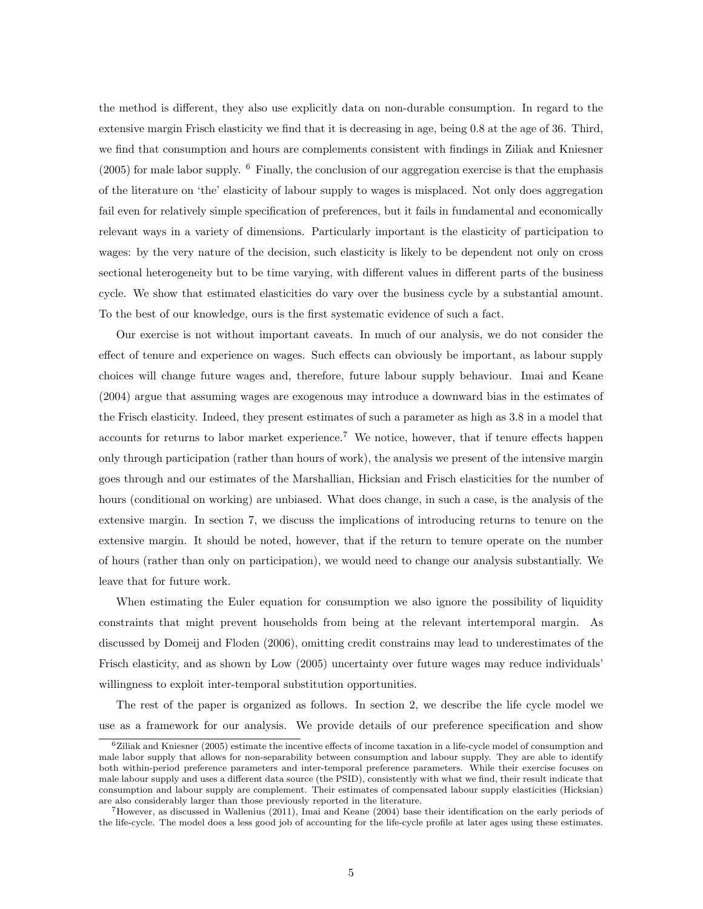the method is different, they also use explicitly data on non-durable consumption. In regard to the extensive margin Frisch elasticity we find that it is decreasing in age, being 0.8 at the age of 36. Third, we find that consumption and hours are complements consistent with findings in Ziliak and Kniesner (2005) for male labor supply. [6] Finally, the conclusion of our aggregation exercise is that the emphasis of the literature on 'the' elasticity of labour supply to wages is misplaced. Not only does aggregation fail even for relatively simple specification of preferences, but it fails in fundamental and economically relevant ways in a variety of dimensions. Particularly important is the elasticity of participation to wages: by the very nature of the decision, such elasticity is likely to be dependent not only on cross sectional heterogeneity but to be time varying, with different values in different parts of the business cycle. We show that estimated elasticities do vary over the business cycle by a substantial amount. To the best of our knowledge, ours is the first systematic evidence of such a fact.

Our exercise is not without important caveats. In much of our analysis, we do not consider the effect of tenure and experience on wages. Such effects can obviously be important, as labour supply choices will change future wages and, therefore, future labour supply behaviour. Imai and Keane (2004) argue that assuming wages are exogenous may introduce a downward bias in the estimates of the Frisch elasticity. Indeed, they present estimates of such a parameter as high as 3.8 in a model that accounts for returns to labor market experience.[7] We notice, however, that if tenure effects happen only through participation (rather than hours of work), the analysis we present of the intensive margin goes through and our estimates of the Marshallian, Hicksian and Frisch elasticities for the number of hours (conditional on working) are unbiased. What does change, in such a case, is the analysis of the extensive margin. In section 7, we discuss the implications of introducing returns to tenure on the extensive margin. It should be noted, however, that if the return to tenure operate on the number of hours (rather than only on participation), we would need to change our analysis substantially. We leave that for future work.

When estimating the Euler equation for consumption we also ignore the possibility of liquidity constraints that might prevent households from being at the relevant intertemporal margin. As discussed by Domeij and Floden (2006), omitting credit constrains may lead to underestimates of the Frisch elasticity, and as shown by Low (2005) uncertainty over future wages may reduce individuals' willingness to exploit inter-temporal substitution opportunities.

The rest of the paper is organized as follows. In section 2, we describe the life cycle model we use as a framework for our analysis. We provide details of our preference specification and show

[6] Ziliak and Kniesner (2005) estimate the incentive effects of income taxation in a life-cycle model of consumption and male labor supply that allows for non-separability between consumption and labour supply. They are able to identify both within-period preference parameters and inter-temporal preference parameters. While their exercise focuses on male labour supply and uses a different data source (the PSID), consistently with what we find, their result indicate that consumption and labour supply are complement. Their estimates of compensated labour supply elasticities (Hicksian) are also considerably larger than those previously reported in the literature.

[7] However, as discussed in Wallenius (2011), Imai and Keane (2004) base their identification on the early periods of the life-cycle. The model does a less good job of accounting for the life-cycle profile at later ages using these estimates.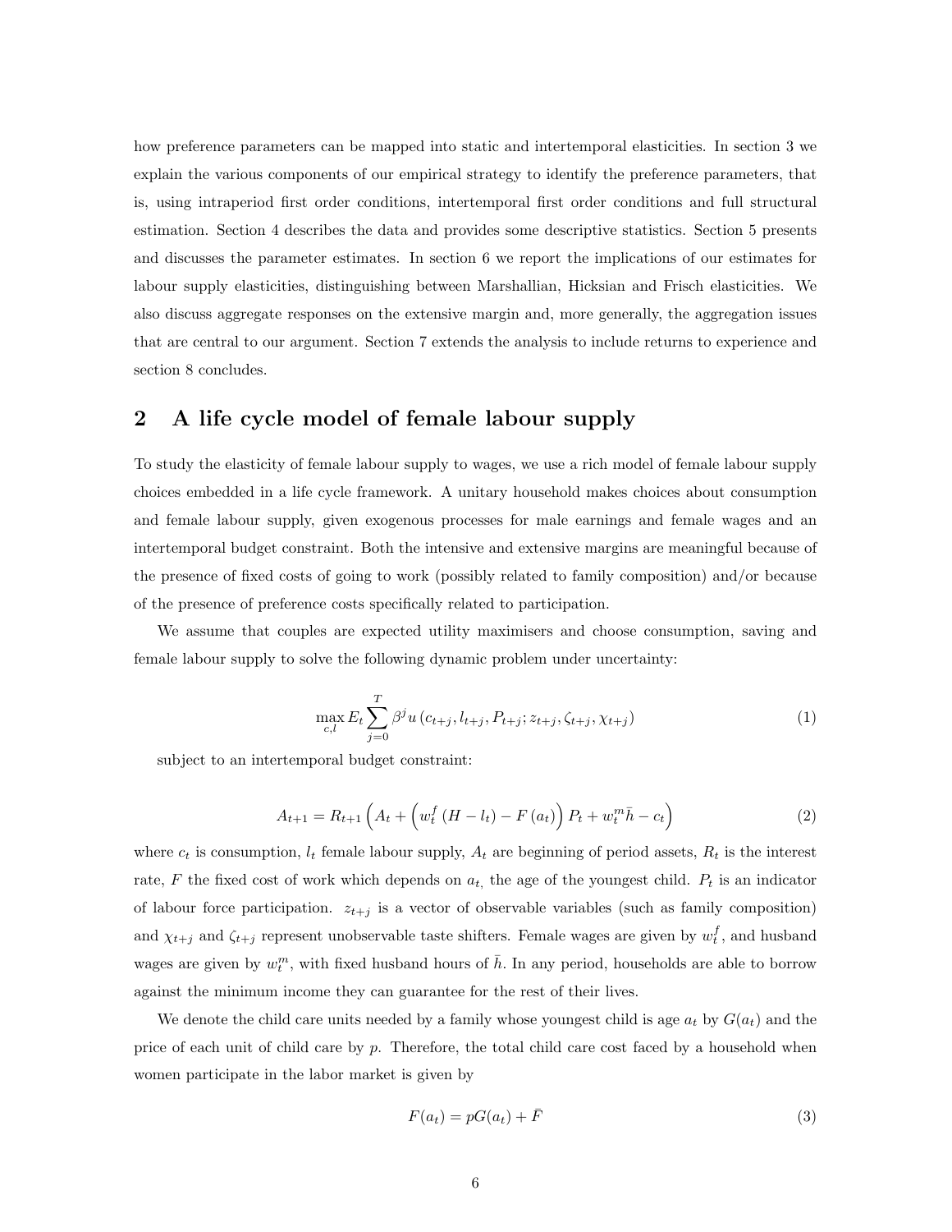how preference parameters can be mapped into static and intertemporal elasticities. In section 3 we explain the various components of our empirical strategy to identify the preference parameters, that is, using intraperiod first order conditions, intertemporal first order conditions and full structural estimation. Section 4 describes the data and provides some descriptive statistics. Section 5 presents and discusses the parameter estimates. In section 6 we report the implications of our estimates for labour supply elasticities, distinguishing between Marshallian, Hicksian and Frisch elasticities. We also discuss aggregate responses on the extensive margin and, more generally, the aggregation issues that are central to our argument. Section 7 extends the analysis to include returns to experience and section 8 concludes.

## 2 A life cycle model of female labour supply

To study the elasticity of female labour supply to wages, we use a rich model of female labour supply choices embedded in a life cycle framework. A unitary household makes choices about consumption and female labour supply, given exogenous processes for male earnings and female wages and an intertemporal budget constraint. Both the intensive and extensive margins are meaningful because of the presence of fixed costs of going to work (possibly related to family composition) and/or because of the presence of preference costs specifically related to participation.

We assume that couples are expected utility maximisers and choose consumption, saving and female labour supply to solve the following dynamic problem under uncertainty:

$$\max_{c,l} E_t \sum_{j=0}^{T} \beta^j u\left(c_{t+j}, l_{t+j}, P_{t+j}; z_{t+j}, \zeta_{t+j}, \chi_{t+j}\right) \tag{1}$$

subject to an intertemporal budget constraint:

$$A_{t+1} = R_{t+1}\left(A_t + \left(w_t^f \left(H - l_t\right) - F\left(a_t\right)\right) P_t + w_t^m \bar{h} - c_t\right) \tag{2}$$

where $c_t$ is consumption, $l_t$ female labour supply, $A_t$ are beginning of period assets, $R_t$ is the interest rate, $F$ the fixed cost of work which depends on $a_t$, the age of the youngest child. $P_t$ is an indicator of labour force participation. $z_{t+j}$ is a vector of observable variables (such as family composition) and $\chi_{t+j}$ and $\zeta_{t+j}$ represent unobservable taste shifters. Female wages are given by $w_t^f$, and husband wages are given by $w_t^m$, with fixed husband hours of $\bar{h}$. In any period, households are able to borrow against the minimum income they can guarantee for the rest of their lives.

We denote the child care units needed by a family whose youngest child is age $a_t$ by $G(a_t)$ and the price of each unit of child care by $p$. Therefore, the total child care cost faced by a household when women participate in the labor market is given by

$$F(a_t) = pG(a_t) + \bar{F} \tag{3}$$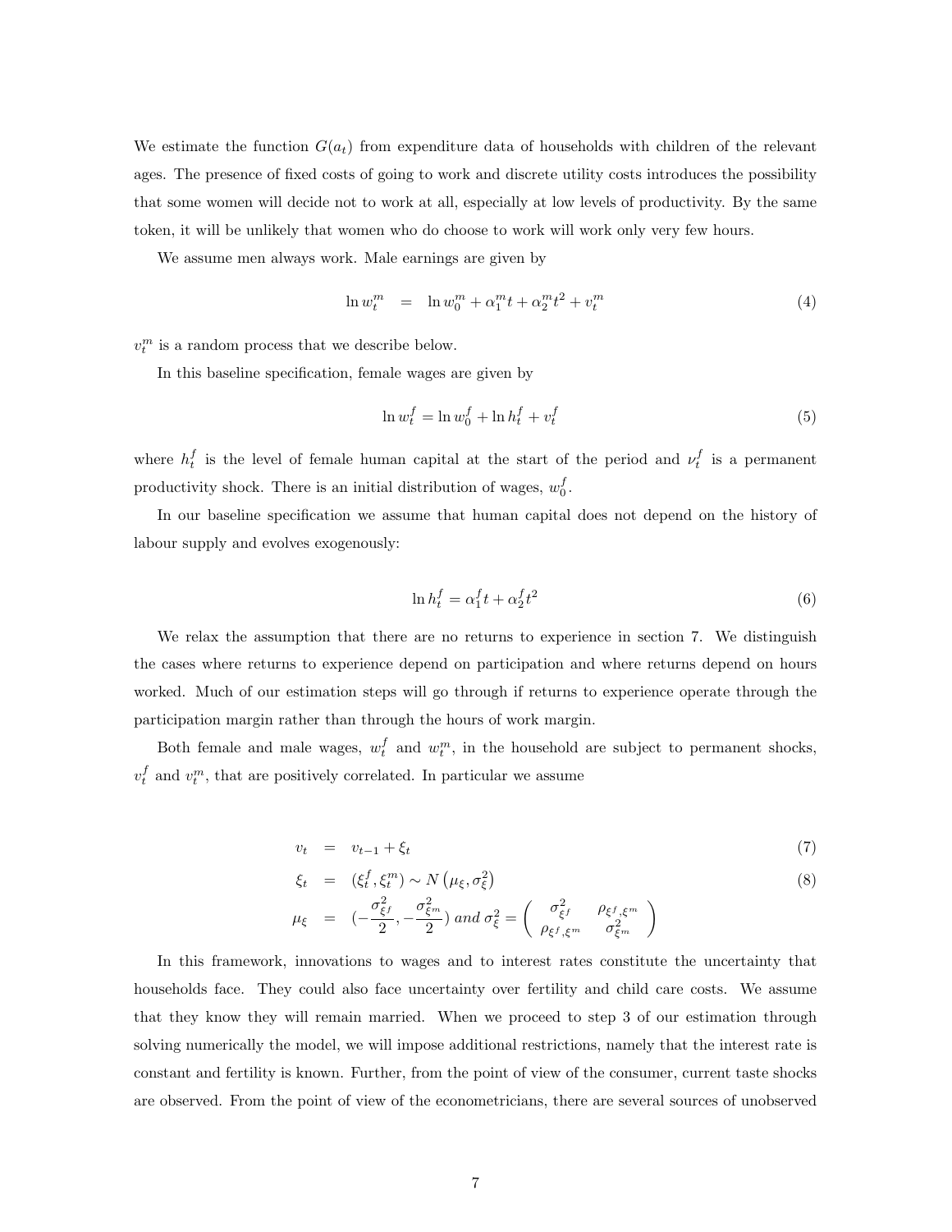We estimate the function $G(a_t)$ from expenditure data of households with children of the relevant ages. The presence of fixed costs of going to work and discrete utility costs introduces the possibility that some women will decide not to work at all, especially at low levels of productivity. By the same token, it will be unlikely that women who do choose to work will work only very few hours.

We assume men always work. Male earnings are given by

$$\ln w_t^m \quad = \quad \ln w_0^m + \alpha_1^m t + \alpha_2^m t^2 + v_t^m \tag{4}$$

$v_t^m$ is a random process that we describe below.

In this baseline specification, female wages are given by

$$\ln w_t^f = \ln w_0^f + \ln h_t^f + v_t^f \tag{5}$$

where $h_t^f$ is the level of female human capital at the start of the period and $\nu_t^f$ is a permanent productivity shock. There is an initial distribution of wages, $w_0^f$.

In our baseline specification we assume that human capital does not depend on the history of labour supply and evolves exogenously:

$$\ln h_t^f = \alpha_1^f t + \alpha_2^f t^2 \tag{6}$$

We relax the assumption that there are no returns to experience in section 7. We distinguish the cases where returns to experience depend on participation and where returns depend on hours worked. Much of our estimation steps will go through if returns to experience operate through the participation margin rather than through the hours of work margin.

Both female and male wages, $w_t^f$ and $w_t^m$, in the household are subject to permanent shocks, $v_t^f$ and $v_t^m$, that are positively correlated. In particular we assume

$$v_t \quad = \quad v_{t-1} + \xi_t \tag{7}$$

$$\xi_t \quad = \quad (\xi_t^f, \xi_t^m) \sim N\left(\mu_\xi, \sigma_\xi^2\right) \tag{8}$$

$$\mu_\xi \quad = \quad \left(-\frac{\sigma_{\xi^f}^2}{2}, -\frac{\sigma_{\xi^m}^2}{2}\right) \text{ and } \sigma_\xi^2 = \begin{pmatrix} \sigma_{\xi^f}^2 & \rho_{\xi^f,\xi^m} \\ \rho_{\xi^f,\xi^m} & \sigma_{\xi^m}^2 \end{pmatrix}$$

In this framework, innovations to wages and to interest rates constitute the uncertainty that households face. They could also face uncertainty over fertility and child care costs. We assume that they know they will remain married. When we proceed to step 3 of our estimation through solving numerically the model, we will impose additional restrictions, namely that the interest rate is constant and fertility is known. Further, from the point of view of the consumer, current taste shocks are observed. From the point of view of the econometricians, there are several sources of unobserved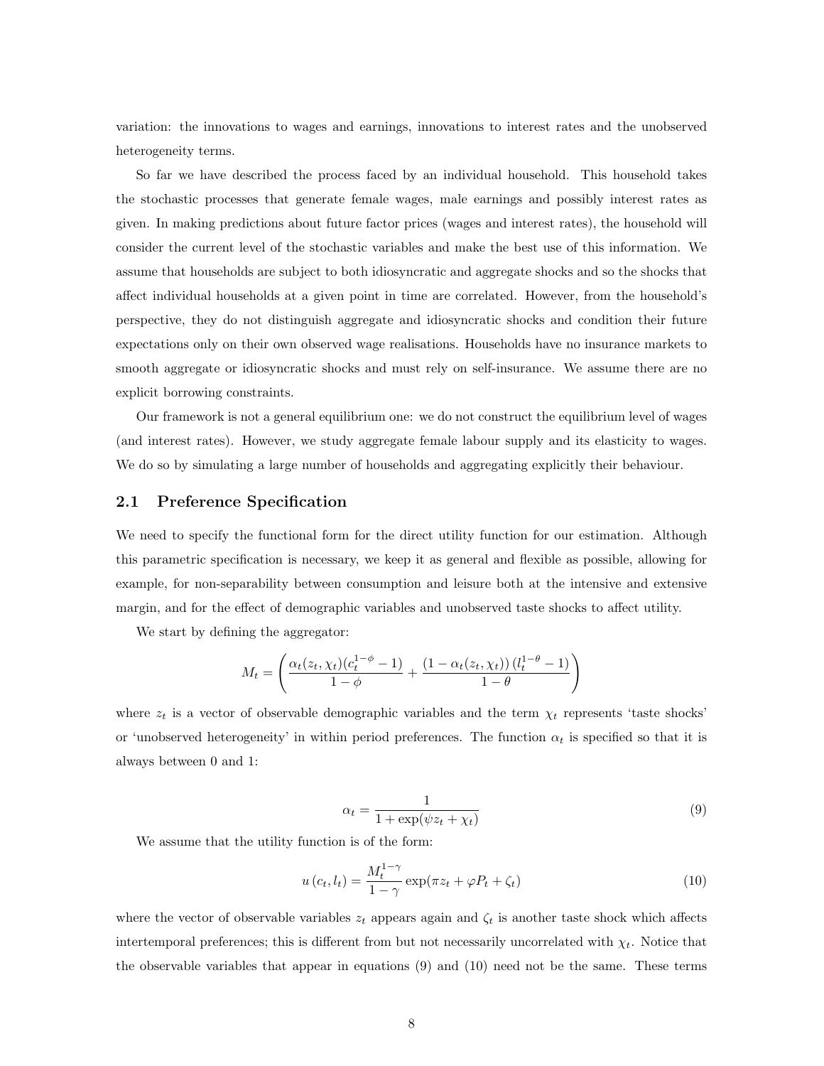variation: the innovations to wages and earnings, innovations to interest rates and the unobserved heterogeneity terms.

So far we have described the process faced by an individual household. This household takes the stochastic processes that generate female wages, male earnings and possibly interest rates as given. In making predictions about future factor prices (wages and interest rates), the household will consider the current level of the stochastic variables and make the best use of this information. We assume that households are subject to both idiosyncratic and aggregate shocks and so the shocks that affect individual households at a given point in time are correlated. However, from the household's perspective, they do not distinguish aggregate and idiosyncratic shocks and condition their future expectations only on their own observed wage realisations. Households have no insurance markets to smooth aggregate or idiosyncratic shocks and must rely on self-insurance. We assume there are no explicit borrowing constraints.

Our framework is not a general equilibrium one: we do not construct the equilibrium level of wages (and interest rates). However, we study aggregate female labour supply and its elasticity to wages. We do so by simulating a large number of households and aggregating explicitly their behaviour.

## 2.1 Preference Specification

We need to specify the functional form for the direct utility function for our estimation. Although this parametric specification is necessary, we keep it as general and flexible as possible, allowing for example, for non-separability between consumption and leisure both at the intensive and extensive margin, and for the effect of demographic variables and unobserved taste shocks to affect utility.

We start by defining the aggregator:

$$M_t = \left( \frac{\alpha_t(z_t, \chi_t)(c_t^{1-\phi} - 1)}{1-\phi} + \frac{(1-\alpha_t(z_t, \chi_t))\,(l_t^{1-\theta} - 1)}{1-\theta} \right)$$

where $z_t$ is a vector of observable demographic variables and the term $\chi_t$ represents 'taste shocks' or 'unobserved heterogeneity' in within period preferences. The function $\alpha_t$ is specified so that it is always between 0 and 1:

$$\alpha_t = \frac{1}{1 + \exp(\psi z_t + \chi_t)} \tag{9}$$

We assume that the utility function is of the form:

$$u\left(c_t, l_t\right) = \frac{M_t^{1-\gamma}}{1-\gamma} \exp(\pi z_t + \varphi P_t + \zeta_t) \tag{10}$$

where the vector of observable variables $z_t$ appears again and $\zeta_t$ is another taste shock which affects intertemporal preferences; this is different from but not necessarily uncorrelated with $\chi_t$. Notice that the observable variables that appear in equations (9) and (10) need not be the same. These terms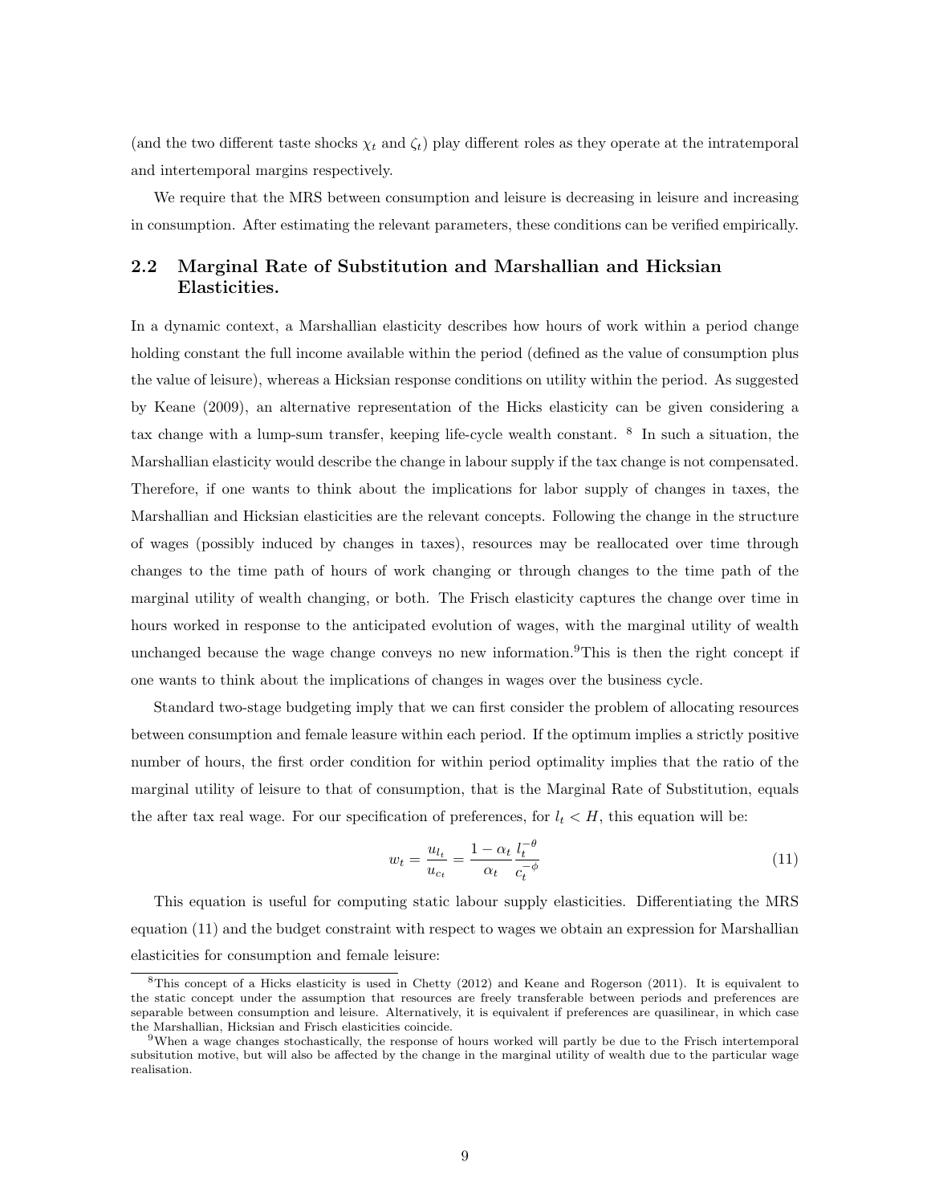(and the two different taste shocks $\chi_t$ and $\zeta_t$) play different roles as they operate at the intratemporal and intertemporal margins respectively.

We require that the MRS between consumption and leisure is decreasing in leisure and increasing in consumption. After estimating the relevant parameters, these conditions can be verified empirically.

## 2.2 Marginal Rate of Substitution and Marshallian and Hicksian Elasticities.

In a dynamic context, a Marshallian elasticity describes how hours of work within a period change holding constant the full income available within the period (defined as the value of consumption plus the value of leisure), whereas a Hicksian response conditions on utility within the period. As suggested by Keane (2009), an alternative representation of the Hicks elasticity can be given considering a tax change with a lump-sum transfer, keeping life-cycle wealth constant. [8] In such a situation, the Marshallian elasticity would describe the change in labour supply if the tax change is not compensated. Therefore, if one wants to think about the implications for labor supply of changes in taxes, the Marshallian and Hicksian elasticities are the relevant concepts. Following the change in the structure of wages (possibly induced by changes in taxes), resources may be reallocated over time through changes to the time path of hours of work changing or through changes to the time path of the marginal utility of wealth changing, or both. The Frisch elasticity captures the change over time in hours worked in response to the anticipated evolution of wages, with the marginal utility of wealth unchanged because the wage change conveys no new information.[9]This is then the right concept if one wants to think about the implications of changes in wages over the business cycle.

Standard two-stage budgeting imply that we can first consider the problem of allocating resources between consumption and female leasure within each period. If the optimum implies a strictly positive number of hours, the first order condition for within period optimality implies that the ratio of the marginal utility of leisure to that of consumption, that is the Marginal Rate of Substitution, equals the after tax real wage. For our specification of preferences, for $l_t < H$, this equation will be:

$$w_t = \frac{u_{l_t}}{u_{c_t}} = \frac{1 - \alpha_t}{\alpha_t} \frac{l_t^{-\theta}}{c_t^{-\phi}} \tag{11}$$

This equation is useful for computing static labour supply elasticities. Differentiating the MRS equation (11) and the budget constraint with respect to wages we obtain an expression for Marshallian elasticities for consumption and female leisure:

[8] This concept of a Hicks elasticity is used in Chetty (2012) and Keane and Rogerson (2011). It is equivalent to the static concept under the assumption that resources are freely transferable between periods and preferences are separable between consumption and leisure. Alternatively, it is equivalent if preferences are quasilinear, in which case the Marshallian, Hicksian and Frisch elasticities coincide.

[9] When a wage changes stochastically, the response of hours worked will partly be due to the Frisch intertemporal subsitution motive, but will also be affected by the change in the marginal utility of wealth due to the particular wage realisation.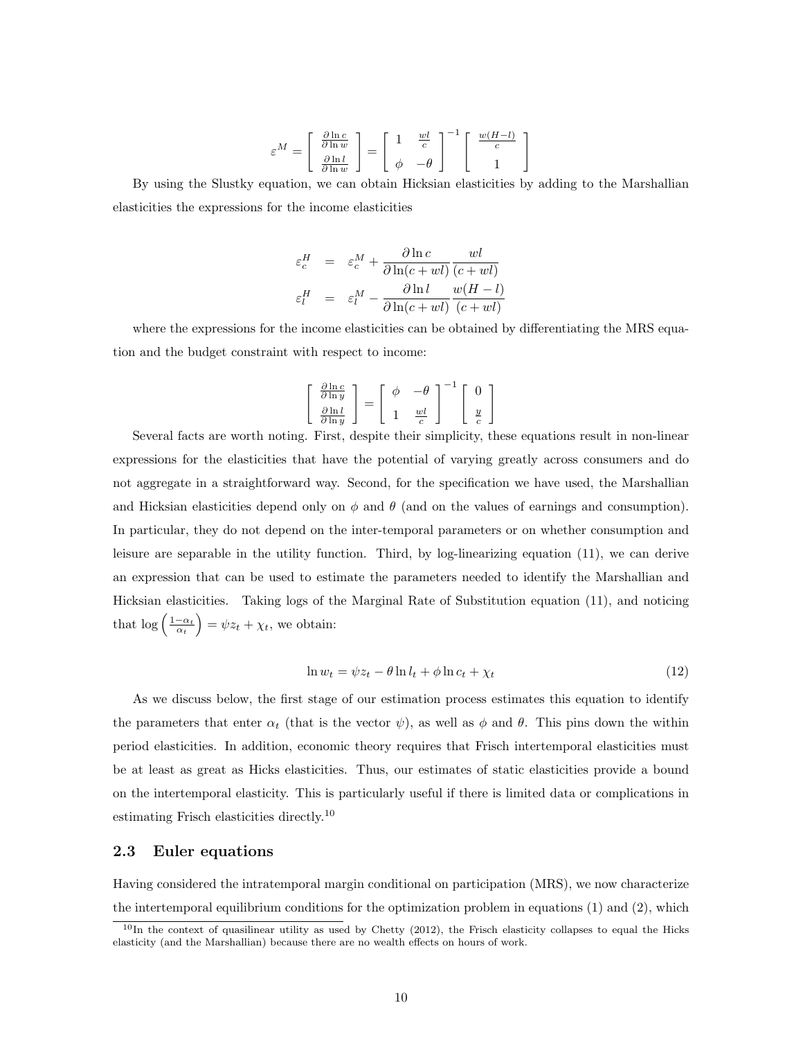$$\varepsilon^M = \begin{bmatrix} \frac{\partial \ln c}{\partial \ln w} \\ \frac{\partial \ln l}{\partial \ln w} \end{bmatrix} = \begin{bmatrix} 1 & \frac{wl}{c} \\ \phi & -\theta \end{bmatrix}^{-1} \begin{bmatrix} \frac{w(H-l)}{c} \\ 1 \end{bmatrix}$$

By using the Slustky equation, we can obtain Hicksian elasticities by adding to the Marshallian elasticities the expressions for the income elasticities

$$\begin{aligned}
\varepsilon_c^H &= \varepsilon_c^M + \frac{\partial \ln c}{\partial \ln(c+wl)} \frac{wl}{(c+wl)} \\
\varepsilon_l^H &= \varepsilon_l^M - \frac{\partial \ln l}{\partial \ln(c+wl)} \frac{w(H-l)}{(c+wl)}
\end{aligned}$$

where the expressions for the income elasticities can be obtained by differentiating the MRS equation and the budget constraint with respect to income:

$$\begin{bmatrix} \frac{\partial \ln c}{\partial \ln y} \\ \frac{\partial \ln l}{\partial \ln y} \end{bmatrix} = \begin{bmatrix} \phi & -\theta \\ 1 & \frac{wl}{c} \end{bmatrix}^{-1} \begin{bmatrix} 0 \\ \frac{y}{c} \end{bmatrix}$$

Several facts are worth noting. First, despite their simplicity, these equations result in non-linear expressions for the elasticities that have the potential of varying greatly across consumers and do not aggregate in a straightforward way. Second, for the specification we have used, the Marshallian and Hicksian elasticities depend only on $\phi$ and $\theta$ (and on the values of earnings and consumption). In particular, they do not depend on the inter-temporal parameters or on whether consumption and leisure are separable in the utility function. Third, by log-linearizing equation (11), we can derive an expression that can be used to estimate the parameters needed to identify the Marshallian and Hicksian elasticities. Taking logs of the Marginal Rate of Substitution equation (11), and noticing that $\log\left(\frac{1-\alpha_t}{\alpha_t}\right) = \psi z_t + \chi_t$, we obtain:

$$\ln w_t = \psi z_t - \theta \ln l_t + \phi \ln c_t + \chi_t \tag{12}$$

As we discuss below, the first stage of our estimation process estimates this equation to identify the parameters that enter $\alpha_t$ (that is the vector $\psi$), as well as $\phi$ and $\theta$. This pins down the within period elasticities. In addition, economic theory requires that Frisch intertemporal elasticities must be at least as great as Hicks elasticities. Thus, our estimates of static elasticities provide a bound on the intertemporal elasticity. This is particularly useful if there is limited data or complications in estimating Frisch elasticities directly.[10]

## 2.3 Euler equations

Having considered the intratemporal margin conditional on participation (MRS), we now characterize the intertemporal equilibrium conditions for the optimization problem in equations (1) and (2), which

[10] In the context of quasilinear utility as used by Chetty (2012), the Frisch elasticity collapses to equal the Hicks elasticity (and the Marshallian) because there are no wealth effects on hours of work.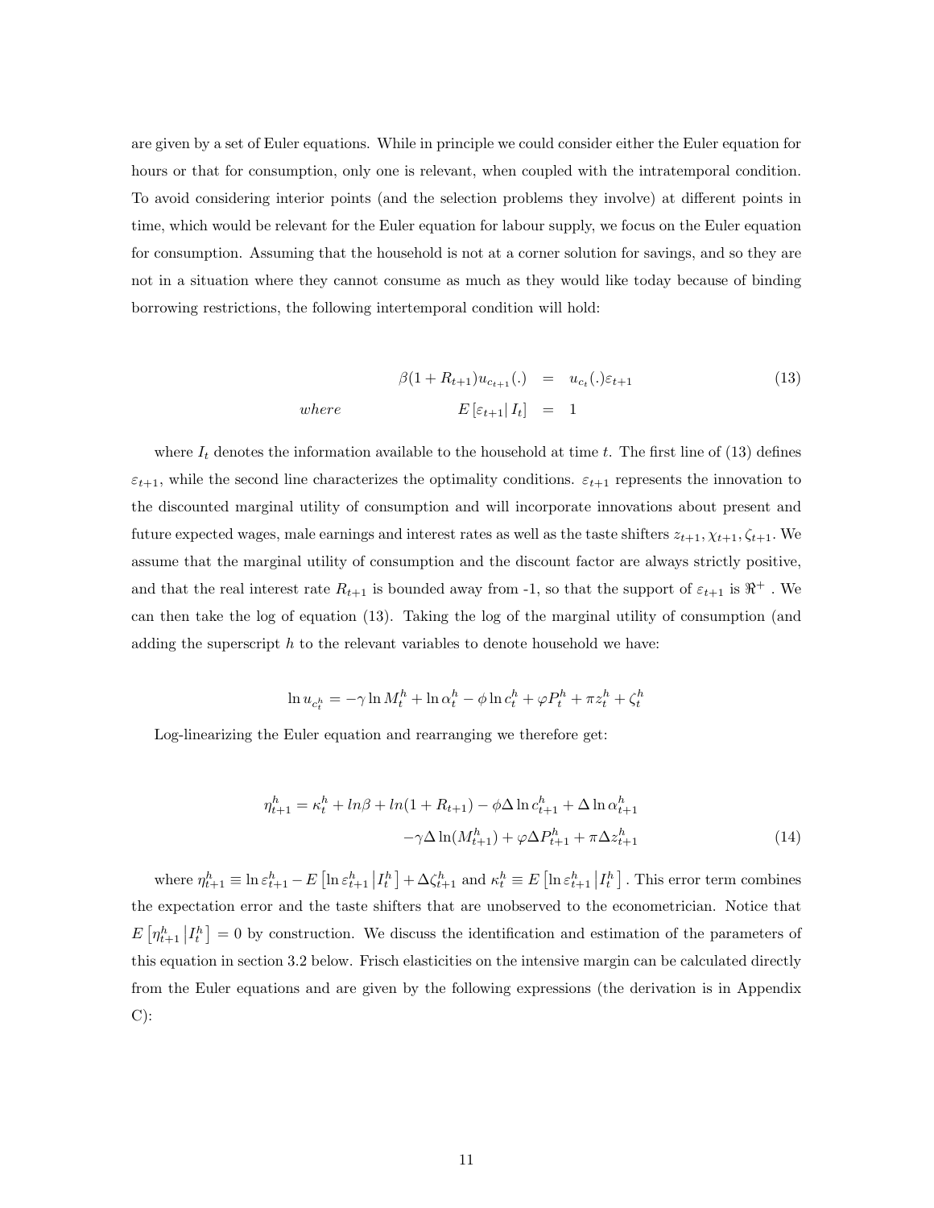are given by a set of Euler equations. While in principle we could consider either the Euler equation for hours or that for consumption, only one is relevant, when coupled with the intratemporal condition. To avoid considering interior points (and the selection problems they involve) at different points in time, which would be relevant for the Euler equation for labour supply, we focus on the Euler equation for consumption. Assuming that the household is not at a corner solution for savings, and so they are not in a situation where they cannot consume as much as they would like today because of binding borrowing restrictions, the following intertemporal condition will hold:

$$
\begin{aligned}
\beta(1+R_{t+1})u_{c_{t+1}}(.) &= u_{c_t}(.)\varepsilon_{t+1} \\
\textit{where} \qquad E\left[\varepsilon_{t+1}|\, I_t\right] &= 1
\end{aligned}
\tag{13}
$$

where $I_t$ denotes the information available to the household at time $t$. The first line of (13) defines $\varepsilon_{t+1}$, while the second line characterizes the optimality conditions. $\varepsilon_{t+1}$ represents the innovation to the discounted marginal utility of consumption and will incorporate innovations about present and future expected wages, male earnings and interest rates as well as the taste shifters $z_{t+1}, \chi_{t+1}, \zeta_{t+1}$. We assume that the marginal utility of consumption and the discount factor are always strictly positive, and that the real interest rate $R_{t+1}$ is bounded away from -1, so that the support of $\varepsilon_{t+1}$ is $\Re^+$ . We can then take the log of equation (13). Taking the log of the marginal utility of consumption (and adding the superscript $h$ to the relevant variables to denote household we have:

$$
\ln u_{c_t^h} = -\gamma \ln M_t^h + \ln \alpha_t^h - \phi \ln c_t^h + \varphi P_t^h + \pi z_t^h + \zeta_t^h
$$

Log-linearizing the Euler equation and rearranging we therefore get:

$$
\begin{aligned}
\eta_{t+1}^h = \kappa_t^h + ln\beta + ln(1+R_{t+1}) - \phi \Delta \ln c_{t+1}^h + \Delta \ln \alpha_{t+1}^h \\
-\gamma \Delta \ln(M_{t+1}^h) + \varphi \Delta P_{t+1}^h + \pi \Delta z_{t+1}^h
\end{aligned}
\tag{14}
$$

where $\eta_{t+1}^h \equiv \ln \varepsilon_{t+1}^h - E\left[\ln \varepsilon_{t+1}^h \middle| I_t^h\right] + \Delta \zeta_{t+1}^h$ and $\kappa_t^h \equiv E\left[\ln \varepsilon_{t+1}^h \middle| I_t^h\right]$. This error term combines the expectation error and the taste shifters that are unobserved to the econometrician. Notice that $E\left[\eta_{t+1}^h \middle| I_t^h\right] = 0$ by construction. We discuss the identification and estimation of the parameters of this equation in section 3.2 below. Frisch elasticities on the intensive margin can be calculated directly from the Euler equations and are given by the following expressions (the derivation is in Appendix C):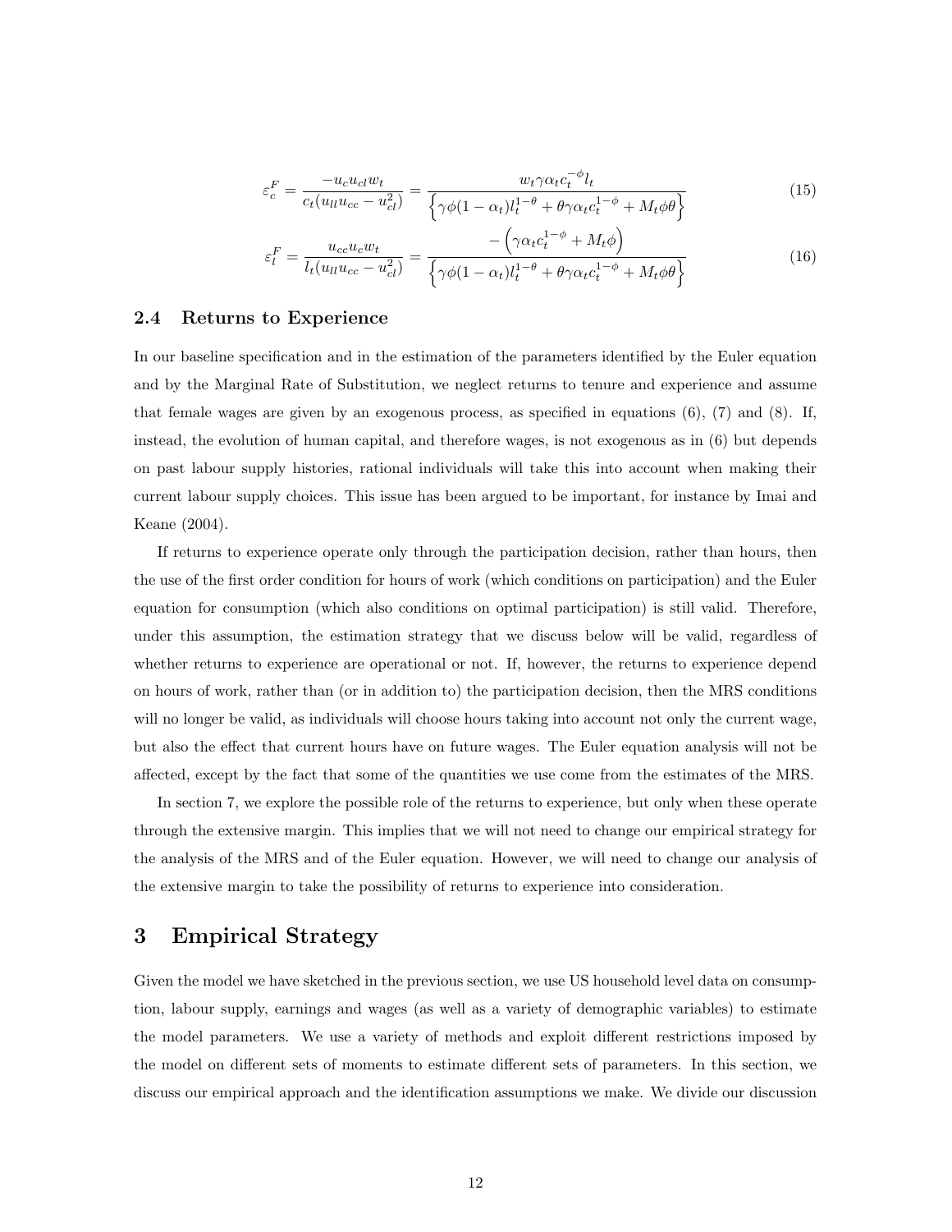$$\varepsilon_c^F = \frac{-u_c u_{cl} w_t}{c_t(u_{ll}u_{cc} - u_{cl}^2)} = \frac{w_t \gamma \alpha_t c_t^{-\phi} l_t}{\left\{\gamma\phi(1-\alpha_t)l_t^{1-\theta} + \theta\gamma\alpha_t c_t^{1-\phi} + M_t\phi\theta\right\}} \tag{15}$$

$$\varepsilon_l^F = \frac{u_{cc}u_c w_t}{l_t(u_{ll}u_{cc} - u_{cl}^2)} = \frac{-\left(\gamma\alpha_t c_t^{1-\phi} + M_t\phi\right)}{\left\{\gamma\phi(1-\alpha_t)l_t^{1-\theta} + \theta\gamma\alpha_t c_t^{1-\phi} + M_t\phi\theta\right\}} \tag{16}$$

### 2.4 Returns to Experience

In our baseline specification and in the estimation of the parameters identified by the Euler equation and by the Marginal Rate of Substitution, we neglect returns to tenure and experience and assume that female wages are given by an exogenous process, as specified in equations (6), (7) and (8). If, instead, the evolution of human capital, and therefore wages, is not exogenous as in (6) but depends on past labour supply histories, rational individuals will take this into account when making their current labour supply choices. This issue has been argued to be important, for instance by Imai and Keane (2004).

If returns to experience operate only through the participation decision, rather than hours, then the use of the first order condition for hours of work (which conditions on participation) and the Euler equation for consumption (which also conditions on optimal participation) is still valid. Therefore, under this assumption, the estimation strategy that we discuss below will be valid, regardless of whether returns to experience are operational or not. If, however, the returns to experience depend on hours of work, rather than (or in addition to) the participation decision, then the MRS conditions will no longer be valid, as individuals will choose hours taking into account not only the current wage, but also the effect that current hours have on future wages. The Euler equation analysis will not be affected, except by the fact that some of the quantities we use come from the estimates of the MRS.

In section 7, we explore the possible role of the returns to experience, but only when these operate through the extensive margin. This implies that we will not need to change our empirical strategy for the analysis of the MRS and of the Euler equation. However, we will need to change our analysis of the extensive margin to take the possibility of returns to experience into consideration.

## 3 Empirical Strategy

Given the model we have sketched in the previous section, we use US household level data on consumption, labour supply, earnings and wages (as well as a variety of demographic variables) to estimate the model parameters. We use a variety of methods and exploit different restrictions imposed by the model on different sets of moments to estimate different sets of parameters. In this section, we discuss our empirical approach and the identification assumptions we make. We divide our discussion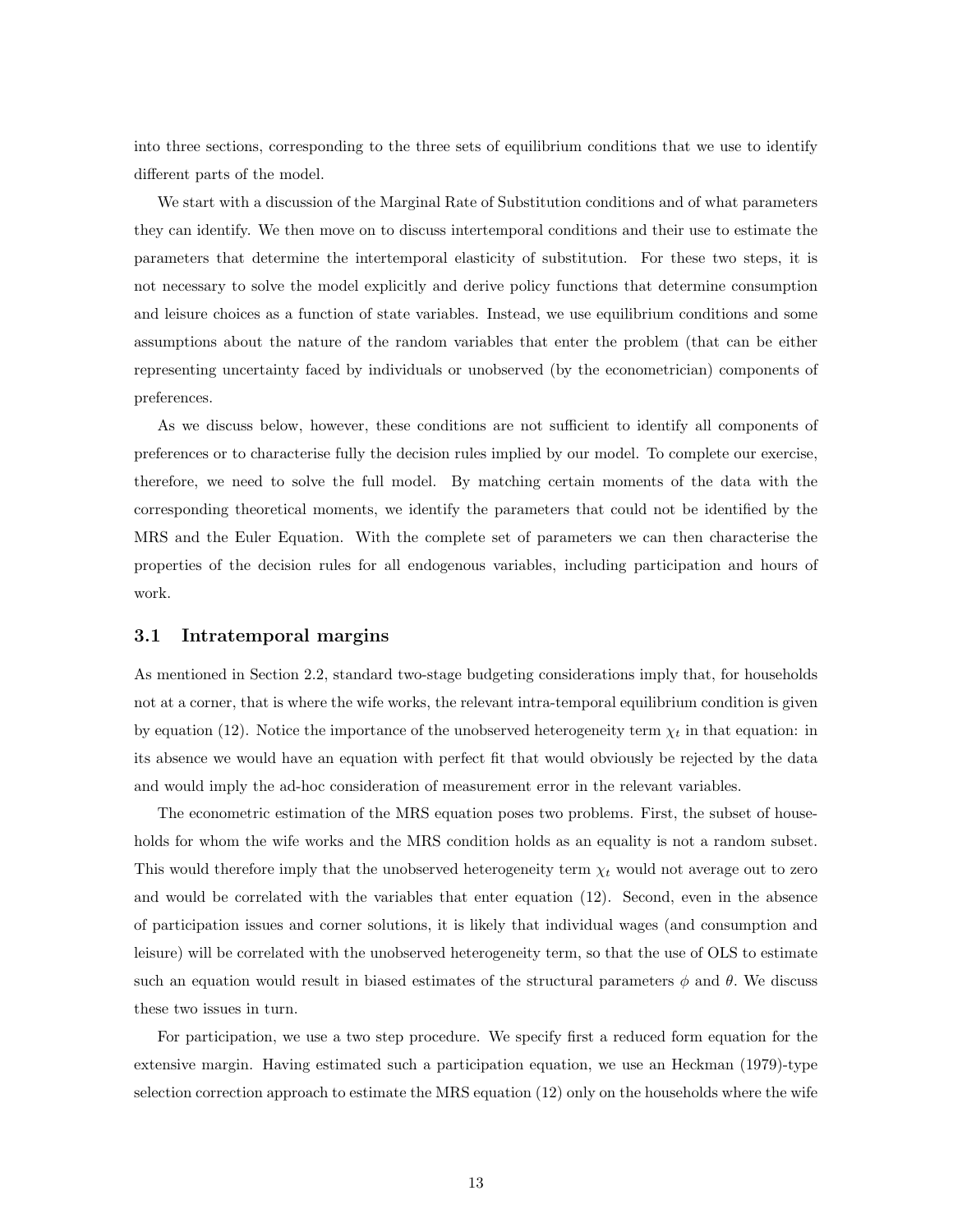into three sections, corresponding to the three sets of equilibrium conditions that we use to identify different parts of the model.

We start with a discussion of the Marginal Rate of Substitution conditions and of what parameters they can identify. We then move on to discuss intertemporal conditions and their use to estimate the parameters that determine the intertemporal elasticity of substitution. For these two steps, it is not necessary to solve the model explicitly and derive policy functions that determine consumption and leisure choices as a function of state variables. Instead, we use equilibrium conditions and some assumptions about the nature of the random variables that enter the problem (that can be either representing uncertainty faced by individuals or unobserved (by the econometrician) components of preferences.

As we discuss below, however, these conditions are not sufficient to identify all components of preferences or to characterise fully the decision rules implied by our model. To complete our exercise, therefore, we need to solve the full model. By matching certain moments of the data with the corresponding theoretical moments, we identify the parameters that could not be identified by the MRS and the Euler Equation. With the complete set of parameters we can then characterise the properties of the decision rules for all endogenous variables, including participation and hours of work.

### 3.1 Intratemporal margins

As mentioned in Section 2.2, standard two-stage budgeting considerations imply that, for households not at a corner, that is where the wife works, the relevant intra-temporal equilibrium condition is given by equation (12). Notice the importance of the unobserved heterogeneity term $\chi_t$ in that equation: in its absence we would have an equation with perfect fit that would obviously be rejected by the data and would imply the ad-hoc consideration of measurement error in the relevant variables.

The econometric estimation of the MRS equation poses two problems. First, the subset of households for whom the wife works and the MRS condition holds as an equality is not a random subset. This would therefore imply that the unobserved heterogeneity term $\chi_t$ would not average out to zero and would be correlated with the variables that enter equation (12). Second, even in the absence of participation issues and corner solutions, it is likely that individual wages (and consumption and leisure) will be correlated with the unobserved heterogeneity term, so that the use of OLS to estimate such an equation would result in biased estimates of the structural parameters $\phi$ and $\theta$. We discuss these two issues in turn.

For participation, we use a two step procedure. We specify first a reduced form equation for the extensive margin. Having estimated such a participation equation, we use an Heckman (1979)-type selection correction approach to estimate the MRS equation (12) only on the households where the wife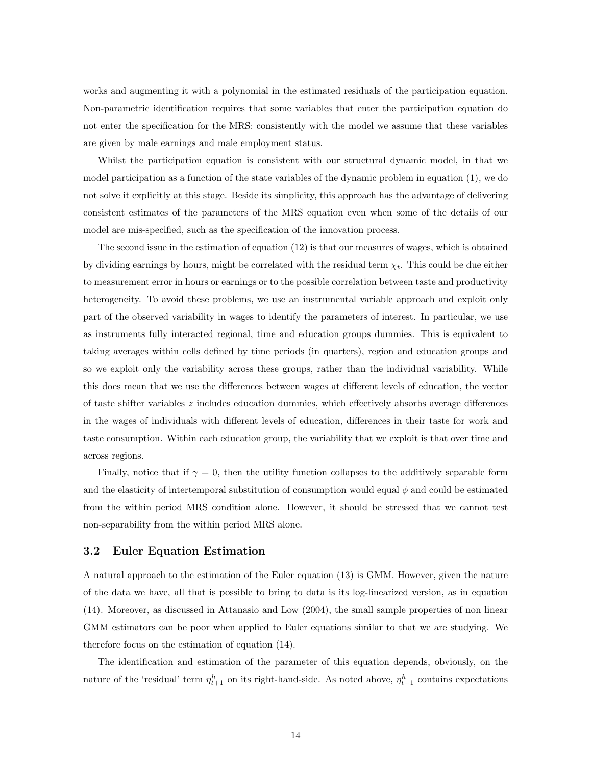works and augmenting it with a polynomial in the estimated residuals of the participation equation. Non-parametric identification requires that some variables that enter the participation equation do not enter the specification for the MRS: consistently with the model we assume that these variables are given by male earnings and male employment status.

Whilst the participation equation is consistent with our structural dynamic model, in that we model participation as a function of the state variables of the dynamic problem in equation (1), we do not solve it explicitly at this stage. Beside its simplicity, this approach has the advantage of delivering consistent estimates of the parameters of the MRS equation even when some of the details of our model are mis-specified, such as the specification of the innovation process.

The second issue in the estimation of equation (12) is that our measures of wages, which is obtained by dividing earnings by hours, might be correlated with the residual term $\chi_t$. This could be due either to measurement error in hours or earnings or to the possible correlation between taste and productivity heterogeneity. To avoid these problems, we use an instrumental variable approach and exploit only part of the observed variability in wages to identify the parameters of interest. In particular, we use as instruments fully interacted regional, time and education groups dummies. This is equivalent to taking averages within cells defined by time periods (in quarters), region and education groups and so we exploit only the variability across these groups, rather than the individual variability. While this does mean that we use the differences between wages at different levels of education, the vector of taste shifter variables $z$ includes education dummies, which effectively absorbs average differences in the wages of individuals with different levels of education, differences in their taste for work and taste consumption. Within each education group, the variability that we exploit is that over time and across regions.

Finally, notice that if $\gamma = 0$, then the utility function collapses to the additively separable form and the elasticity of intertemporal substitution of consumption would equal $\phi$ and could be estimated from the within period MRS condition alone. However, it should be stressed that we cannot test non-separability from the within period MRS alone.

### 3.2 Euler Equation Estimation

A natural approach to the estimation of the Euler equation (13) is GMM. However, given the nature of the data we have, all that is possible to bring to data is its log-linearized version, as in equation (14). Moreover, as discussed in Attanasio and Low (2004), the small sample properties of non linear GMM estimators can be poor when applied to Euler equations similar to that we are studying. We therefore focus on the estimation of equation (14).

The identification and estimation of the parameter of this equation depends, obviously, on the nature of the 'residual' term $\eta_{t+1}^h$ on its right-hand-side. As noted above, $\eta_{t+1}^h$ contains expectations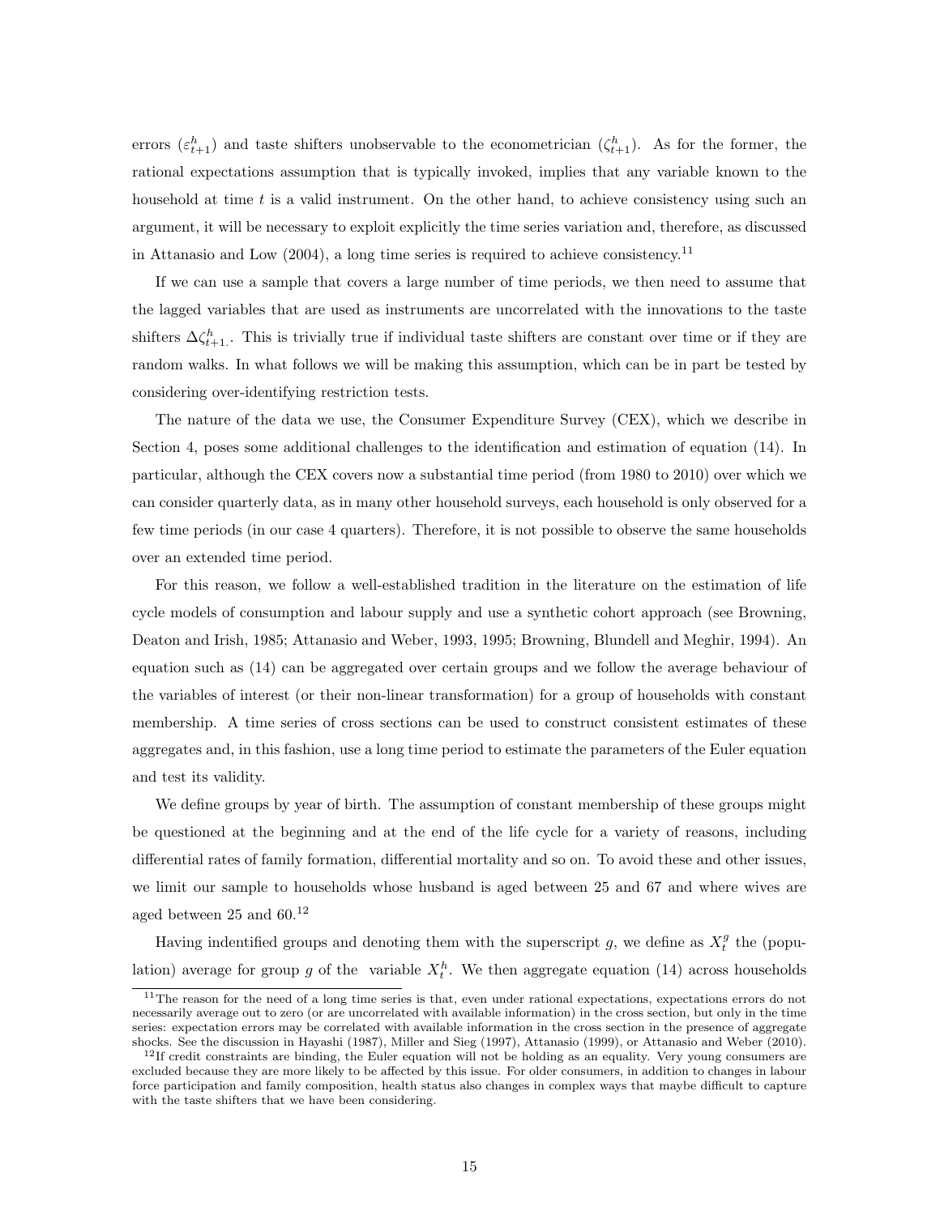errors ($\varepsilon^h_{t+1}$) and taste shifters unobservable to the econometrician ($\zeta^h_{t+1}$). As for the former, the rational expectations assumption that is typically invoked, implies that any variable known to the household at time $t$ is a valid instrument. On the other hand, to achieve consistency using such an argument, it will be necessary to exploit explicitly the time series variation and, therefore, as discussed in Attanasio and Low (2004), a long time series is required to achieve consistency.[11]

If we can use a sample that covers a large number of time periods, we then need to assume that the lagged variables that are used as instruments are uncorrelated with the innovations to the taste shifters $\Delta\zeta^h_{t+1}$. This is trivially true if individual taste shifters are constant over time or if they are random walks. In what follows we will be making this assumption, which can be in part be tested by considering over-identifying restriction tests.

The nature of the data we use, the Consumer Expenditure Survey (CEX), which we describe in Section 4, poses some additional challenges to the identification and estimation of equation (14). In particular, although the CEX covers now a substantial time period (from 1980 to 2010) over which we can consider quarterly data, as in many other household surveys, each household is only observed for a few time periods (in our case 4 quarters). Therefore, it is not possible to observe the same households over an extended time period.

For this reason, we follow a well-established tradition in the literature on the estimation of life cycle models of consumption and labour supply and use a synthetic cohort approach (see Browning, Deaton and Irish, 1985; Attanasio and Weber, 1993, 1995; Browning, Blundell and Meghir, 1994). An equation such as (14) can be aggregated over certain groups and we follow the average behaviour of the variables of interest (or their non-linear transformation) for a group of households with constant membership. A time series of cross sections can be used to construct consistent estimates of these aggregates and, in this fashion, use a long time period to estimate the parameters of the Euler equation and test its validity.

We define groups by year of birth. The assumption of constant membership of these groups might be questioned at the beginning and at the end of the life cycle for a variety of reasons, including differential rates of family formation, differential mortality and so on. To avoid these and other issues, we limit our sample to households whose husband is aged between 25 and 67 and where wives are aged between 25 and 60.[12]

Having indentified groups and denoting them with the superscript $g$, we define as $X^g_t$ the (population) average for group $g$ of the variable $X^h_t$. We then aggregate equation (14) across households

[11] The reason for the need of a long time series is that, even under rational expectations, expectations errors do not necessarily average out to zero (or are uncorrelated with available information) in the cross section, but only in the time series: expectation errors may be correlated with available information in the cross section in the presence of aggregate shocks. See the discussion in Hayashi (1987), Miller and Sieg (1997), Attanasio (1999), or Attanasio and Weber (2010).

[12] If credit constraints are binding, the Euler equation will not be holding as an equality. Very young consumers are excluded because they are more likely to be affected by this issue. For older consumers, in addition to changes in labour force participation and family composition, health status also changes in complex ways that maybe difficult to capture with the taste shifters that we have been considering.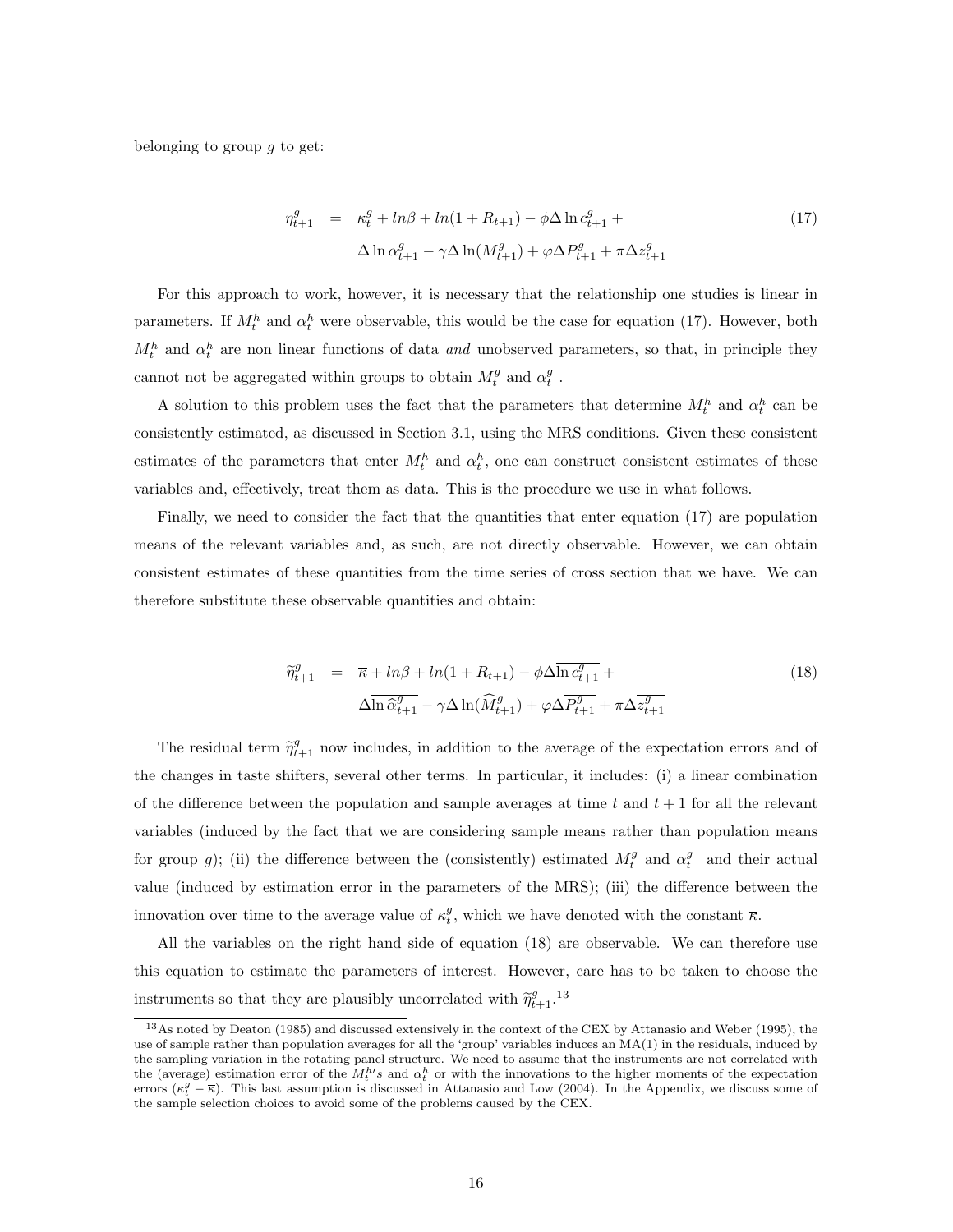belonging to group $g$ to get:

$$\begin{aligned} \eta_{t+1}^{g} &= \kappa_t^g + ln\beta + ln(1+R_{t+1}) - \phi \Delta \ln c_{t+1}^{g} + \\ & \Delta \ln \alpha_{t+1}^{g} - \gamma \Delta \ln(M_{t+1}^{g}) + \varphi \Delta P_{t+1}^{g} + \pi \Delta z_{t+1}^{g} \end{aligned} \tag{17}$$

For this approach to work, however, it is necessary that the relationship one studies is linear in parameters. If $M_t^h$ and $\alpha_t^h$ were observable, this would be the case for equation (17). However, both $M_t^h$ and $\alpha_t^h$ are non linear functions of data *and* unobserved parameters, so that, in principle they cannot not be aggregated within groups to obtain $M_t^g$ and $\alpha_t^g$ .

A solution to this problem uses the fact that the parameters that determine $M_t^h$ and $\alpha_t^h$ can be consistently estimated, as discussed in Section 3.1, using the MRS conditions. Given these consistent estimates of the parameters that enter $M_t^h$ and $\alpha_t^h$, one can construct consistent estimates of these variables and, effectively, treat them as data. This is the procedure we use in what follows.

Finally, we need to consider the fact that the quantities that enter equation (17) are population means of the relevant variables and, as such, are not directly observable. However, we can obtain consistent estimates of these quantities from the time series of cross section that we have. We can therefore substitute these observable quantities and obtain:

$$\begin{aligned} \widetilde{\eta}_{t+1}^{g} &= \overline{\kappa} + ln\beta + ln(1+R_{t+1}) - \phi \Delta \overline{\ln c_{t+1}^{g}} + \\ & \Delta \overline{\ln \widehat{\alpha}_{t+1}^{g}} - \gamma \Delta \ln(\overline{\widehat{M}_{t+1}^{g}}) + \varphi \Delta \overline{P_{t+1}^{g}} + \pi \Delta \overline{z_{t+1}^{g}} \end{aligned} \tag{18}$$

The residual term $\widetilde{\eta}_{t+1}^{g}$ now includes, in addition to the average of the expectation errors and of the changes in taste shifters, several other terms. In particular, it includes: (i) a linear combination of the difference between the population and sample averages at time $t$ and $t+1$ for all the relevant variables (induced by the fact that we are considering sample means rather than population means for group $g$); (ii) the difference between the (consistently) estimated $M_t^g$ and $\alpha_t^g$ and their actual value (induced by estimation error in the parameters of the MRS); (iii) the difference between the innovation over time to the average value of $\kappa_t^g$, which we have denoted with the constant $\overline{\kappa}$.

All the variables on the right hand side of equation (18) are observable. We can therefore use this equation to estimate the parameters of interest. However, care has to be taken to choose the instruments so that they are plausibly uncorrelated with $\widetilde{\eta}_{t+1}^{g}$.[13]

[13] As noted by Deaton (1985) and discussed extensively in the context of the CEX by Attanasio and Weber (1995), the use of sample rather than population averages for all the 'group' variables induces an MA(1) in the residuals, induced by the sampling variation in the rotating panel structure. We need to assume that the instruments are not correlated with the (average) estimation error of the $M_t^h$'s and $\alpha_t^h$ or with the innovations to the higher moments of the expectation errors ($\kappa_t^g - \overline{\kappa}$). This last assumption is discussed in Attanasio and Low (2004). In the Appendix, we discuss some of the sample selection choices to avoid some of the problems caused by the CEX.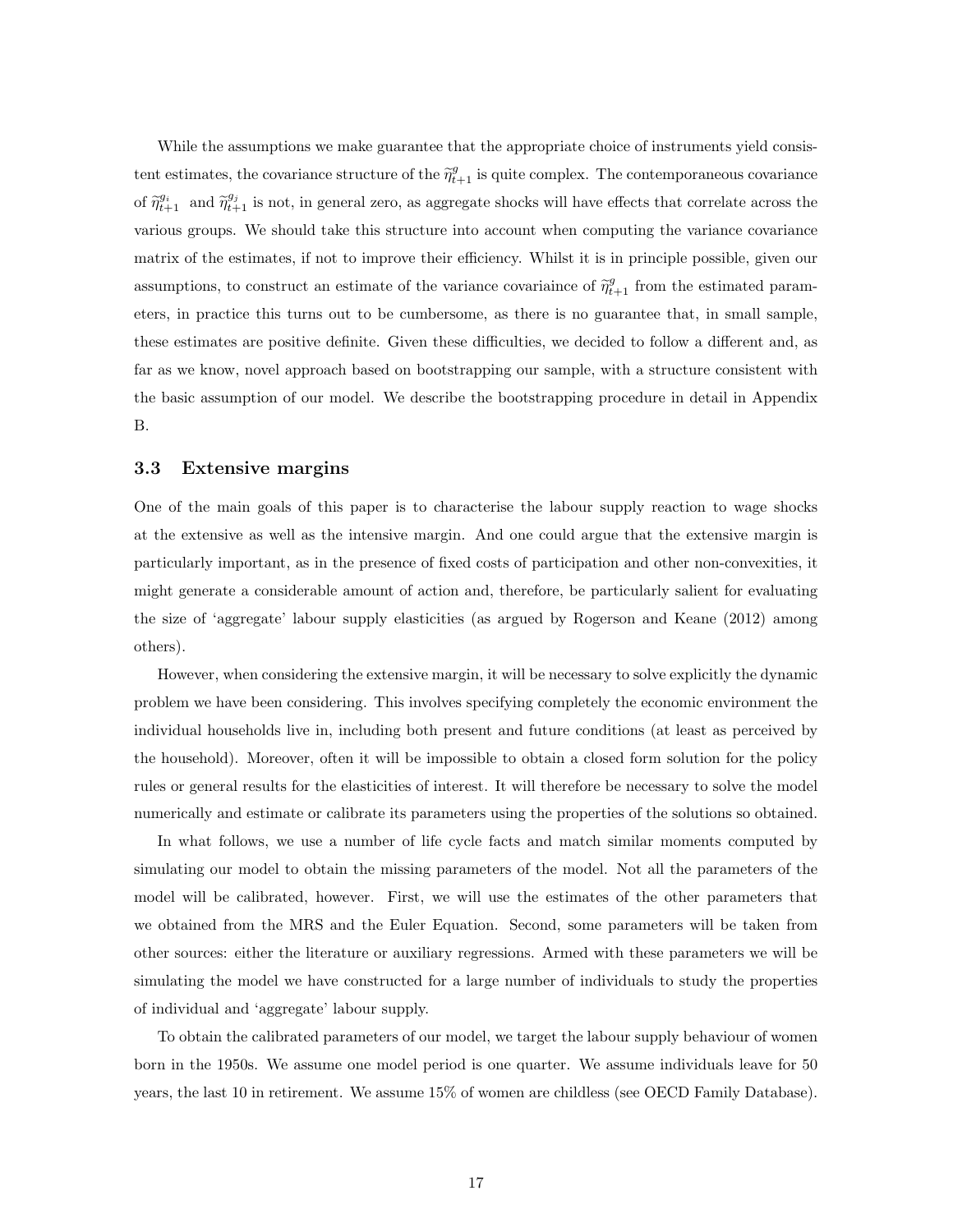While the assumptions we make guarantee that the appropriate choice of instruments yield consistent estimates, the covariance structure of the $\widetilde{\eta}^{g}_{t+1}$ is quite complex. The contemporaneous covariance of $\widetilde{\eta}^{g_i}_{t+1}$ and $\widetilde{\eta}^{g_j}_{t+1}$ is not, in general zero, as aggregate shocks will have effects that correlate across the various groups. We should take this structure into account when computing the variance covariance matrix of the estimates, if not to improve their efficiency. Whilst it is in principle possible, given our assumptions, to construct an estimate of the variance covariaince of $\widetilde{\eta}^{g}_{t+1}$ from the estimated parameters, in practice this turns out to be cumbersome, as there is no guarantee that, in small sample, these estimates are positive definite. Given these difficulties, we decided to follow a different and, as far as we know, novel approach based on bootstrapping our sample, with a structure consistent with the basic assumption of our model. We describe the bootstrapping procedure in detail in Appendix B.

### 3.3 Extensive margins

One of the main goals of this paper is to characterise the labour supply reaction to wage shocks at the extensive as well as the intensive margin. And one could argue that the extensive margin is particularly important, as in the presence of fixed costs of participation and other non-convexities, it might generate a considerable amount of action and, therefore, be particularly salient for evaluating the size of 'aggregate' labour supply elasticities (as argued by Rogerson and Keane (2012) among others).

However, when considering the extensive margin, it will be necessary to solve explicitly the dynamic problem we have been considering. This involves specifying completely the economic environment the individual households live in, including both present and future conditions (at least as perceived by the household). Moreover, often it will be impossible to obtain a closed form solution for the policy rules or general results for the elasticities of interest. It will therefore be necessary to solve the model numerically and estimate or calibrate its parameters using the properties of the solutions so obtained.

In what follows, we use a number of life cycle facts and match similar moments computed by simulating our model to obtain the missing parameters of the model. Not all the parameters of the model will be calibrated, however. First, we will use the estimates of the other parameters that we obtained from the MRS and the Euler Equation. Second, some parameters will be taken from other sources: either the literature or auxiliary regressions. Armed with these parameters we will be simulating the model we have constructed for a large number of individuals to study the properties of individual and 'aggregate' labour supply.

To obtain the calibrated parameters of our model, we target the labour supply behaviour of women born in the 1950s. We assume one model period is one quarter. We assume individuals leave for 50 years, the last 10 in retirement. We assume 15% of women are childless (see OECD Family Database).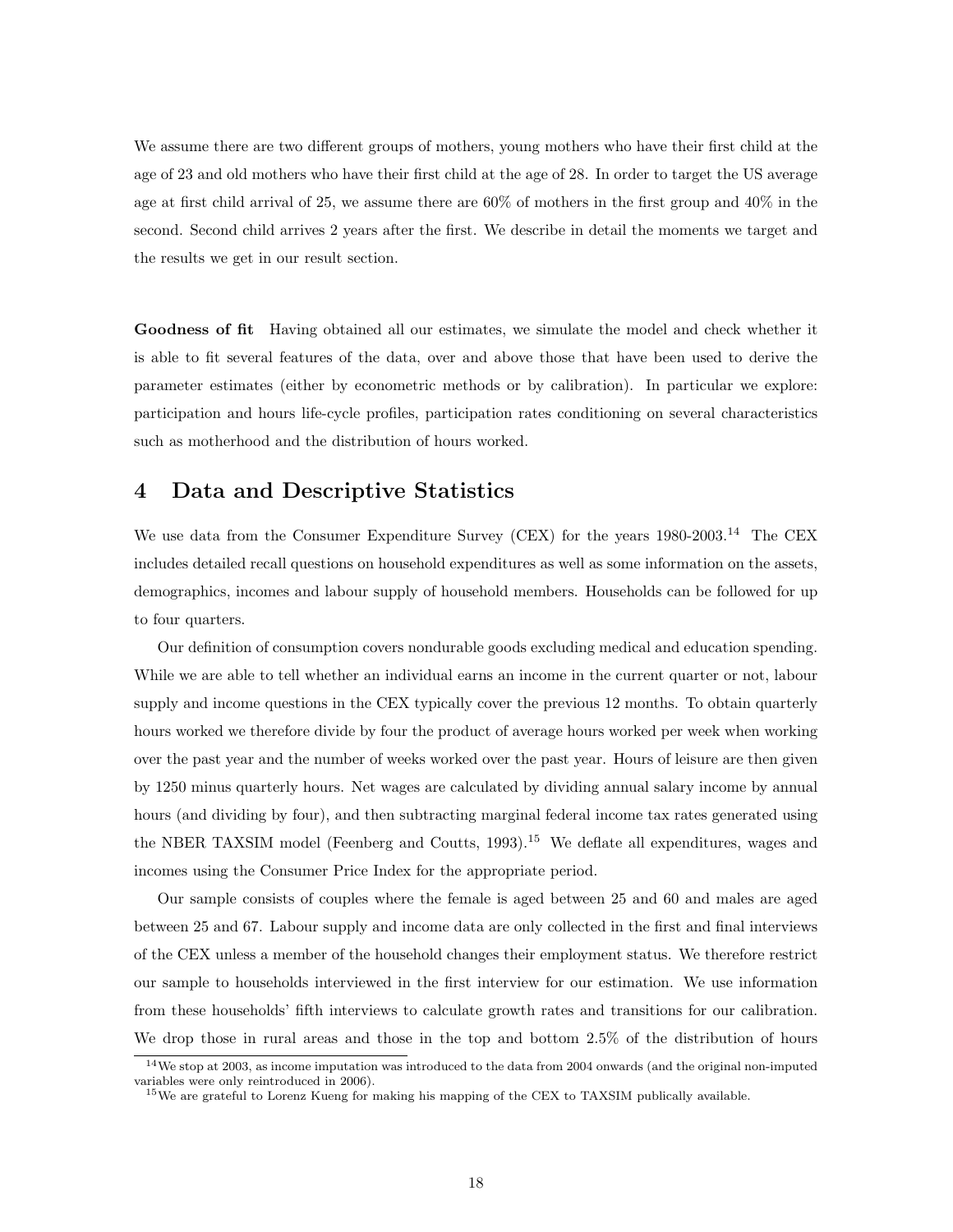We assume there are two different groups of mothers, young mothers who have their first child at the age of 23 and old mothers who have their first child at the age of 28. In order to target the US average age at first child arrival of 25, we assume there are 60% of mothers in the first group and 40% in the second. Second child arrives 2 years after the first. We describe in detail the moments we target and the results we get in our result section.

**Goodness of fit** Having obtained all our estimates, we simulate the model and check whether it is able to fit several features of the data, over and above those that have been used to derive the parameter estimates (either by econometric methods or by calibration). In particular we explore: participation and hours life-cycle profiles, participation rates conditioning on several characteristics such as motherhood and the distribution of hours worked.

## 4 Data and Descriptive Statistics

We use data from the Consumer Expenditure Survey (CEX) for the years 1980-2003.[14] The CEX includes detailed recall questions on household expenditures as well as some information on the assets, demographics, incomes and labour supply of household members. Households can be followed for up to four quarters.

Our definition of consumption covers nondurable goods excluding medical and education spending. While we are able to tell whether an individual earns an income in the current quarter or not, labour supply and income questions in the CEX typically cover the previous 12 months. To obtain quarterly hours worked we therefore divide by four the product of average hours worked per week when working over the past year and the number of weeks worked over the past year. Hours of leisure are then given by 1250 minus quarterly hours. Net wages are calculated by dividing annual salary income by annual hours (and dividing by four), and then subtracting marginal federal income tax rates generated using the NBER TAXSIM model (Feenberg and Coutts, 1993).[15] We deflate all expenditures, wages and incomes using the Consumer Price Index for the appropriate period.

Our sample consists of couples where the female is aged between 25 and 60 and males are aged between 25 and 67. Labour supply and income data are only collected in the first and final interviews of the CEX unless a member of the household changes their employment status. We therefore restrict our sample to households interviewed in the first interview for our estimation. We use information from these households' fifth interviews to calculate growth rates and transitions for our calibration. We drop those in rural areas and those in the top and bottom 2.5% of the distribution of hours

[14] We stop at 2003, as income imputation was introduced to the data from 2004 onwards (and the original non-imputed variables were only reintroduced in 2006).

[15] We are grateful to Lorenz Kueng for making his mapping of the CEX to TAXSIM publically available.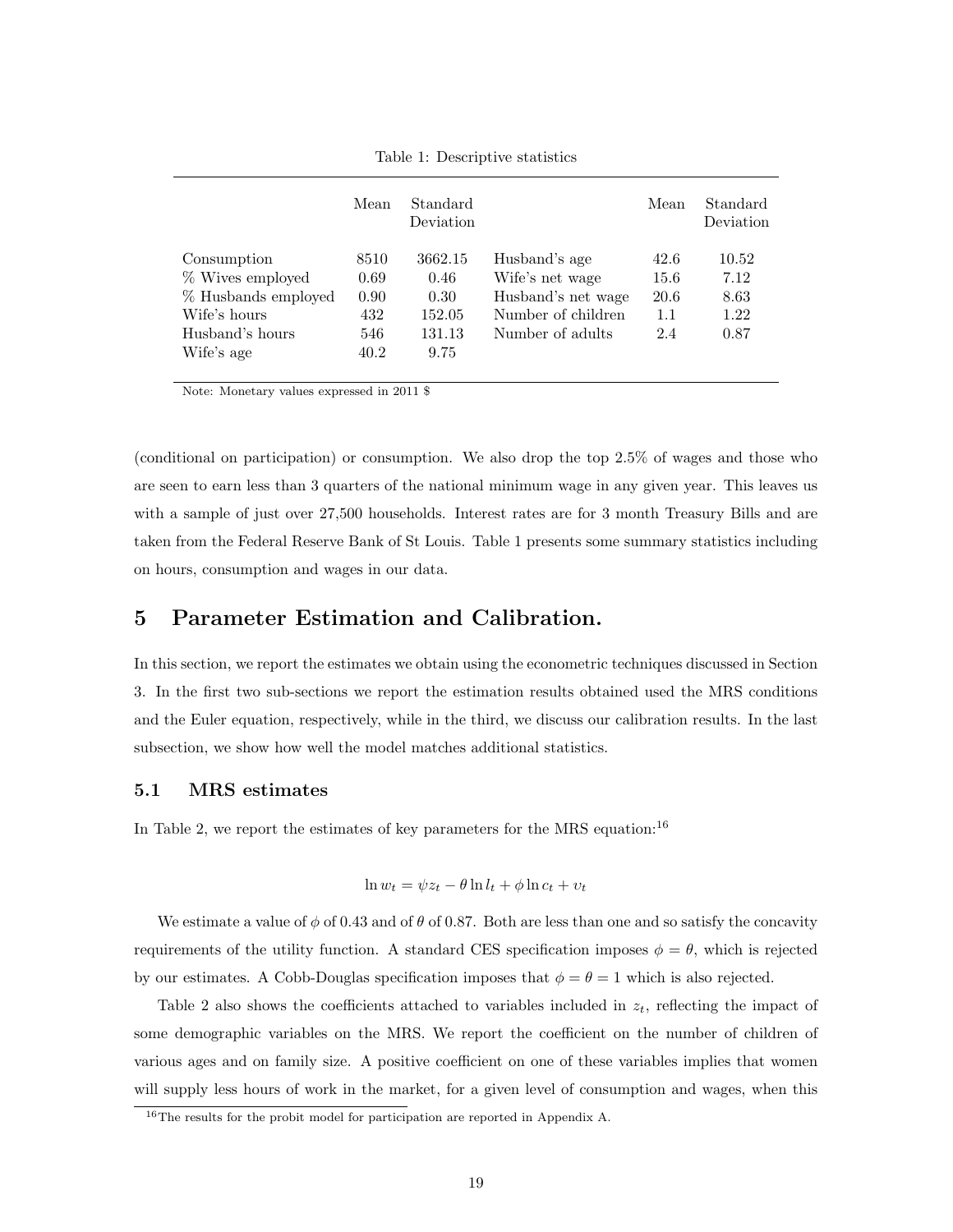Table 1: Descriptive statistics

| | Mean | Standard Deviation | | Mean | Standard Deviation |
|---|---|---|---|---|---|
| Consumption | 8510 | 3662.15 | Husband's age | 42.6 | 10.52 |
| % Wives employed | 0.69 | 0.46 | Wife's net wage | 15.6 | 7.12 |
| % Husbands employed | 0.90 | 0.30 | Husband's net wage | 20.6 | 8.63 |
| Wife's hours | 432 | 152.05 | Number of children | 1.1 | 1.22 |
| Husband's hours | 546 | 131.13 | Number of adults | 2.4 | 0.87 |
| Wife's age | 40.2 | 9.75 | | | |

Note: Monetary values expressed in 2011 $

(conditional on participation) or consumption. We also drop the top 2.5% of wages and those who are seen to earn less than 3 quarters of the national minimum wage in any given year. This leaves us with a sample of just over 27,500 households. Interest rates are for 3 month Treasury Bills and are taken from the Federal Reserve Bank of St Louis. Table 1 presents some summary statistics including on hours, consumption and wages in our data.

# 5 Parameter Estimation and Calibration.

In this section, we report the estimates we obtain using the econometric techniques discussed in Section 3. In the first two sub-sections we report the estimation results obtained used the MRS conditions and the Euler equation, respectively, while in the third, we discuss our calibration results. In the last subsection, we show how well the model matches additional statistics.

## 5.1 MRS estimates

In Table 2, we report the estimates of key parameters for the MRS equation:[16]

$$\ln w_t = \psi z_t - \theta \ln l_t + \phi \ln c_t + \upsilon_t$$

We estimate a value of $\phi$ of 0.43 and of $\theta$ of 0.87. Both are less than one and so satisfy the concavity requirements of the utility function. A standard CES specification imposes $\phi = \theta$, which is rejected by our estimates. A Cobb-Douglas specification imposes that $\phi = \theta = 1$ which is also rejected.

Table 2 also shows the coefficients attached to variables included in $z_t$, reflecting the impact of some demographic variables on the MRS. We report the coefficient on the number of children of various ages and on family size. A positive coefficient on one of these variables implies that women will supply less hours of work in the market, for a given level of consumption and wages, when this

[16] The results for the probit model for participation are reported in Appendix A.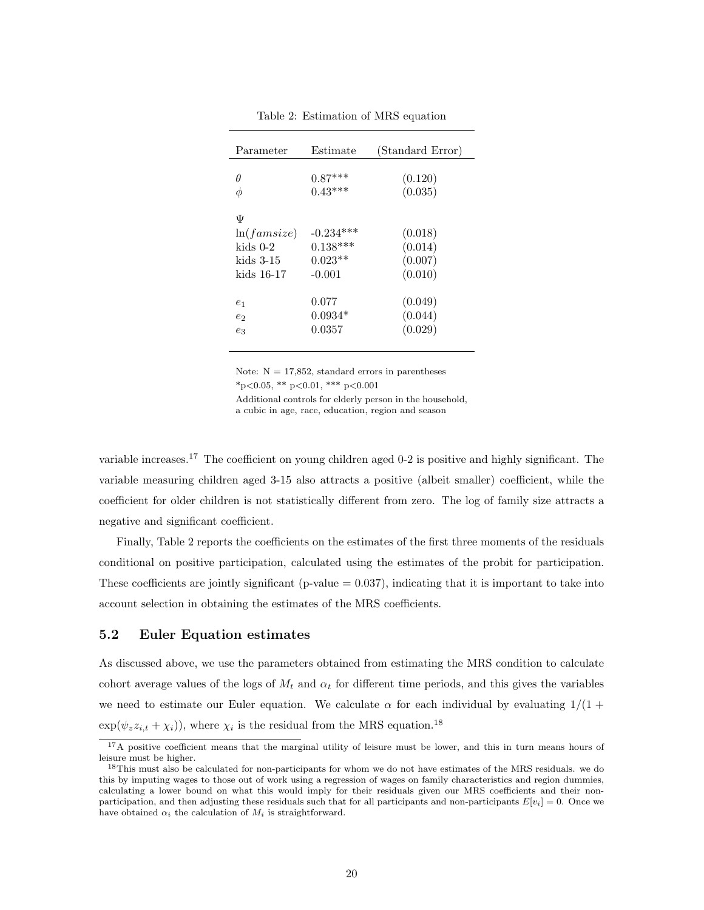Table 2: Estimation of MRS equation

| Parameter | Estimate | (Standard Error) |
|---|---|---|
| $\theta$ | 0.87*** | (0.120) |
| $\phi$ | 0.43*** | (0.035) |
| $\Psi$ | | |
| $\ln(famsize)$ | -0.234*** | (0.018) |
| kids 0-2 | 0.138*** | (0.014) |
| kids 3-15 | 0.023** | (0.007) |
| kids 16-17 | -0.001 | (0.010) |
| $e_1$ | 0.077 | (0.049) |
| $e_2$ | 0.0934* | (0.044) |
| $e_3$ | 0.0357 | (0.029) |

Note: N = 17,852, standard errors in parentheses
*p<0.05, ** p<0.01, *** p<0.001
Additional controls for elderly person in the household, a cubic in age, race, education, region and season

variable increases.[17] The coefficient on young children aged 0-2 is positive and highly significant. The variable measuring children aged 3-15 also attracts a positive (albeit smaller) coefficient, while the coefficient for older children is not statistically different from zero. The log of family size attracts a negative and significant coefficient.

Finally, Table 2 reports the coefficients on the estimates of the first three moments of the residuals conditional on positive participation, calculated using the estimates of the probit for participation. These coefficients are jointly significant (p-value = 0.037), indicating that it is important to take into account selection in obtaining the estimates of the MRS coefficients.

## 5.2 Euler Equation estimates

As discussed above, we use the parameters obtained from estimating the MRS condition to calculate cohort average values of the logs of $M_t$ and $\alpha_t$ for different time periods, and this gives the variables we need to estimate our Euler equation. We calculate $\alpha$ for each individual by evaluating $1/(1+\exp(\psi_z z_{i,t} + \chi_i))$, where $\chi_i$ is the residual from the MRS equation.[18]

[17] A positive coefficient means that the marginal utility of leisure must be lower, and this in turn means hours of leisure must be higher.

[18] This must also be calculated for non-participants for whom we do not have estimates of the MRS residuals. we do this by imputing wages to those out of work using a regression of wages on family characteristics and region dummies, calculating a lower bound on what this would imply for their residuals given our MRS coefficients and their non-participation, and then adjusting these residuals such that for all participants and non-participants $E[v_i] = 0$. Once we have obtained $\alpha_i$ the calculation of $M_i$ is straightforward.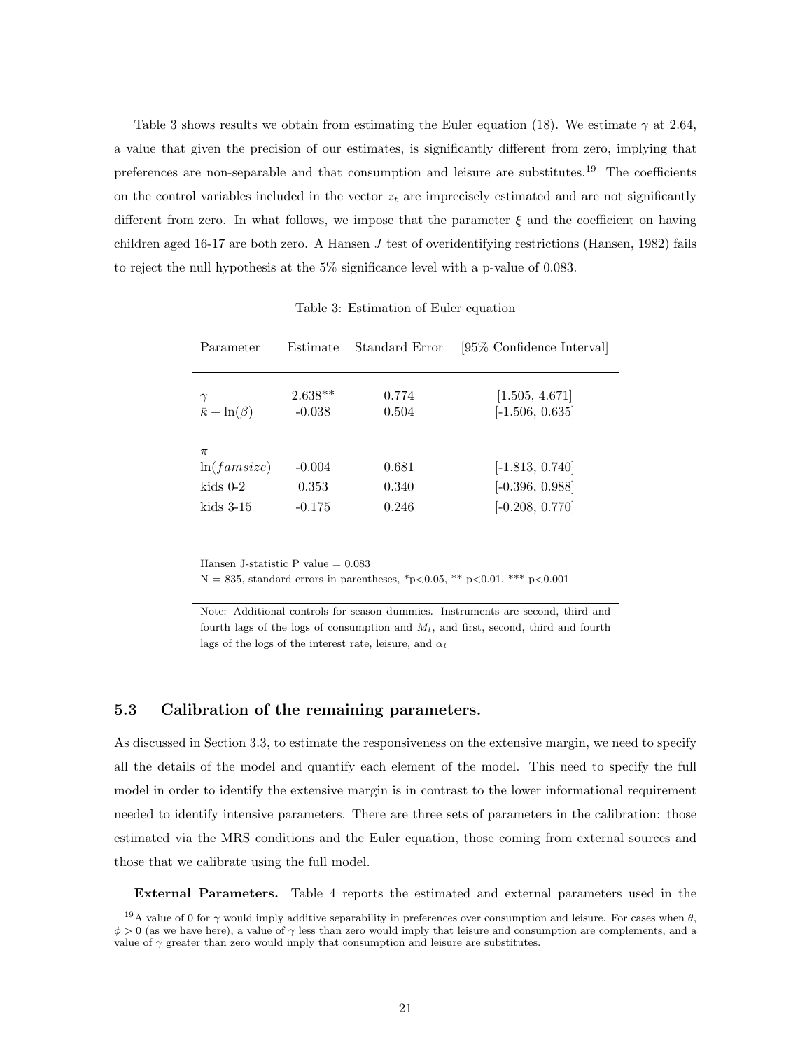Table 3 shows results we obtain from estimating the Euler equation (18). We estimate $\gamma$ at 2.64, a value that given the precision of our estimates, is significantly different from zero, implying that preferences are non-separable and that consumption and leisure are substitutes.[19] The coefficients on the control variables included in the vector $z_t$ are imprecisely estimated and are not significantly different from zero. In what follows, we impose that the parameter $\xi$ and the coefficient on having children aged 16-17 are both zero. A Hansen $J$ test of overidentifying restrictions (Hansen, 1982) fails to reject the null hypothesis at the 5% significance level with a p-value of 0.083.

Table 3: Estimation of Euler equation

| Parameter | Estimate | Standard Error | [95% Confidence Interval] |
|---|---|---|---|
| $\gamma$ | 2.638** | 0.774 | [1.505, 4.671] |
| $\bar{\kappa} + \ln(\beta)$ | -0.038 | 0.504 | [-1.506, 0.635] |
| $\pi$ | | | |
| $\ln(famsize)$ | -0.004 | 0.681 | [-1.813, 0.740] |
| kids 0-2 | 0.353 | 0.340 | [-0.396, 0.988] |
| kids 3-15 | -0.175 | 0.246 | [-0.208, 0.770] |

Hansen J-statistic P value = 0.083

N = 835, standard errors in parentheses, *p<0.05, ** p<0.01, *** p<0.001

Note: Additional controls for season dummies. Instruments are second, third and fourth lags of the logs of consumption and $M_t$, and first, second, third and fourth lags of the logs of the interest rate, leisure, and $\alpha_t$

### 5.3 Calibration of the remaining parameters.

As discussed in Section 3.3, to estimate the responsiveness on the extensive margin, we need to specify all the details of the model and quantify each element of the model. This need to specify the full model in order to identify the extensive margin is in contrast to the lower informational requirement needed to identify intensive parameters. There are three sets of parameters in the calibration: those estimated via the MRS conditions and the Euler equation, those coming from external sources and those that we calibrate using the full model.

**External Parameters.** Table 4 reports the estimated and external parameters used in the

[19] A value of 0 for $\gamma$ would imply additive separability in preferences over consumption and leisure. For cases when $\theta$, $\phi > 0$ (as we have here), a value of $\gamma$ less than zero would imply that leisure and consumption are complements, and a value of $\gamma$ greater than zero would imply that consumption and leisure are substitutes.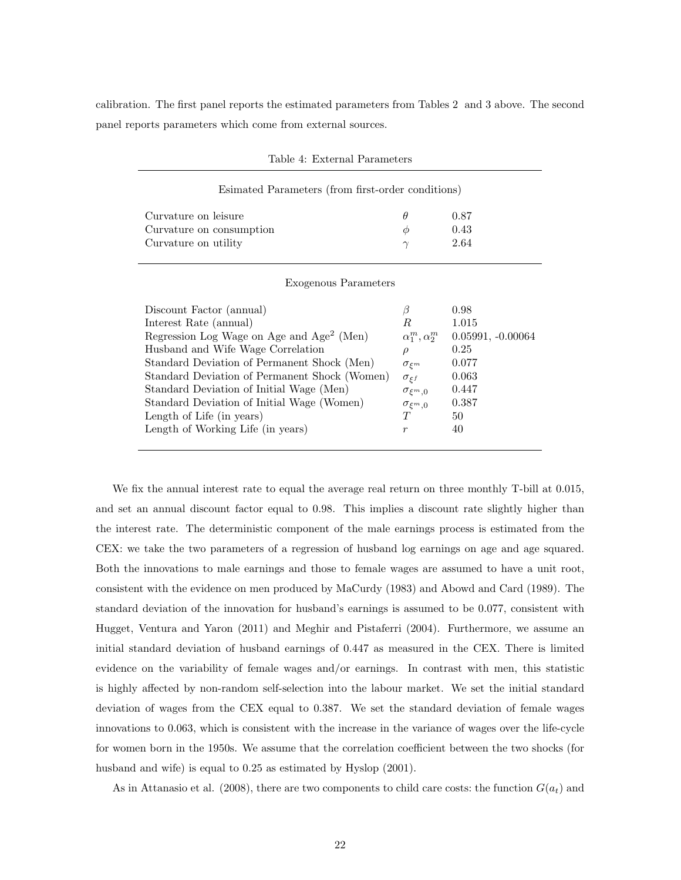calibration. The first panel reports the estimated parameters from Tables 2 and 3 above. The second panel reports parameters which come from external sources.

Table 4: External Parameters

| Esimated Parameters (from first-order conditions) | | |
|---|---|---|
| Curvature on leisure | $\theta$ | 0.87 |
| Curvature on consumption | $\phi$ | 0.43 |
| Curvature on utility | $\gamma$ | 2.64 |
| **Exogenous Parameters** | | |
| Discount Factor (annual) | $\beta$ | 0.98 |
| Interest Rate (annual) | $R$ | 1.015 |
| Regression Log Wage on Age and Age$^2$ (Men) | $\alpha_1^m, \alpha_2^m$ | 0.05991, -0.00064 |
| Husband and Wife Wage Correlation | $\rho$ | 0.25 |
| Standard Deviation of Permanent Shock (Men) | $\sigma_{\xi^m}$ | 0.077 |
| Standard Deviation of Permanent Shock (Women) | $\sigma_{\xi^f}$ | 0.063 |
| Standard Deviation of Initial Wage (Men) | $\sigma_{\xi^m,0}$ | 0.447 |
| Standard Deviation of Initial Wage (Women) | $\sigma_{\xi^m,0}$ | 0.387 |
| Length of Life (in years) | $T$ | 50 |
| Length of Working Life (in years) | $r$ | 40 |

We fix the annual interest rate to equal the average real return on three monthly T-bill at 0.015, and set an annual discount factor equal to 0.98. This implies a discount rate slightly higher than the interest rate. The deterministic component of the male earnings process is estimated from the CEX: we take the two parameters of a regression of husband log earnings on age and age squared. Both the innovations to male earnings and those to female wages are assumed to have a unit root, consistent with the evidence on men produced by MaCurdy (1983) and Abowd and Card (1989). The standard deviation of the innovation for husband's earnings is assumed to be 0.077, consistent with Hugget, Ventura and Yaron (2011) and Meghir and Pistaferri (2004). Furthermore, we assume an initial standard deviation of husband earnings of 0.447 as measured in the CEX. There is limited evidence on the variability of female wages and/or earnings. In contrast with men, this statistic is highly affected by non-random self-selection into the labour market. We set the initial standard deviation of wages from the CEX equal to 0.387. We set the standard deviation of female wages innovations to 0.063, which is consistent with the increase in the variance of wages over the life-cycle for women born in the 1950s. We assume that the correlation coefficient between the two shocks (for husband and wife) is equal to 0.25 as estimated by Hyslop (2001).

As in Attanasio et al. (2008), there are two components to child care costs: the function $G(a_t)$ and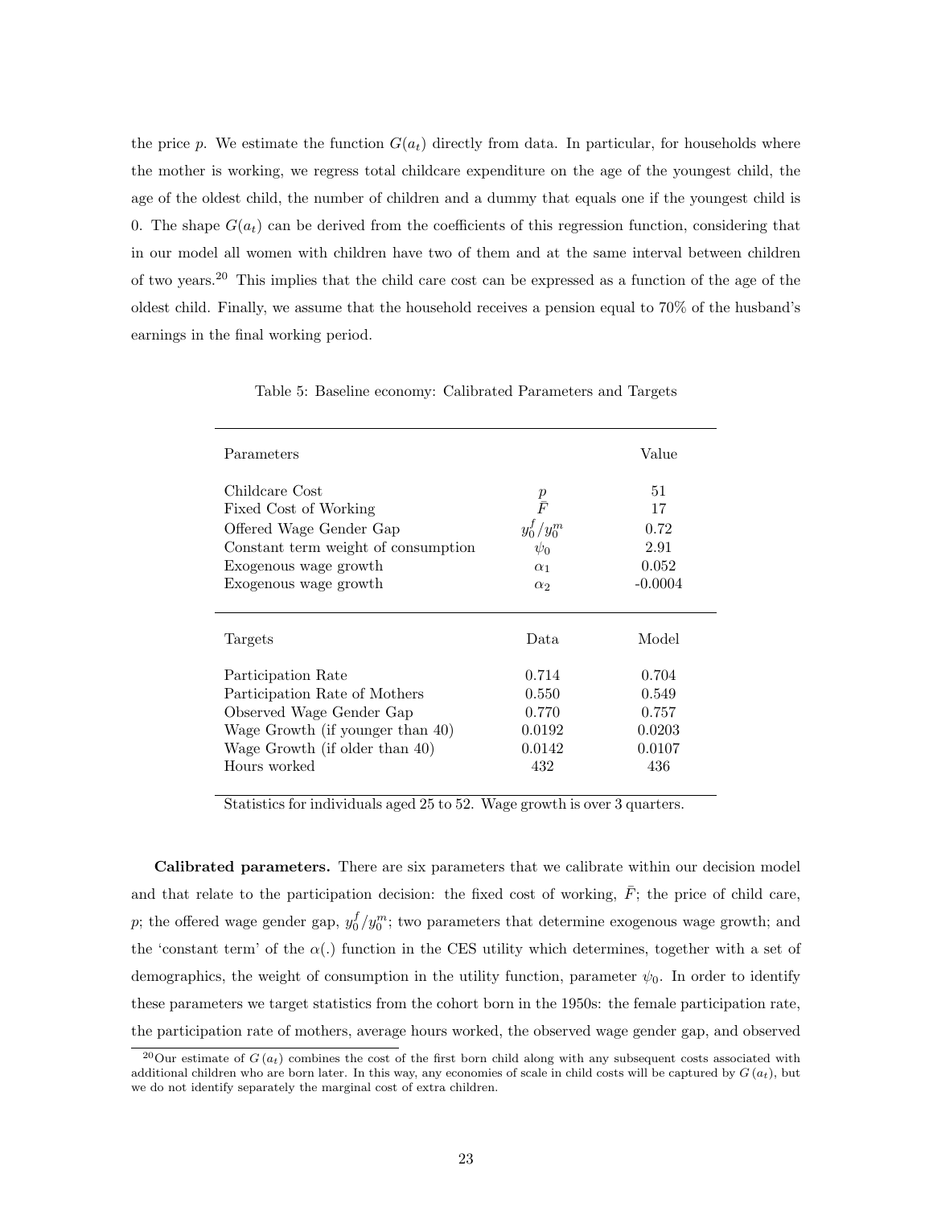the price $p$. We estimate the function $G(a_t)$ directly from data. In particular, for households where the mother is working, we regress total childcare expenditure on the age of the youngest child, the age of the oldest child, the number of children and a dummy that equals one if the youngest child is 0. The shape $G(a_t)$ can be derived from the coefficients of this regression function, considering that in our model all women with children have two of them and at the same interval between children of two years.[20] This implies that the child care cost can be expressed as a function of the age of the oldest child. Finally, we assume that the household receives a pension equal to 70% of the husband's earnings in the final working period.

Table 5: Baseline economy: Calibrated Parameters and Targets

| Parameters | | Value |
|---|---|---|
| Childcare Cost | $p$ | 51 |
| Fixed Cost of Working | $\bar{F}$ | 17 |
| Offered Wage Gender Gap | $y_0^f/y_0^m$ | 0.72 |
| Constant term weight of consumption | $\psi_0$ | 2.91 |
| Exogenous wage growth | $\alpha_1$ | 0.052 |
| Exogenous wage growth | $\alpha_2$ | -0.0004 |
| **Targets** | **Data** | **Model** |
| Participation Rate | 0.714 | 0.704 |
| Participation Rate of Mothers | 0.550 | 0.549 |
| Observed Wage Gender Gap | 0.770 | 0.757 |
| Wage Growth (if younger than 40) | 0.0192 | 0.0203 |
| Wage Growth (if older than 40) | 0.0142 | 0.0107 |
| Hours worked | 432 | 436 |

Statistics for individuals aged 25 to 52. Wage growth is over 3 quarters.

**Calibrated parameters.** There are six parameters that we calibrate within our decision model and that relate to the participation decision: the fixed cost of working, $\bar{F}$; the price of child care, $p$; the offered wage gender gap, $y_0^f/y_0^m$; two parameters that determine exogenous wage growth; and the 'constant term' of the $\alpha(.)$ function in the CES utility which determines, together with a set of demographics, the weight of consumption in the utility function, parameter $\psi_0$. In order to identify these parameters we target statistics from the cohort born in the 1950s: the female participation rate, the participation rate of mothers, average hours worked, the observed wage gender gap, and observed

[20] Our estimate of $G(a_t)$ combines the cost of the first born child along with any subsequent costs associated with additional children who are born later. In this way, any economies of scale in child costs will be captured by $G(a_t)$, but we do not identify separately the marginal cost of extra children.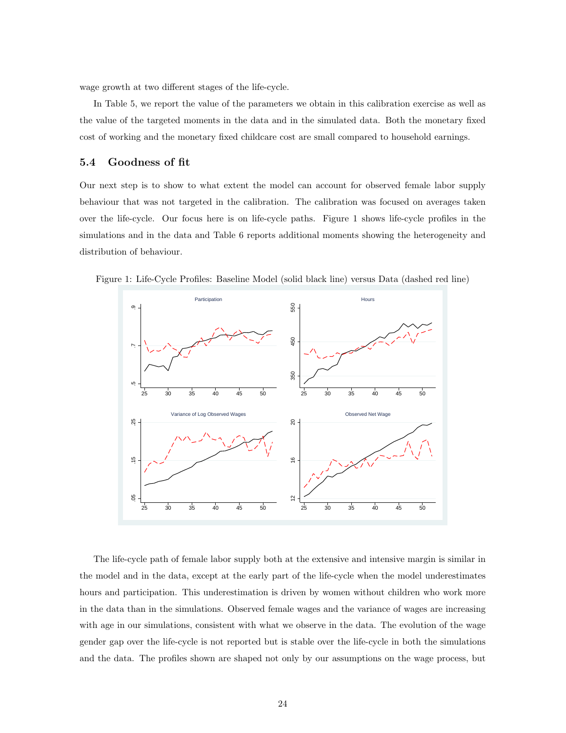wage growth at two different stages of the life-cycle.

In Table 5, we report the value of the parameters we obtain in this calibration exercise as well as the value of the targeted moments in the data and in the simulated data. Both the monetary fixed cost of working and the monetary fixed childcare cost are small compared to household earnings.

## 5.4 Goodness of fit

Our next step is to show to what extent the model can account for observed female labor supply behaviour that was not targeted in the calibration. The calibration was focused on averages taken over the life-cycle. Our focus here is on life-cycle paths. Figure 1 shows life-cycle profiles in the simulations and in the data and Table 6 reports additional moments showing the heterogeneity and distribution of behaviour.

Figure 1: Life-Cycle Profiles: Baseline Model (solid black line) versus Data (dashed red line)

The life-cycle path of female labor supply both at the extensive and intensive margin is similar in the model and in the data, except at the early part of the life-cycle when the model underestimates hours and participation. This underestimation is driven by women without children who work more in the data than in the simulations. Observed female wages and the variance of wages are increasing with age in our simulations, consistent with what we observe in the data. The evolution of the wage gender gap over the life-cycle is not reported but is stable over the life-cycle in both the simulations and the data. The profiles shown are shaped not only by our assumptions on the wage process, but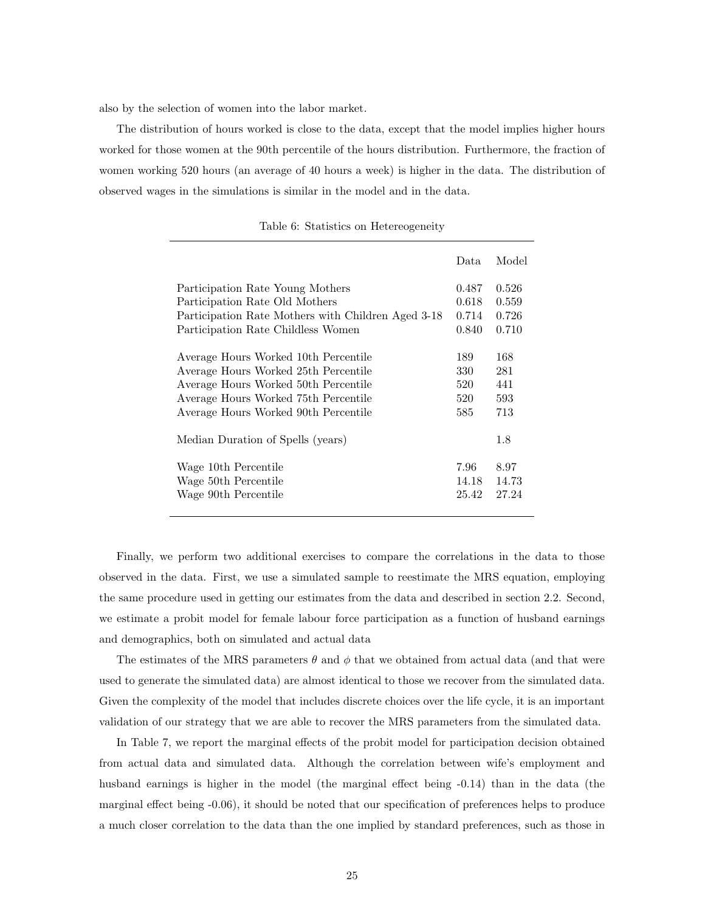also by the selection of women into the labor market.

The distribution of hours worked is close to the data, except that the model implies higher hours worked for those women at the 90th percentile of the hours distribution. Furthermore, the fraction of women working 520 hours (an average of 40 hours a week) is higher in the data. The distribution of observed wages in the simulations is similar in the model and in the data.

Table 6: Statistics on Hetereogeneity

| | Data | Model |
|---|---|---|
| Participation Rate Young Mothers | 0.487 | 0.526 |
| Participation Rate Old Mothers | 0.618 | 0.559 |
| Participation Rate Mothers with Children Aged 3-18 | 0.714 | 0.726 |
| Participation Rate Childless Women | 0.840 | 0.710 |
| | | |
| Average Hours Worked 10th Percentile | 189 | 168 |
| Average Hours Worked 25th Percentile | 330 | 281 |
| Average Hours Worked 50th Percentile | 520 | 441 |
| Average Hours Worked 75th Percentile | 520 | 593 |
| Average Hours Worked 90th Percentile | 585 | 713 |
| | | |
| Median Duration of Spells (years) | | 1.8 |
| | | |
| Wage 10th Percentile | 7.96 | 8.97 |
| Wage 50th Percentile | 14.18 | 14.73 |
| Wage 90th Percentile | 25.42 | 27.24 |

Finally, we perform two additional exercises to compare the correlations in the data to those observed in the data. First, we use a simulated sample to reestimate the MRS equation, employing the same procedure used in getting our estimates from the data and described in section 2.2. Second, we estimate a probit model for female labour force participation as a function of husband earnings and demographics, both on simulated and actual data

The estimates of the MRS parameters $\theta$ and $\phi$ that we obtained from actual data (and that were used to generate the simulated data) are almost identical to those we recover from the simulated data. Given the complexity of the model that includes discrete choices over the life cycle, it is an important validation of our strategy that we are able to recover the MRS parameters from the simulated data.

In Table 7, we report the marginal effects of the probit model for participation decision obtained from actual data and simulated data. Although the correlation between wife's employment and husband earnings is higher in the model (the marginal effect being -0.14) than in the data (the marginal effect being -0.06), it should be noted that our specification of preferences helps to produce a much closer correlation to the data than the one implied by standard preferences, such as those in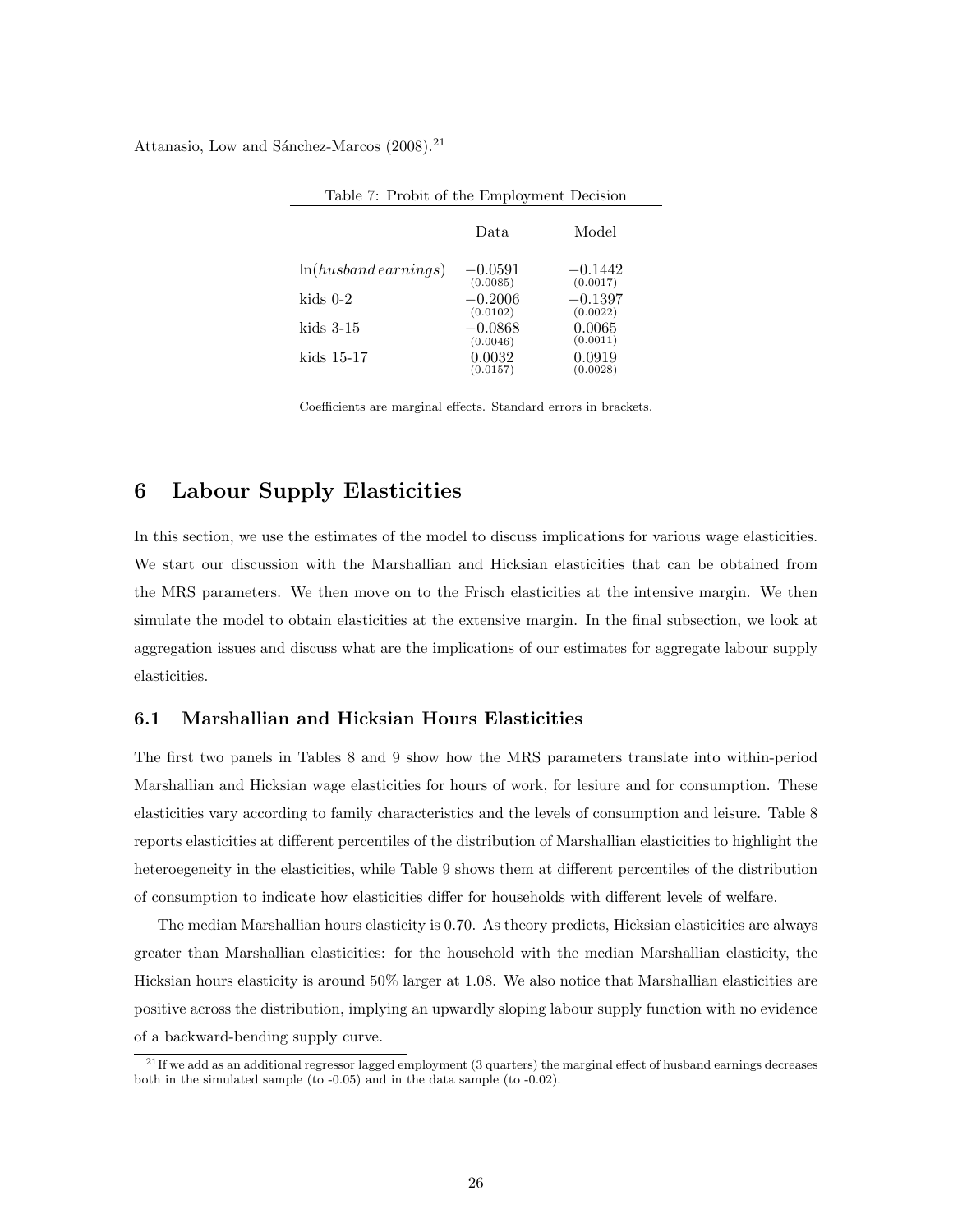Attanasio, Low and Sánchez-Marcos (2008).[21]

Table 7: Probit of the Employment Decision

| | Data | Model |
|---|---|---|
| $\ln(husband\,earnings)$ | $-0.0591$ (0.0085) | $-0.1442$ (0.0017) |
| kids 0-2 | $-0.2006$ (0.0102) | $-0.1397$ (0.0022) |
| kids 3-15 | $-0.0868$ (0.0046) | 0.0065 (0.0011) |
| kids 15-17 | 0.0032 (0.0157) | 0.0919 (0.0028) |

Coefficients are marginal effects. Standard errors in brackets.

## 6 Labour Supply Elasticities

In this section, we use the estimates of the model to discuss implications for various wage elasticities. We start our discussion with the Marshallian and Hicksian elasticities that can be obtained from the MRS parameters. We then move on to the Frisch elasticities at the intensive margin. We then simulate the model to obtain elasticities at the extensive margin. In the final subsection, we look at aggregation issues and discuss what are the implications of our estimates for aggregate labour supply elasticities.

### 6.1 Marshallian and Hicksian Hours Elasticities

The first two panels in Tables 8 and 9 show how the MRS parameters translate into within-period Marshallian and Hicksian wage elasticities for hours of work, for lesiure and for consumption. These elasticities vary according to family characteristics and the levels of consumption and leisure. Table 8 reports elasticities at different percentiles of the distribution of Marshallian elasticities to highlight the heteroegeneity in the elasticities, while Table 9 shows them at different percentiles of the distribution of consumption to indicate how elasticities differ for households with different levels of welfare.

The median Marshallian hours elasticity is 0.70. As theory predicts, Hicksian elasticities are always greater than Marshallian elasticities: for the household with the median Marshallian elasticity, the Hicksian hours elasticity is around 50% larger at 1.08. We also notice that Marshallian elasticities are positive across the distribution, implying an upwardly sloping labour supply function with no evidence of a backward-bending supply curve.

[21] If we add as an additional regressor lagged employment (3 quarters) the marginal effect of husband earnings decreases both in the simulated sample (to -0.05) and in the data sample (to -0.02).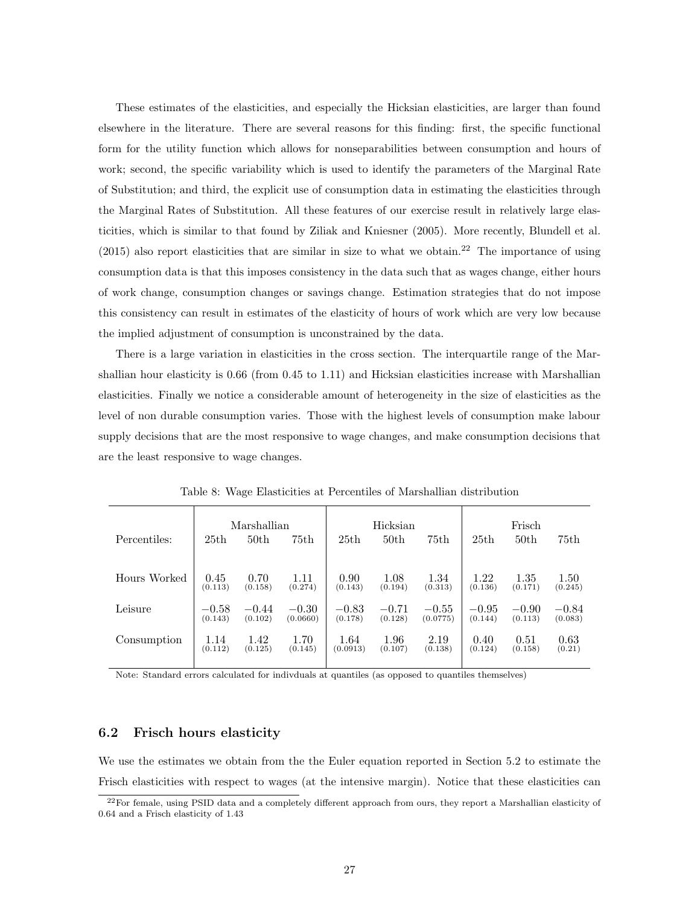These estimates of the elasticities, and especially the Hicksian elasticities, are larger than found elsewhere in the literature. There are several reasons for this finding: first, the specific functional form for the utility function which allows for nonseparabilities between consumption and hours of work; second, the specific variability which is used to identify the parameters of the Marginal Rate of Substitution; and third, the explicit use of consumption data in estimating the elasticities through the Marginal Rates of Substitution. All these features of our exercise result in relatively large elasticities, which is similar to that found by Ziliak and Kniesner (2005). More recently, Blundell et al. (2015) also report elasticities that are similar in size to what we obtain.[22] The importance of using consumption data is that this imposes consistency in the data such that as wages change, either hours of work change, consumption changes or savings change. Estimation strategies that do not impose this consistency can result in estimates of the elasticity of hours of work which are very low because the implied adjustment of consumption is unconstrained by the data.

There is a large variation in elasticities in the cross section. The interquartile range of the Marshallian hour elasticity is 0.66 (from 0.45 to 1.11) and Hicksian elasticities increase with Marshallian elasticities. Finally we notice a considerable amount of heterogeneity in the size of elasticities as the level of non durable consumption varies. Those with the highest levels of consumption make labour supply decisions that are the most responsive to wage changes, and make consumption decisions that are the least responsive to wage changes.

Table 8: Wage Elasticities at Percentiles of Marshallian distribution

| | Marshallian | | | Hicksian | | | Frisch | | |
|---|---|---|---|---|---|---|---|---|---|
| Percentiles: | 25th | 50th | 75th | 25th | 50th | 75th | 25th | 50th | 75th |
| Hours Worked | 0.45 (0.113) | 0.70 (0.158) | 1.11 (0.274) | 0.90 (0.143) | 1.08 (0.194) | 1.34 (0.313) | 1.22 (0.136) | 1.35 (0.171) | 1.50 (0.245) |
| Leisure | −0.58 (0.143) | −0.44 (0.102) | −0.30 (0.0660) | −0.83 (0.178) | −0.71 (0.128) | −0.55 (0.0775) | −0.95 (0.144) | −0.90 (0.113) | −0.84 (0.083) |
| Consumption | 1.14 (0.112) | 1.42 (0.125) | 1.70 (0.145) | 1.64 (0.0913) | 1.96 (0.107) | 2.19 (0.138) | 0.40 (0.124) | 0.51 (0.158) | 0.63 (0.21) |

Note: Standard errors calculated for indivduals at quantiles (as opposed to quantiles themselves)

### 6.2 Frisch hours elasticity

We use the estimates we obtain from the the Euler equation reported in Section 5.2 to estimate the Frisch elasticities with respect to wages (at the intensive margin). Notice that these elasticities can

[22] For female, using PSID data and a completely different approach from ours, they report a Marshallian elasticity of 0.64 and a Frisch elasticity of 1.43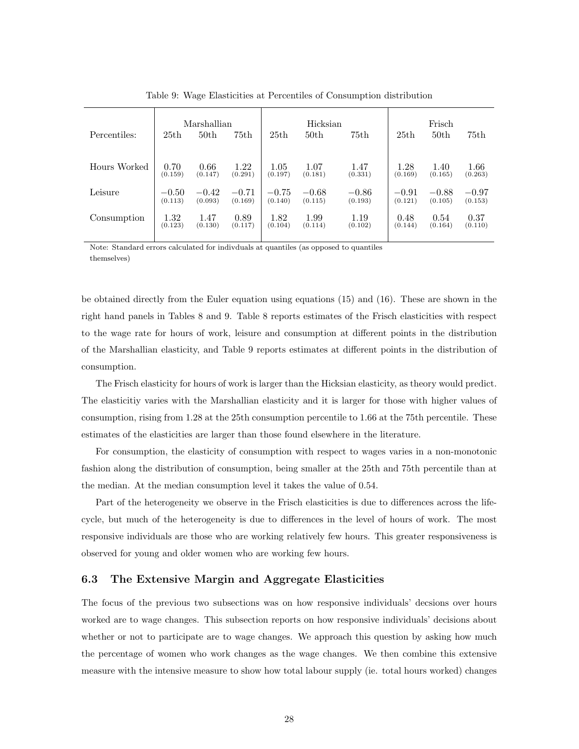Table 9: Wage Elasticities at Percentiles of Consumption distribution

| | Marshallian | | | Hicksian | | | Frisch | | |
|---|---|---|---|---|---|---|---|---|---|
| Percentiles: | 25th | 50th | 75th | 25th | 50th | 75th | 25th | 50th | 75th |
| Hours Worked | 0.70 (0.159) | 0.66 (0.147) | 1.22 (0.291) | 1.05 (0.197) | 1.07 (0.181) | 1.47 (0.331) | 1.28 (0.169) | 1.40 (0.165) | 1.66 (0.263) |
| Leisure | −0.50 (0.113) | −0.42 (0.093) | −0.71 (0.169) | −0.75 (0.140) | −0.68 (0.115) | −0.86 (0.193) | −0.91 (0.121) | −0.88 (0.105) | −0.97 (0.153) |
| Consumption | 1.32 (0.123) | 1.47 (0.130) | 0.89 (0.117) | 1.82 (0.104) | 1.99 (0.114) | 1.19 (0.102) | 0.48 (0.144) | 0.54 (0.164) | 0.37 (0.110) |

Note: Standard errors calculated for indivduals at quantiles (as opposed to quantiles themselves)

be obtained directly from the Euler equation using equations (15) and (16). These are shown in the right hand panels in Tables 8 and 9. Table 8 reports estimates of the Frisch elasticities with respect to the wage rate for hours of work, leisure and consumption at different points in the distribution of the Marshallian elasticity, and Table 9 reports estimates at different points in the distribution of consumption.

The Frisch elasticity for hours of work is larger than the Hicksian elasticity, as theory would predict. The elasticitiy varies with the Marshallian elasticity and it is larger for those with higher values of consumption, rising from 1.28 at the 25th consumption percentile to 1.66 at the 75th percentile. These estimates of the elasticities are larger than those found elsewhere in the literature.

For consumption, the elasticity of consumption with respect to wages varies in a non-monotonic fashion along the distribution of consumption, being smaller at the 25th and 75th percentile than at the median. At the median consumption level it takes the value of 0.54.

Part of the heterogeneity we observe in the Frisch elasticities is due to differences across the life-cycle, but much of the heterogeneity is due to differences in the level of hours of work. The most responsive individuals are those who are working relatively few hours. This greater responsiveness is observed for young and older women who are working few hours.

### 6.3 The Extensive Margin and Aggregate Elasticities

The focus of the previous two subsections was on how responsive individuals' decsions over hours worked are to wage changes. This subsection reports on how responsive individuals' decisions about whether or not to participate are to wage changes. We approach this question by asking how much the percentage of women who work changes as the wage changes. We then combine this extensive measure with the intensive measure to show how total labour supply (ie. total hours worked) changes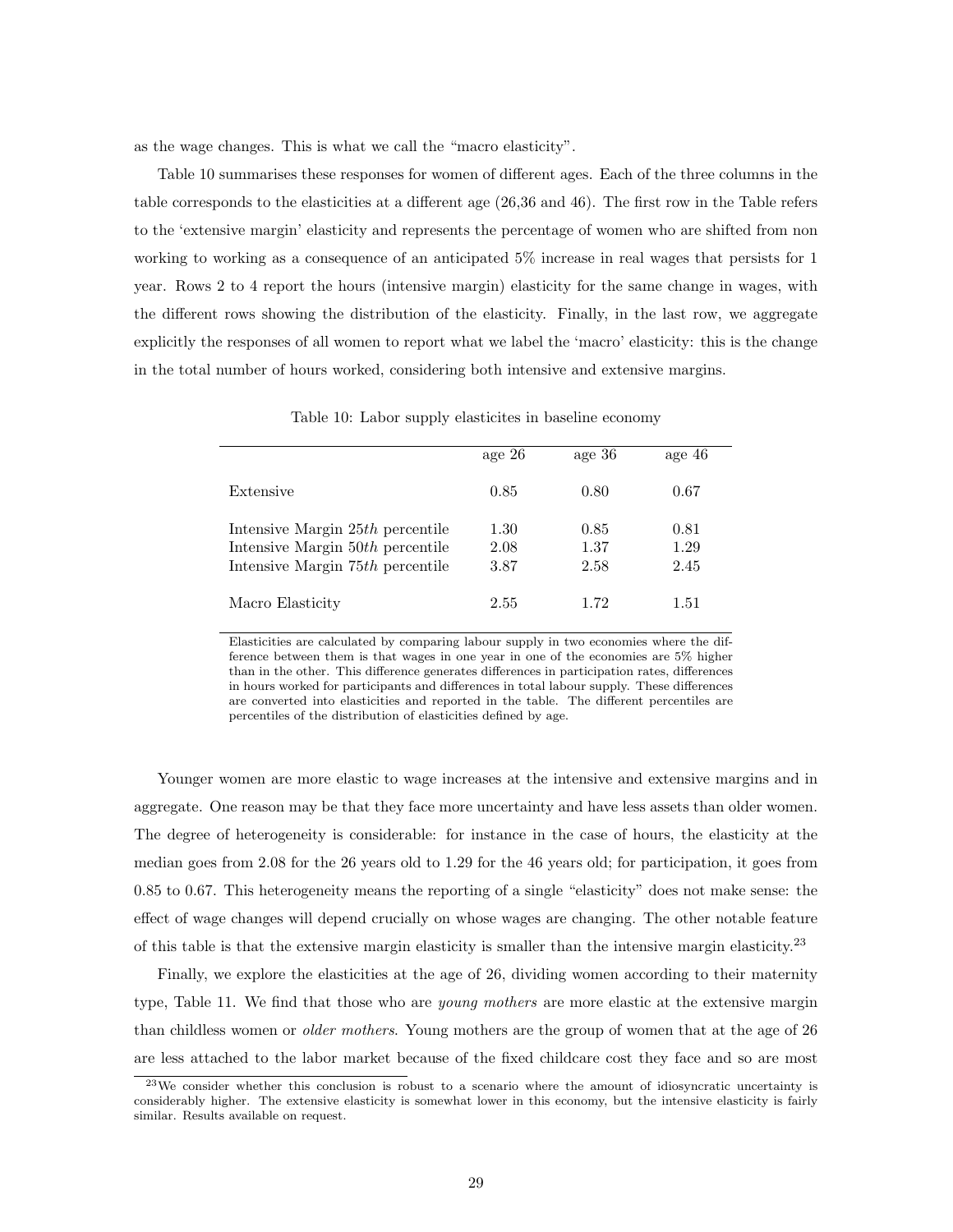as the wage changes. This is what we call the "macro elasticity".

Table 10 summarises these responses for women of different ages. Each of the three columns in the table corresponds to the elasticities at a different age (26,36 and 46). The first row in the Table refers to the 'extensive margin' elasticity and represents the percentage of women who are shifted from non working to working as a consequence of an anticipated 5% increase in real wages that persists for 1 year. Rows 2 to 4 report the hours (intensive margin) elasticity for the same change in wages, with the different rows showing the distribution of the elasticity. Finally, in the last row, we aggregate explicitly the responses of all women to report what we label the 'macro' elasticity: this is the change in the total number of hours worked, considering both intensive and extensive margins.

Table 10: Labor supply elasticites in baseline economy

| | age 26 | age 36 | age 46 |
|---|---|---|---|
| Extensive | 0.85 | 0.80 | 0.67 |
| Intensive Margin 25*th* percentile | 1.30 | 0.85 | 0.81 |
| Intensive Margin 50*th* percentile | 2.08 | 1.37 | 1.29 |
| Intensive Margin 75*th* percentile | 3.87 | 2.58 | 2.45 |
| Macro Elasticity | 2.55 | 1.72 | 1.51 |

Elasticities are calculated by comparing labour supply in two economies where the difference between them is that wages in one year in one of the economies are 5% higher than in the other. This difference generates differences in participation rates, differences in hours worked for participants and differences in total labour supply. These differences are converted into elasticities and reported in the table. The different percentiles are percentiles of the distribution of elasticities defined by age.

Younger women are more elastic to wage increases at the intensive and extensive margins and in aggregate. One reason may be that they face more uncertainty and have less assets than older women. The degree of heterogeneity is considerable: for instance in the case of hours, the elasticity at the median goes from 2.08 for the 26 years old to 1.29 for the 46 years old; for participation, it goes from 0.85 to 0.67. This heterogeneity means the reporting of a single "elasticity" does not make sense: the effect of wage changes will depend crucially on whose wages are changing. The other notable feature of this table is that the extensive margin elasticity is smaller than the intensive margin elasticity.[23]

Finally, we explore the elasticities at the age of 26, dividing women according to their maternity type, Table 11. We find that those who are *young mothers* are more elastic at the extensive margin than childless women or *older mothers*. Young mothers are the group of women that at the age of 26 are less attached to the labor market because of the fixed childcare cost they face and so are most

[23]We consider whether this conclusion is robust to a scenario where the amount of idiosyncratic uncertainty is considerably higher. The extensive elasticity is somewhat lower in this economy, but the intensive elasticity is fairly similar. Results available on request.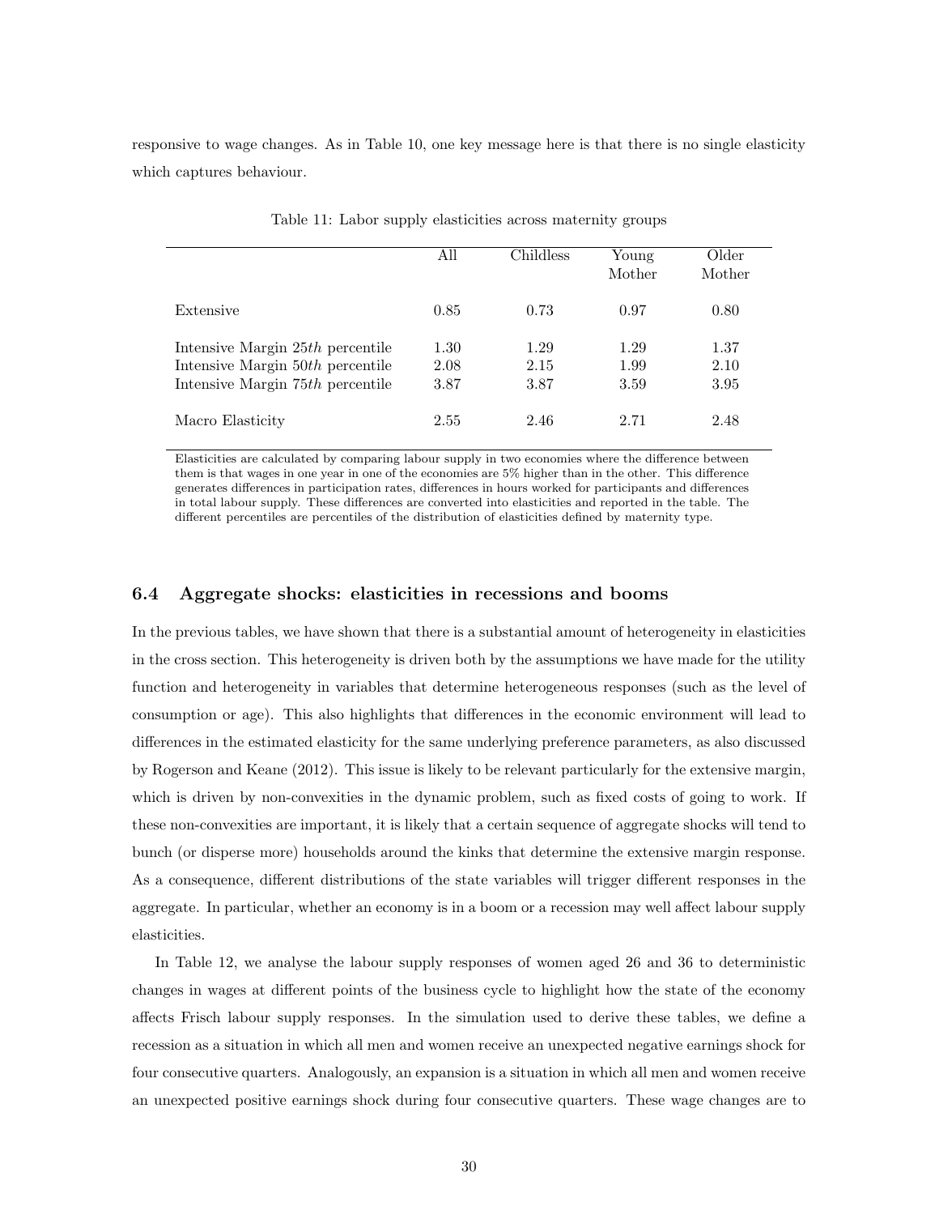responsive to wage changes. As in Table 10, one key message here is that there is no single elasticity which captures behaviour.

Table 11: Labor supply elasticities across maternity groups

| | All | Childless | Young Mother | Older Mother |
|---|---|---|---|---|
| Extensive | 0.85 | 0.73 | 0.97 | 0.80 |
| Intensive Margin 25*th* percentile | 1.30 | 1.29 | 1.29 | 1.37 |
| Intensive Margin 50*th* percentile | 2.08 | 2.15 | 1.99 | 2.10 |
| Intensive Margin 75*th* percentile | 3.87 | 3.87 | 3.59 | 3.95 |
| Macro Elasticity | 2.55 | 2.46 | 2.71 | 2.48 |

Elasticities are calculated by comparing labour supply in two economies where the difference between them is that wages in one year in one of the economies are 5% higher than in the other. This difference generates differences in participation rates, differences in hours worked for participants and differences in total labour supply. These differences are converted into elasticities and reported in the table. The different percentiles are percentiles of the distribution of elasticities defined by maternity type.

### 6.4 Aggregate shocks: elasticities in recessions and booms

In the previous tables, we have shown that there is a substantial amount of heterogeneity in elasticities in the cross section. This heterogeneity is driven both by the assumptions we have made for the utility function and heterogeneity in variables that determine heterogeneous responses (such as the level of consumption or age). This also highlights that differences in the economic environment will lead to differences in the estimated elasticity for the same underlying preference parameters, as also discussed by Rogerson and Keane (2012). This issue is likely to be relevant particularly for the extensive margin, which is driven by non-convexities in the dynamic problem, such as fixed costs of going to work. If these non-convexities are important, it is likely that a certain sequence of aggregate shocks will tend to bunch (or disperse more) households around the kinks that determine the extensive margin response. As a consequence, different distributions of the state variables will trigger different responses in the aggregate. In particular, whether an economy is in a boom or a recession may well affect labour supply elasticities.

In Table 12, we analyse the labour supply responses of women aged 26 and 36 to deterministic changes in wages at different points of the business cycle to highlight how the state of the economy affects Frisch labour supply responses. In the simulation used to derive these tables, we define a recession as a situation in which all men and women receive an unexpected negative earnings shock for four consecutive quarters. Analogously, an expansion is a situation in which all men and women receive an unexpected positive earnings shock during four consecutive quarters. These wage changes are to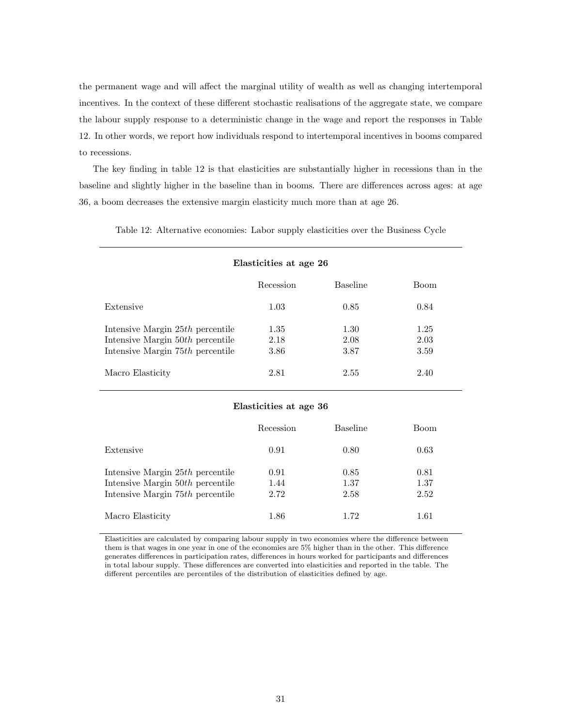the permanent wage and will affect the marginal utility of wealth as well as changing intertemporal incentives. In the context of these different stochastic realisations of the aggregate state, we compare the labour supply response to a deterministic change in the wage and report the responses in Table 12. In other words, we report how individuals respond to intertemporal incentives in booms compared to recessions.

The key finding in table 12 is that elasticities are substantially higher in recessions than in the baseline and slightly higher in the baseline than in booms. There are differences across ages: at age 36, a boom decreases the extensive margin elasticity much more than at age 26.

Table 12: Alternative economies: Labor supply elasticities over the Business Cycle

| **Elasticities at age 26** | | | |
|---|---|---|---|
| | Recession | Baseline | Boom |
| Extensive | 1.03 | 0.85 | 0.84 |
| Intensive Margin 25*th* percentile | 1.35 | 1.30 | 1.25 |
| Intensive Margin 50*th* percentile | 2.18 | 2.08 | 2.03 |
| Intensive Margin 75*th* percentile | 3.86 | 3.87 | 3.59 |
| Macro Elasticity | 2.81 | 2.55 | 2.40 |
| **Elasticities at age 36** | | | |
| | Recession | Baseline | Boom |
| Extensive | 0.91 | 0.80 | 0.63 |
| Intensive Margin 25*th* percentile | 0.91 | 0.85 | 0.81 |
| Intensive Margin 50*th* percentile | 1.44 | 1.37 | 1.37 |
| Intensive Margin 75*th* percentile | 2.72 | 2.58 | 2.52 |
| Macro Elasticity | 1.86 | 1.72 | 1.61 |

Elasticities are calculated by comparing labour supply in two economies where the difference between them is that wages in one year in one of the economies are 5% higher than in the other. This difference generates differences in participation rates, differences in hours worked for participants and differences in total labour supply. These differences are converted into elasticities and reported in the table. The different percentiles are percentiles of the distribution of elasticities defined by age.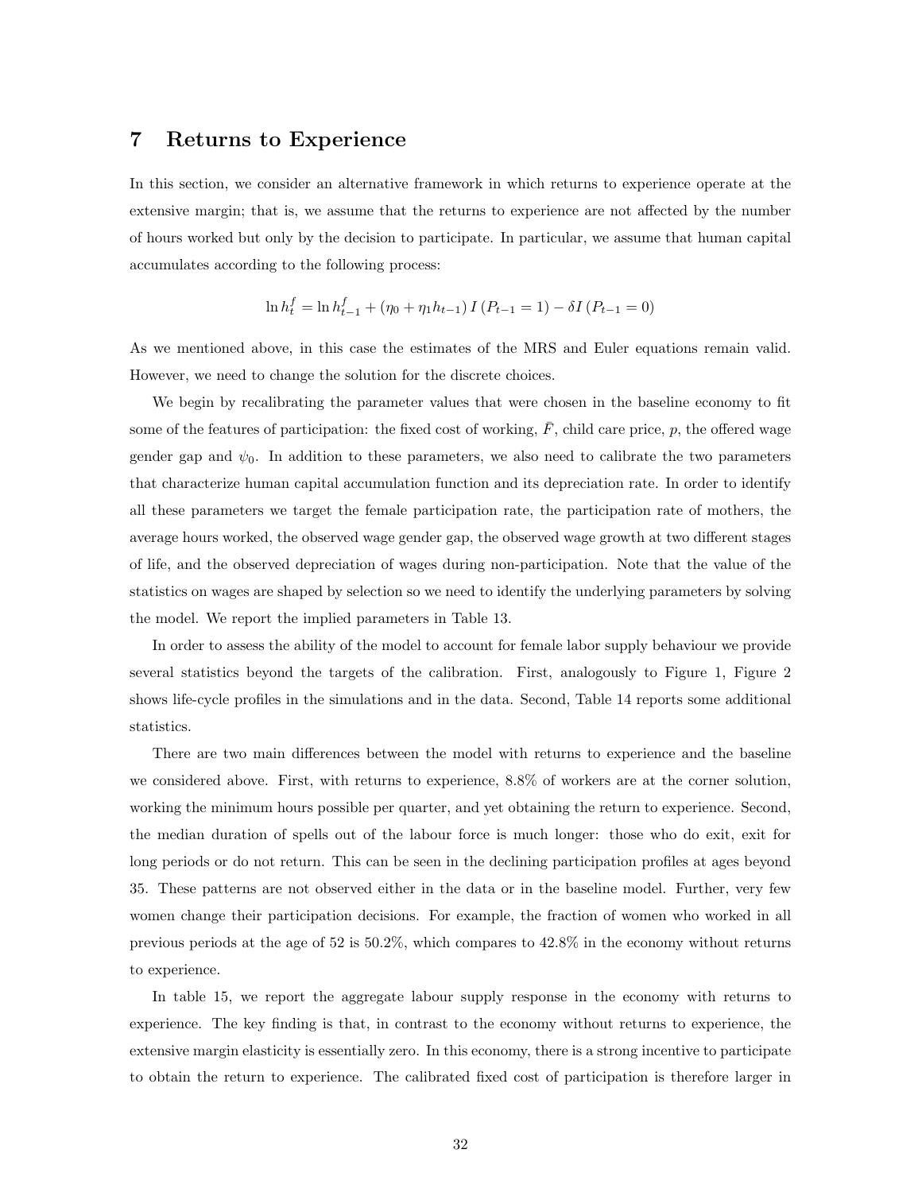## 7 Returns to Experience

In this section, we consider an alternative framework in which returns to experience operate at the extensive margin; that is, we assume that the returns to experience are not affected by the number of hours worked but only by the decision to participate. In particular, we assume that human capital accumulates according to the following process:

$$\ln h_t^f = \ln h_{t-1}^f + (\eta_0 + \eta_1 h_{t-1}) I(P_{t-1} = 1) - \delta I(P_{t-1} = 0)$$

As we mentioned above, in this case the estimates of the MRS and Euler equations remain valid. However, we need to change the solution for the discrete choices.

We begin by recalibrating the parameter values that were chosen in the baseline economy to fit some of the features of participation: the fixed cost of working, $\bar{F}$, child care price, $p$, the offered wage gender gap and $\psi_0$. In addition to these parameters, we also need to calibrate the two parameters that characterize human capital accumulation function and its depreciation rate. In order to identify all these parameters we target the female participation rate, the participation rate of mothers, the average hours worked, the observed wage gender gap, the observed wage growth at two different stages of life, and the observed depreciation of wages during non-participation. Note that the value of the statistics on wages are shaped by selection so we need to identify the underlying parameters by solving the model. We report the implied parameters in Table 13.

In order to assess the ability of the model to account for female labor supply behaviour we provide several statistics beyond the targets of the calibration. First, analogously to Figure 1, Figure 2 shows life-cycle profiles in the simulations and in the data. Second, Table 14 reports some additional statistics.

There are two main differences between the model with returns to experience and the baseline we considered above. First, with returns to experience, 8.8% of workers are at the corner solution, working the minimum hours possible per quarter, and yet obtaining the return to experience. Second, the median duration of spells out of the labour force is much longer: those who do exit, exit for long periods or do not return. This can be seen in the declining participation profiles at ages beyond 35. These patterns are not observed either in the data or in the baseline model. Further, very few women change their participation decisions. For example, the fraction of women who worked in all previous periods at the age of 52 is 50.2%, which compares to 42.8% in the economy without returns to experience.

In table 15, we report the aggregate labour supply response in the economy with returns to experience. The key finding is that, in contrast to the economy without returns to experience, the extensive margin elasticity is essentially zero. In this economy, there is a strong incentive to participate to obtain the return to experience. The calibrated fixed cost of participation is therefore larger in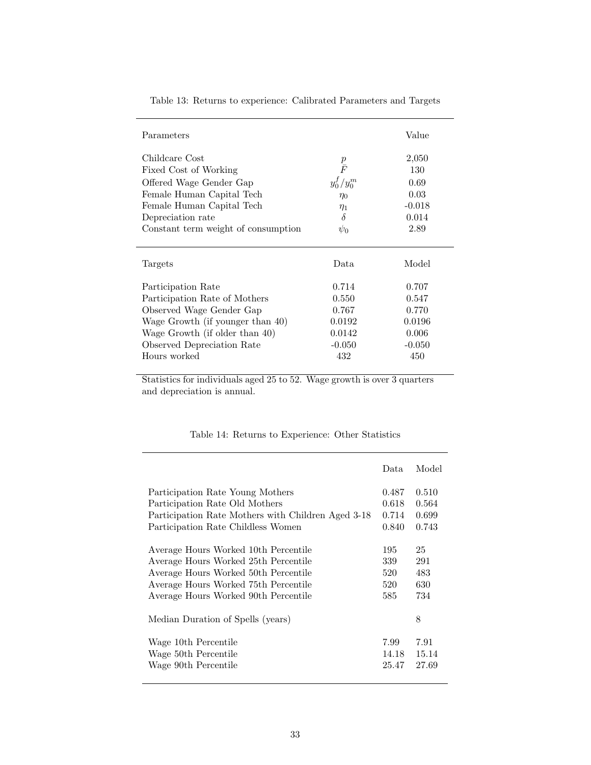Table 13: Returns to experience: Calibrated Parameters and Targets

| Parameters | | Value |
|---|---|---|
| Childcare Cost | $p$ | 2,050 |
| Fixed Cost of Working | $\bar{F}$ | 130 |
| Offered Wage Gender Gap | $y_0^f/y_0^m$ | 0.69 |
| Female Human Capital Tech | $\eta_0$ | 0.03 |
| Female Human Capital Tech | $\eta_1$ | -0.018 |
| Depreciation rate | $\delta$ | 0.014 |
| Constant term weight of consumption | $\psi_0$ | 2.89 |

| Targets | Data | Model |
|---|---|---|
| Participation Rate | 0.714 | 0.707 |
| Participation Rate of Mothers | 0.550 | 0.547 |
| Observed Wage Gender Gap | 0.767 | 0.770 |
| Wage Growth (if younger than 40) | 0.0192 | 0.0196 |
| Wage Growth (if older than 40) | 0.0142 | 0.006 |
| Observed Depreciation Rate | -0.050 | -0.050 |
| Hours worked | 432 | 450 |

Statistics for individuals aged 25 to 52. Wage growth is over 3 quarters and depreciation is annual.

Table 14: Returns to Experience: Other Statistics

| | Data | Model |
|---|---|---|
| Participation Rate Young Mothers | 0.487 | 0.510 |
| Participation Rate Old Mothers | 0.618 | 0.564 |
| Participation Rate Mothers with Children Aged 3-18 | 0.714 | 0.699 |
| Participation Rate Childless Women | 0.840 | 0.743 |
| Average Hours Worked 10th Percentile | 195 | 25 |
| Average Hours Worked 25th Percentile | 339 | 291 |
| Average Hours Worked 50th Percentile | 520 | 483 |
| Average Hours Worked 75th Percentile | 520 | 630 |
| Average Hours Worked 90th Percentile | 585 | 734 |
| Median Duration of Spells (years) | | 8 |
| Wage 10th Percentile | 7.99 | 7.91 |
| Wage 50th Percentile | 14.18 | 15.14 |
| Wage 90th Percentile | 25.47 | 27.69 |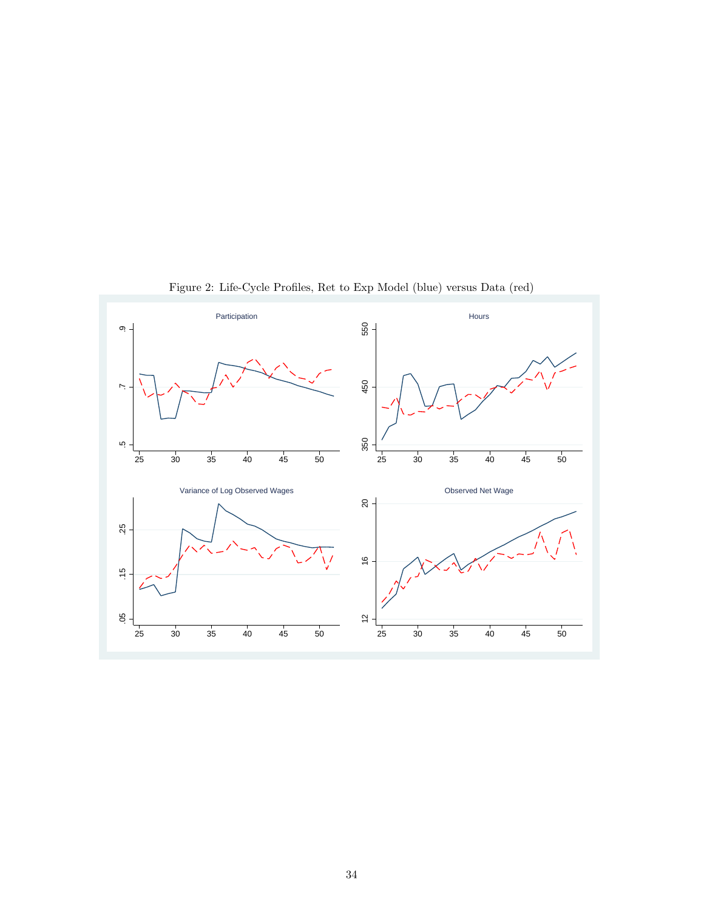Figure 2: Life-Cycle Profiles, Ret to Exp Model (blue) versus Data (red)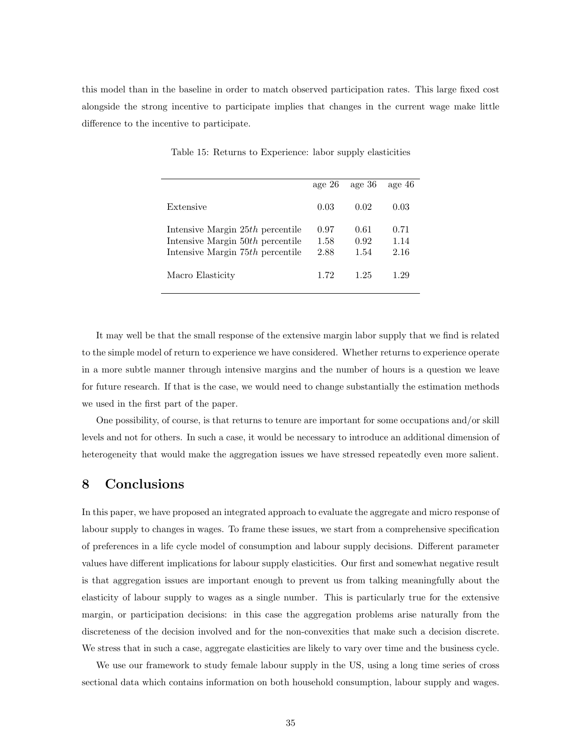this model than in the baseline in order to match observed participation rates. This large fixed cost alongside the strong incentive to participate implies that changes in the current wage make little difference to the incentive to participate.

Table 15: Returns to Experience: labor supply elasticities

| | age 26 | age 36 | age 46 |
|---|---|---|---|
| Extensive | 0.03 | 0.02 | 0.03 |
| Intensive Margin 25*th* percentile | 0.97 | 0.61 | 0.71 |
| Intensive Margin 50*th* percentile | 1.58 | 0.92 | 1.14 |
| Intensive Margin 75*th* percentile | 2.88 | 1.54 | 2.16 |
| Macro Elasticity | 1.72 | 1.25 | 1.29 |

It may well be that the small response of the extensive margin labor supply that we find is related to the simple model of return to experience we have considered. Whether returns to experience operate in a more subtle manner through intensive margins and the number of hours is a question we leave for future research. If that is the case, we would need to change substantially the estimation methods we used in the first part of the paper.

One possibility, of course, is that returns to tenure are important for some occupations and/or skill levels and not for others. In such a case, it would be necessary to introduce an additional dimension of heterogeneity that would make the aggregation issues we have stressed repeatedly even more salient.

# 8 Conclusions

In this paper, we have proposed an integrated approach to evaluate the aggregate and micro response of labour supply to changes in wages. To frame these issues, we start from a comprehensive specification of preferences in a life cycle model of consumption and labour supply decisions. Different parameter values have different implications for labour supply elasticities. Our first and somewhat negative result is that aggregation issues are important enough to prevent us from talking meaningfully about the elasticity of labour supply to wages as a single number. This is particularly true for the extensive margin, or participation decisions: in this case the aggregation problems arise naturally from the discreteness of the decision involved and for the non-convexities that make such a decision discrete. We stress that in such a case, aggregate elasticities are likely to vary over time and the business cycle.

We use our framework to study female labour supply in the US, using a long time series of cross sectional data which contains information on both household consumption, labour supply and wages.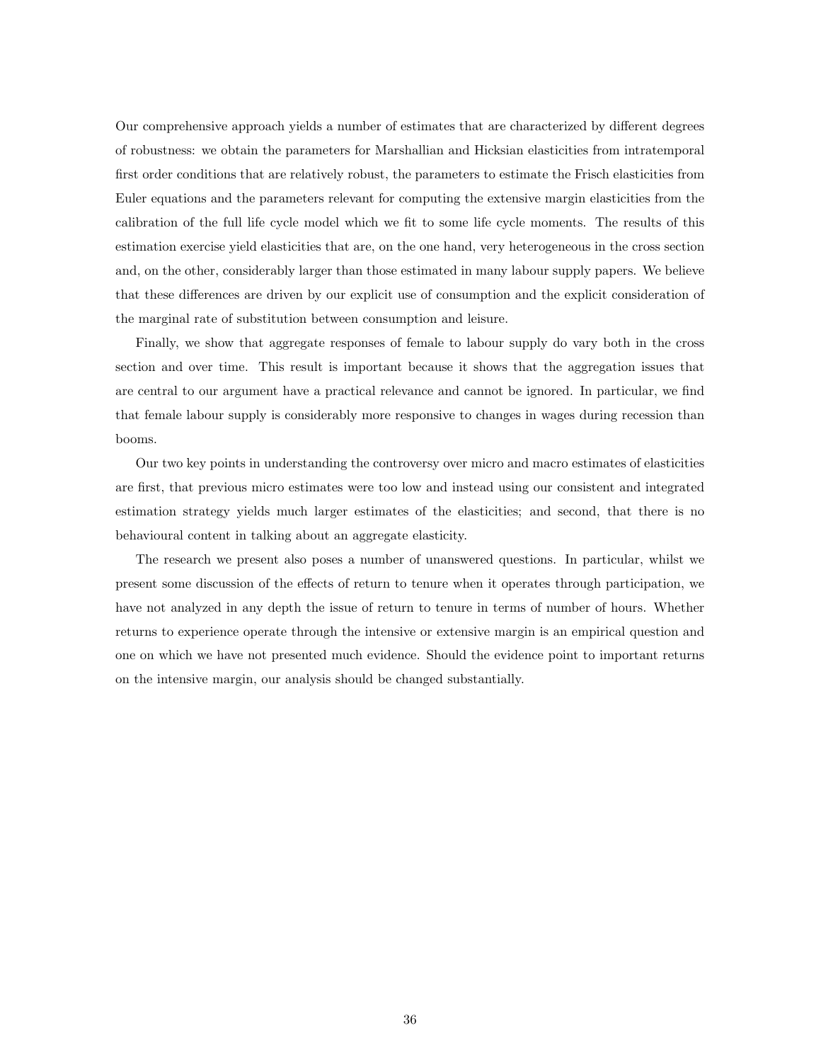Our comprehensive approach yields a number of estimates that are characterized by different degrees of robustness: we obtain the parameters for Marshallian and Hicksian elasticities from intratemporal first order conditions that are relatively robust, the parameters to estimate the Frisch elasticities from Euler equations and the parameters relevant for computing the extensive margin elasticities from the calibration of the full life cycle model which we fit to some life cycle moments. The results of this estimation exercise yield elasticities that are, on the one hand, very heterogeneous in the cross section and, on the other, considerably larger than those estimated in many labour supply papers. We believe that these differences are driven by our explicit use of consumption and the explicit consideration of the marginal rate of substitution between consumption and leisure.

Finally, we show that aggregate responses of female to labour supply do vary both in the cross section and over time. This result is important because it shows that the aggregation issues that are central to our argument have a practical relevance and cannot be ignored. In particular, we find that female labour supply is considerably more responsive to changes in wages during recession than booms.

Our two key points in understanding the controversy over micro and macro estimates of elasticities are first, that previous micro estimates were too low and instead using our consistent and integrated estimation strategy yields much larger estimates of the elasticities; and second, that there is no behavioural content in talking about an aggregate elasticity.

The research we present also poses a number of unanswered questions. In particular, whilst we present some discussion of the effects of return to tenure when it operates through participation, we have not analyzed in any depth the issue of return to tenure in terms of number of hours. Whether returns to experience operate through the intensive or extensive margin is an empirical question and one on which we have not presented much evidence. Should the evidence point to important returns on the intensive margin, our analysis should be changed substantially.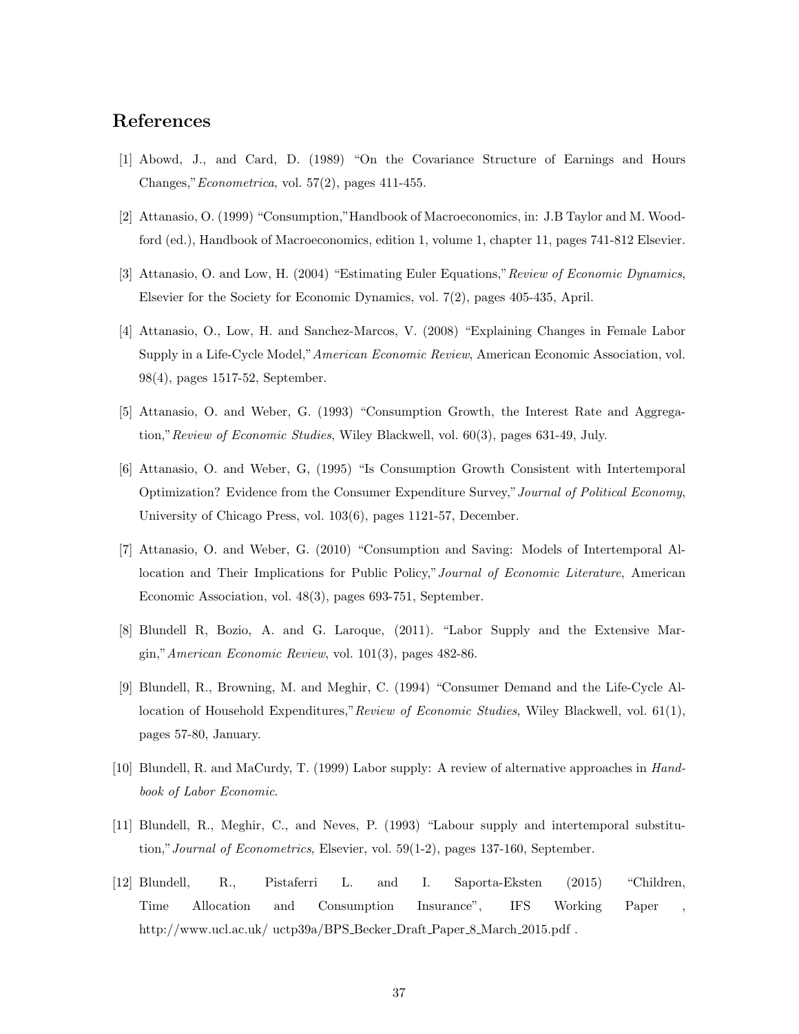## References

[1] Abowd, J., and Card, D. (1989) "On the Covariance Structure of Earnings and Hours Changes,"*Econometrica*, vol. 57(2), pages 411-455.

[2] Attanasio, O. (1999) "Consumption,"Handbook of Macroeconomics, in: J.B Taylor and M. Woodford (ed.), Handbook of Macroeconomics, edition 1, volume 1, chapter 11, pages 741-812 Elsevier.

[3] Attanasio, O. and Low, H. (2004) "Estimating Euler Equations,"*Review of Economic Dynamics*, Elsevier for the Society for Economic Dynamics, vol. 7(2), pages 405-435, April.

[4] Attanasio, O., Low, H. and Sanchez-Marcos, V. (2008) "Explaining Changes in Female Labor Supply in a Life-Cycle Model,"*American Economic Review*, American Economic Association, vol. 98(4), pages 1517-52, September.

[5] Attanasio, O. and Weber, G. (1993) "Consumption Growth, the Interest Rate and Aggregation,"*Review of Economic Studies*, Wiley Blackwell, vol. 60(3), pages 631-49, July.

[6] Attanasio, O. and Weber, G, (1995) "Is Consumption Growth Consistent with Intertemporal Optimization? Evidence from the Consumer Expenditure Survey,"*Journal of Political Economy*, University of Chicago Press, vol. 103(6), pages 1121-57, December.

[7] Attanasio, O. and Weber, G. (2010) "Consumption and Saving: Models of Intertemporal Allocation and Their Implications for Public Policy,"*Journal of Economic Literature*, American Economic Association, vol. 48(3), pages 693-751, September.

[8] Blundell R, Bozio, A. and G. Laroque, (2011). "Labor Supply and the Extensive Margin,"*American Economic Review*, vol. 101(3), pages 482-86.

[9] Blundell, R., Browning, M. and Meghir, C. (1994) "Consumer Demand and the Life-Cycle Allocation of Household Expenditures,"*Review of Economic Studies*, Wiley Blackwell, vol. 61(1), pages 57-80, January.

[10] Blundell, R. and MaCurdy, T. (1999) Labor supply: A review of alternative approaches in *Handbook of Labor Economic*.

[11] Blundell, R., Meghir, C., and Neves, P. (1993) "Labour supply and intertemporal substitution,"*Journal of Econometrics*, Elsevier, vol. 59(1-2), pages 137-160, September.

[12] Blundell, R., Pistaferri L. and I. Saporta-Eksten (2015) "Children, Time Allocation and Consumption Insurance", IFS Working Paper , http://www.ucl.ac.uk/ uctp39a/BPS_Becker_Draft_Paper_8_March_2015.pdf .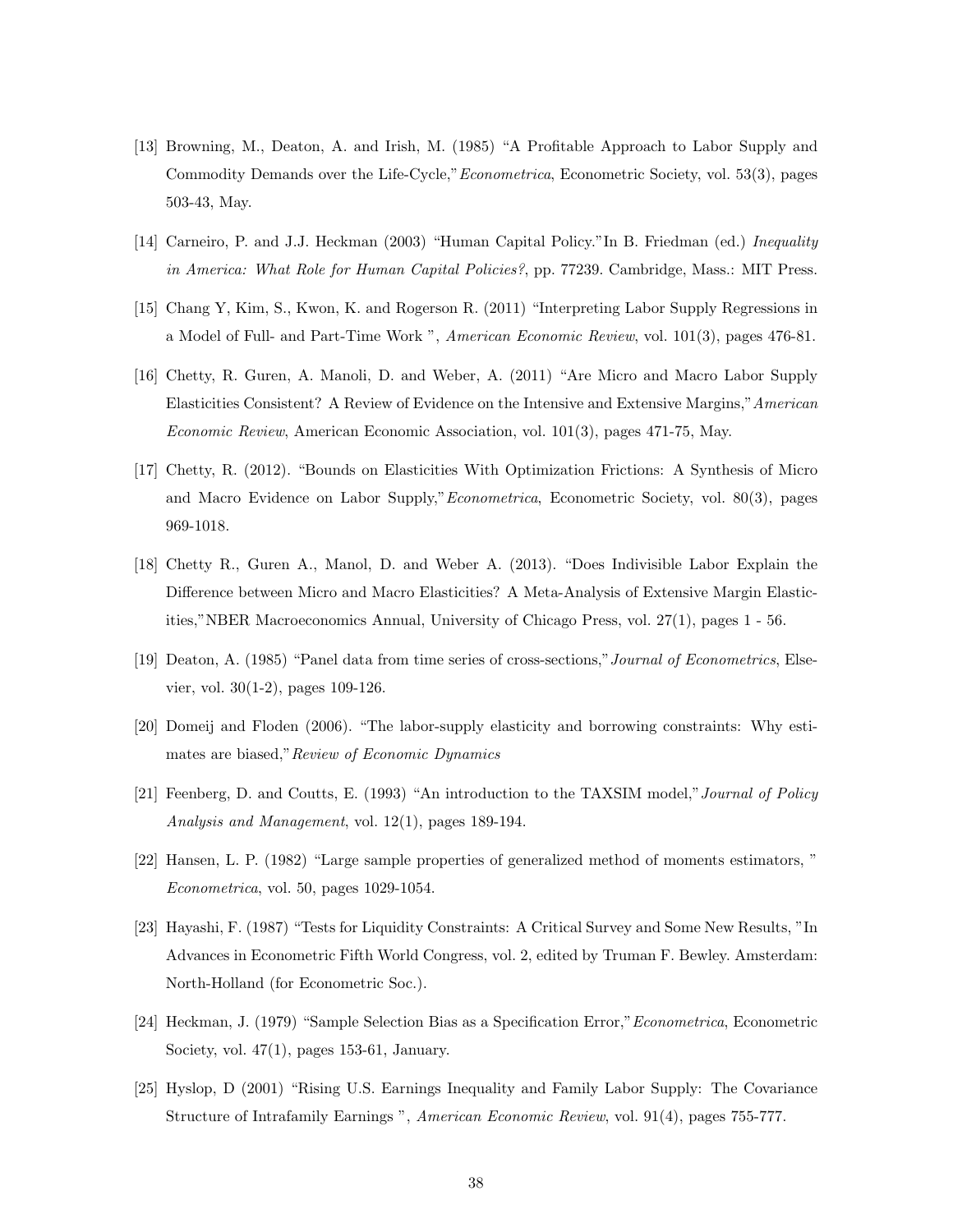[13] Browning, M., Deaton, A. and Irish, M. (1985) "A Profitable Approach to Labor Supply and Commodity Demands over the Life-Cycle,"*Econometrica*, Econometric Society, vol. 53(3), pages 503-43, May.

[14] Carneiro, P. and J.J. Heckman (2003) "Human Capital Policy."In B. Friedman (ed.) *Inequality in America: What Role for Human Capital Policies?*, pp. 77239. Cambridge, Mass.: MIT Press.

[15] Chang Y, Kim, S., Kwon, K. and Rogerson R. (2011) "Interpreting Labor Supply Regressions in a Model of Full- and Part-Time Work ", *American Economic Review*, vol. 101(3), pages 476-81.

[16] Chetty, R. Guren, A. Manoli, D. and Weber, A. (2011) "Are Micro and Macro Labor Supply Elasticities Consistent? A Review of Evidence on the Intensive and Extensive Margins,"*American Economic Review*, American Economic Association, vol. 101(3), pages 471-75, May.

[17] Chetty, R. (2012). "Bounds on Elasticities With Optimization Frictions: A Synthesis of Micro and Macro Evidence on Labor Supply,"*Econometrica*, Econometric Society, vol. 80(3), pages 969-1018.

[18] Chetty R., Guren A., Manol, D. and Weber A. (2013). "Does Indivisible Labor Explain the Difference between Micro and Macro Elasticities? A Meta-Analysis of Extensive Margin Elasticities,"NBER Macroeconomics Annual, University of Chicago Press, vol. 27(1), pages 1 - 56.

[19] Deaton, A. (1985) "Panel data from time series of cross-sections,"*Journal of Econometrics*, Elsevier, vol. 30(1-2), pages 109-126.

[20] Domeij and Floden (2006). "The labor-supply elasticity and borrowing constraints: Why estimates are biased,"*Review of Economic Dynamics*

[21] Feenberg, D. and Coutts, E. (1993) "An introduction to the TAXSIM model,"*Journal of Policy Analysis and Management*, vol. 12(1), pages 189-194.

[22] Hansen, L. P. (1982) "Large sample properties of generalized method of moments estimators, " *Econometrica*, vol. 50, pages 1029-1054.

[23] Hayashi, F. (1987) "Tests for Liquidity Constraints: A Critical Survey and Some New Results, "In Advances in Econometric Fifth World Congress, vol. 2, edited by Truman F. Bewley. Amsterdam: North-Holland (for Econometric Soc.).

[24] Heckman, J. (1979) "Sample Selection Bias as a Specification Error,"*Econometrica*, Econometric Society, vol. 47(1), pages 153-61, January.

[25] Hyslop, D (2001) "Rising U.S. Earnings Inequality and Family Labor Supply: The Covariance Structure of Intrafamily Earnings ", *American Economic Review*, vol. 91(4), pages 755-777.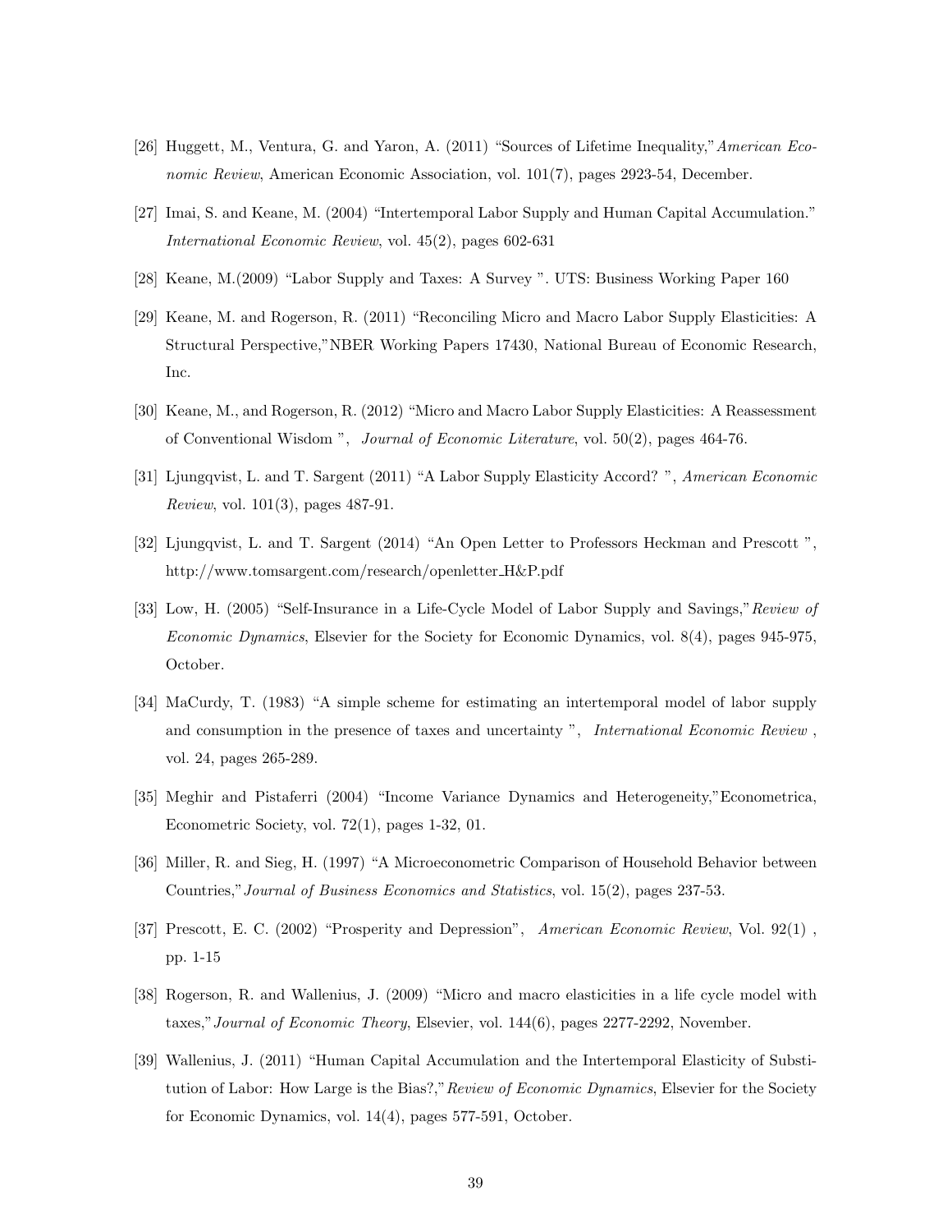[26] Huggett, M., Ventura, G. and Yaron, A. (2011) "Sources of Lifetime Inequality," *American Economic Review*, American Economic Association, vol. 101(7), pages 2923-54, December.

[27] Imai, S. and Keane, M. (2004) "Intertemporal Labor Supply and Human Capital Accumulation." *International Economic Review*, vol. 45(2), pages 602-631

[28] Keane, M.(2009) "Labor Supply and Taxes: A Survey ". UTS: Business Working Paper 160

[29] Keane, M. and Rogerson, R. (2011) "Reconciling Micro and Macro Labor Supply Elasticities: A Structural Perspective,"NBER Working Papers 17430, National Bureau of Economic Research, Inc.

[30] Keane, M., and Rogerson, R. (2012) "Micro and Macro Labor Supply Elasticities: A Reassessment of Conventional Wisdom ", *Journal of Economic Literature*, vol. 50(2), pages 464-76.

[31] Ljungqvist, L. and T. Sargent (2011) "A Labor Supply Elasticity Accord? ", *American Economic Review*, vol. 101(3), pages 487-91.

[32] Ljungqvist, L. and T. Sargent (2014) "An Open Letter to Professors Heckman and Prescott ", http://www.tomsargent.com/research/openletter_H&P.pdf

[33] Low, H. (2005) "Self-Insurance in a Life-Cycle Model of Labor Supply and Savings,"*Review of Economic Dynamics*, Elsevier for the Society for Economic Dynamics, vol. 8(4), pages 945-975, October.

[34] MaCurdy, T. (1983) "A simple scheme for estimating an intertemporal model of labor supply and consumption in the presence of taxes and uncertainty ", *International Economic Review* , vol. 24, pages 265-289.

[35] Meghir and Pistaferri (2004) "Income Variance Dynamics and Heterogeneity,"Econometrica, Econometric Society, vol. 72(1), pages 1-32, 01.

[36] Miller, R. and Sieg, H. (1997) "A Microeconometric Comparison of Household Behavior between Countries,"*Journal of Business Economics and Statistics*, vol. 15(2), pages 237-53.

[37] Prescott, E. C. (2002) "Prosperity and Depression", *American Economic Review*, Vol. 92(1) , pp. 1-15

[38] Rogerson, R. and Wallenius, J. (2009) "Micro and macro elasticities in a life cycle model with taxes,"*Journal of Economic Theory*, Elsevier, vol. 144(6), pages 2277-2292, November.

[39] Wallenius, J. (2011) "Human Capital Accumulation and the Intertemporal Elasticity of Substitution of Labor: How Large is the Bias?,"*Review of Economic Dynamics*, Elsevier for the Society for Economic Dynamics, vol. 14(4), pages 577-591, October.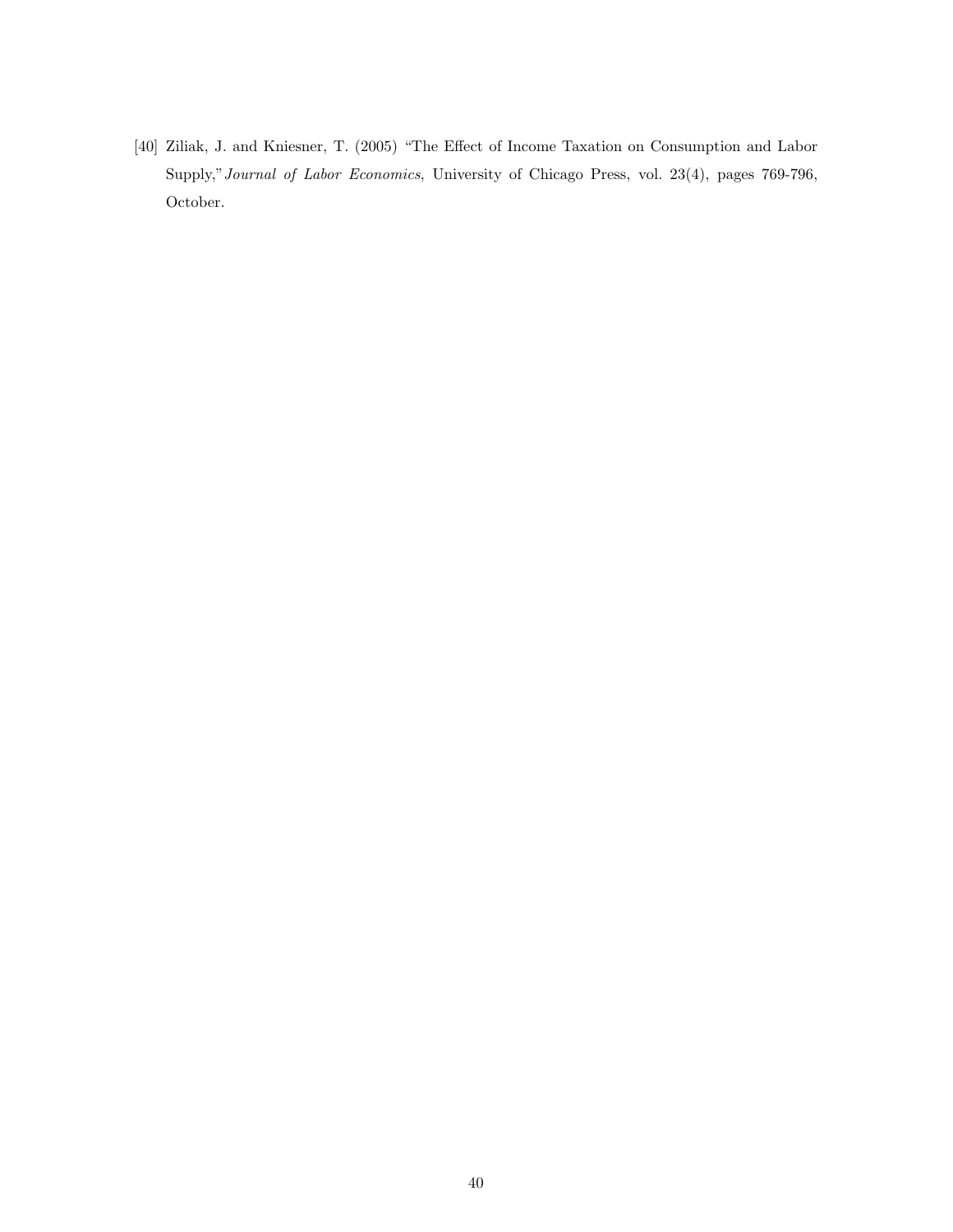[40] Ziliak, J. and Kniesner, T. (2005) "The Effect of Income Taxation on Consumption and Labor Supply," *Journal of Labor Economics*, University of Chicago Press, vol. 23(4), pages 769-796, October.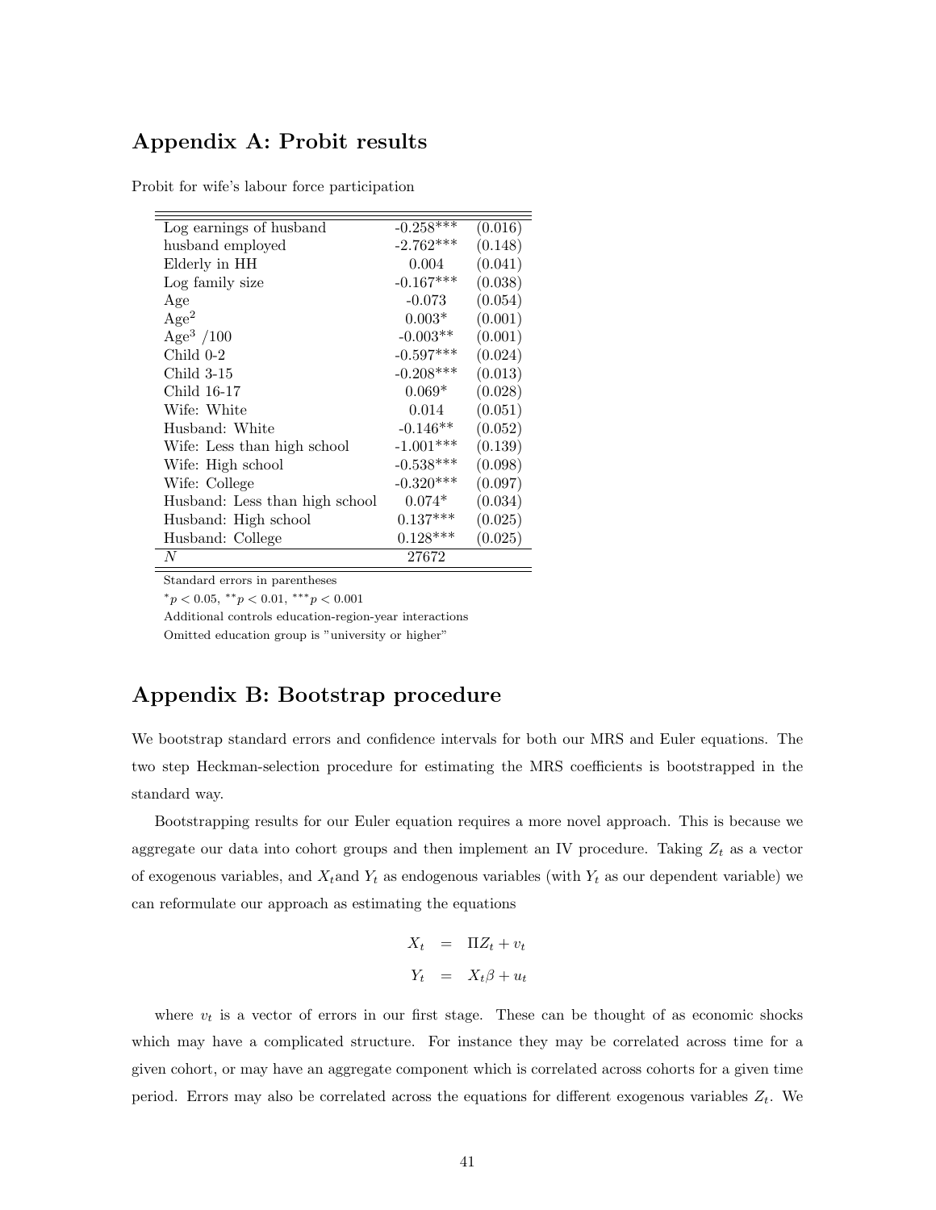## Appendix A: Probit results

Probit for wife's labour force participation

| | | |
|---|---|---|
| Log earnings of husband | -0.258*** | (0.016) |
| husband employed | -2.762*** | (0.148) |
| Elderly in HH | 0.004 | (0.041) |
| Log family size | -0.167*** | (0.038) |
| Age | -0.073 | (0.054) |
| $\text{Age}^2$ | 0.003* | (0.001) |
| $\text{Age}^3$ /100 | -0.003** | (0.001) |
| Child 0-2 | -0.597*** | (0.024) |
| Child 3-15 | -0.208*** | (0.013) |
| Child 16-17 | 0.069* | (0.028) |
| Wife: White | 0.014 | (0.051) |
| Husband: White | -0.146** | (0.052) |
| Wife: Less than high school | -1.001*** | (0.139) |
| Wife: High school | -0.538*** | (0.098) |
| Wife: College | -0.320*** | (0.097) |
| Husband: Less than high school | 0.074* | (0.034) |
| Husband: High school | 0.137*** | (0.025) |
| Husband: College | 0.128*** | (0.025) |
| $N$ | 27672 | |

Standard errors in parentheses

$^{*}p < 0.05$, $^{**}p < 0.01$, $^{***}p < 0.001$

Additional controls education-region-year interactions

Omitted education group is "university or higher"

## Appendix B: Bootstrap procedure

We bootstrap standard errors and confidence intervals for both our MRS and Euler equations. The two step Heckman-selection procedure for estimating the MRS coefficients is bootstrapped in the standard way.

Bootstrapping results for our Euler equation requires a more novel approach. This is because we aggregate our data into cohort groups and then implement an IV procedure. Taking $Z_t$ as a vector of exogenous variables, and $X_t$and $Y_t$ as endogenous variables (with $Y_t$ as our dependent variable) we can reformulate our approach as estimating the equations

$$\begin{aligned} X_t &= \Pi Z_t + v_t \\ Y_t &= X_t \beta + u_t \end{aligned}$$

where $v_t$ is a vector of errors in our first stage. These can be thought of as economic shocks which may have a complicated structure. For instance they may be correlated across time for a given cohort, or may have an aggregate component which is correlated across cohorts for a given time period. Errors may also be correlated across the equations for different exogenous variables $Z_t$. We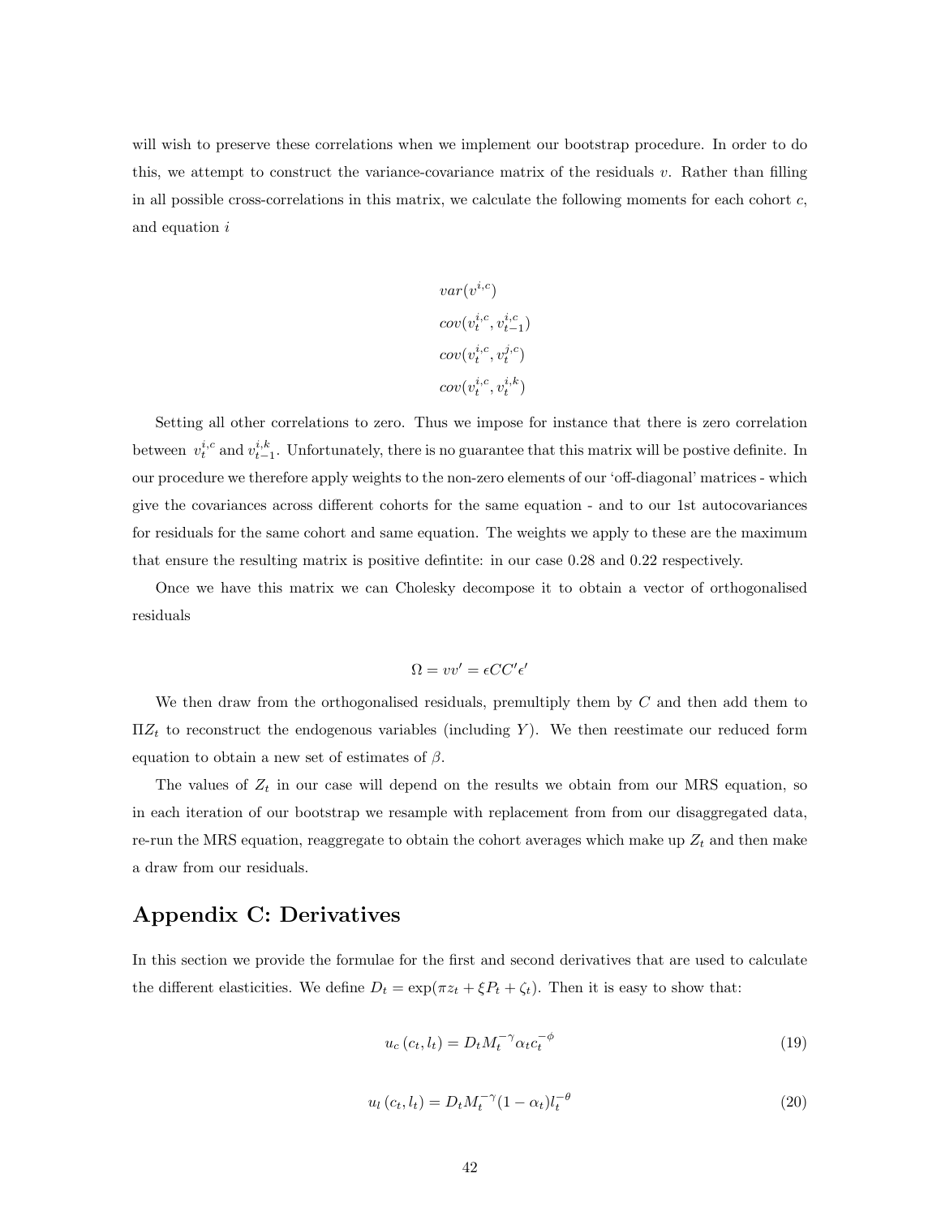will wish to preserve these correlations when we implement our bootstrap procedure. In order to do this, we attempt to construct the variance-covariance matrix of the residuals $v$. Rather than filling in all possible cross-correlations in this matrix, we calculate the following moments for each cohort $c$, and equation $i$

$$
\begin{aligned}
& var(v^{i,c}) \\
& cov(v_t^{i,c}, v_{t-1}^{i,c}) \\
& cov(v_t^{i,c}, v_t^{j,c}) \\
& cov(v_t^{i,c}, v_t^{i,k})
\end{aligned}
$$

Setting all other correlations to zero. Thus we impose for instance that there is zero correlation between $v_t^{i,c}$ and $v_{t-1}^{i,k}$. Unfortunately, there is no guarantee that this matrix will be postive definite. In our procedure we therefore apply weights to the non-zero elements of our 'off-diagonal' matrices - which give the covariances across different cohorts for the same equation - and to our 1st autocovariances for residuals for the same cohort and same equation. The weights we apply to these are the maximum that ensure the resulting matrix is positive defintite: in our case 0.28 and 0.22 respectively.

Once we have this matrix we can Cholesky decompose it to obtain a vector of orthogonalised residuals

$$
\Omega = vv' = \epsilon CC'\epsilon'
$$

We then draw from the orthogonalised residuals, premultiply them by $C$ and then add them to $\Pi Z_t$ to reconstruct the endogenous variables (including $Y$). We then reestimate our reduced form equation to obtain a new set of estimates of $\beta$.

The values of $Z_t$ in our case will depend on the results we obtain from our MRS equation, so in each iteration of our bootstrap we resample with replacement from from our disaggregated data, re-run the MRS equation, reaggregate to obtain the cohort averages which make up $Z_t$ and then make a draw from our residuals.

## Appendix C: Derivatives

In this section we provide the formulae for the first and second derivatives that are used to calculate the different elasticities. We define $D_t = \exp(\pi z_t + \xi P_t + \zeta_t)$. Then it is easy to show that:

$$
u_c(c_t, l_t) = D_t M_t^{-\gamma} \alpha_t c_t^{-\phi} \tag{19}
$$

$$
u_l(c_t, l_t) = D_t M_t^{-\gamma} (1 - \alpha_t) l_t^{-\theta} \tag{20}
$$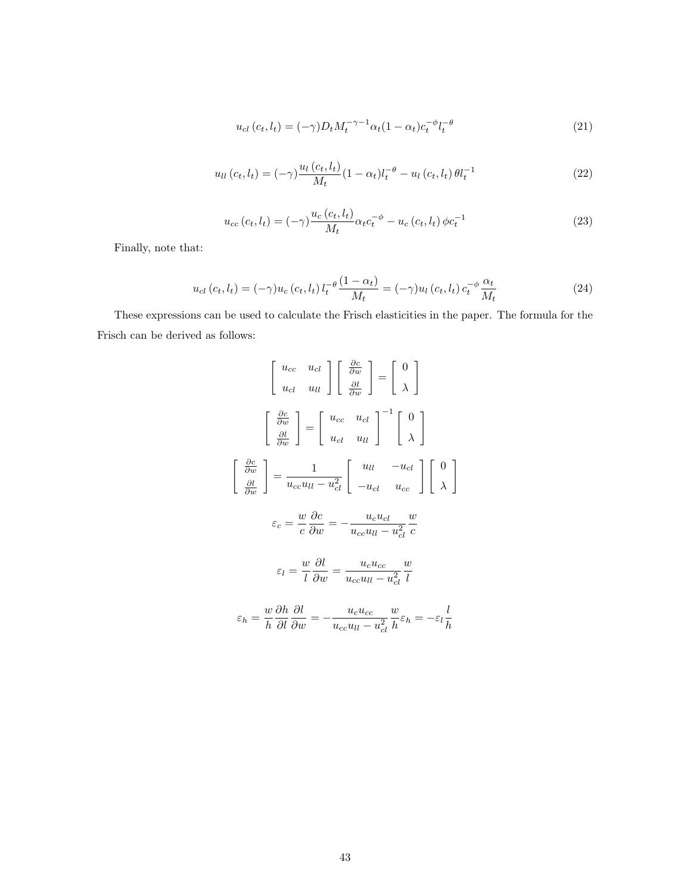$$u_{cl}\left(c_t, l_t\right) = (-\gamma) D_t M_t^{-\gamma-1} \alpha_t (1-\alpha_t) c_t^{-\phi} l_t^{-\theta} \tag{21}$$

$$u_{ll}\left(c_t, l_t\right) = (-\gamma) \frac{u_l\left(c_t, l_t\right)}{M_t} (1-\alpha_t) l_t^{-\theta} - u_l\left(c_t, l_t\right) \theta l_t^{-1} \tag{22}$$

$$u_{cc}\left(c_t, l_t\right) = (-\gamma) \frac{u_c\left(c_t, l_t\right)}{M_t} \alpha_t c_t^{-\phi} - u_c\left(c_t, l_t\right) \phi c_t^{-1} \tag{23}$$

Finally, note that:

$$u_{cl}\left(c_t, l_t\right) = (-\gamma) u_c\left(c_t, l_t\right) l_t^{-\theta} \frac{(1-\alpha_t)}{M_t} = (-\gamma) u_l\left(c_t, l_t\right) c_t^{-\phi} \frac{\alpha_t}{M_t} \tag{24}$$

These expressions can be used to calculate the Frisch elasticities in the paper. The formula for the Frisch can be derived as follows:

$$\begin{bmatrix} u_{cc} & u_{cl} \\ u_{cl} & u_{ll} \end{bmatrix} \begin{bmatrix} \frac{\partial c}{\partial w} \\ \frac{\partial l}{\partial w} \end{bmatrix} = \begin{bmatrix} 0 \\ \lambda \end{bmatrix}$$

$$\begin{bmatrix} \frac{\partial c}{\partial w} \\ \frac{\partial l}{\partial w} \end{bmatrix} = \begin{bmatrix} u_{cc} & u_{cl} \\ u_{cl} & u_{ll} \end{bmatrix}^{-1} \begin{bmatrix} 0 \\ \lambda \end{bmatrix}$$

$$\begin{bmatrix} \frac{\partial c}{\partial w} \\ \frac{\partial l}{\partial w} \end{bmatrix} = \frac{1}{u_{cc}u_{ll} - u_{cl}^2} \begin{bmatrix} u_{ll} & -u_{cl} \\ -u_{cl} & u_{cc} \end{bmatrix} \begin{bmatrix} 0 \\ \lambda \end{bmatrix}$$

$$\varepsilon_c = \frac{w}{c} \frac{\partial c}{\partial w} = -\frac{u_c u_{cl}}{u_{cc}u_{ll} - u_{cl}^2} \frac{w}{c}$$

$$\varepsilon_l = \frac{w}{l} \frac{\partial l}{\partial w} = \frac{u_c u_{cc}}{u_{cc}u_{ll} - u_{cl}^2} \frac{w}{l}$$

$$\varepsilon_h = \frac{w}{h} \frac{\partial h}{\partial l} \frac{\partial l}{\partial w} = -\frac{u_c u_{cc}}{u_{cc}u_{ll} - u_{cl}^2} \frac{w}{h} \varepsilon_h = -\varepsilon_l \frac{l}{h}$$